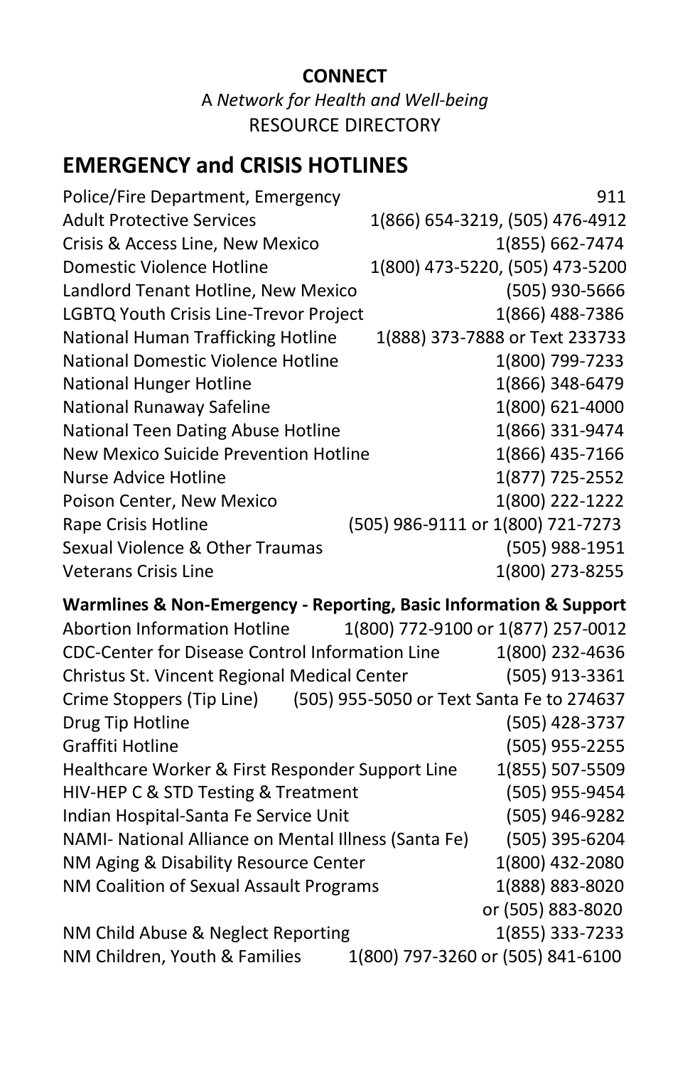**CONNECT**

A *Network for Health and Well-being*

RESOURCE DIRECTORY

## EMERGENCY and CRISIS HOTLINES

| | |
|---|---|
| Police/Fire Department, Emergency | 911 |
| Adult Protective Services | 1(866) 654-3219, (505) 476-4912 |
| Crisis & Access Line, New Mexico | 1(855) 662-7474 |
| Domestic Violence Hotline | 1(800) 473-5220, (505) 473-5200 |
| Landlord Tenant Hotline, New Mexico | (505) 930-5666 |
| LGBTQ Youth Crisis Line-Trevor Project | 1(866) 488-7386 |
| National Human Trafficking Hotline | 1(888) 373-7888 or Text 233733 |
| National Domestic Violence Hotline | 1(800) 799-7233 |
| National Hunger Hotline | 1(866) 348-6479 |
| National Runaway Safeline | 1(800) 621-4000 |
| National Teen Dating Abuse Hotline | 1(866) 331-9474 |
| New Mexico Suicide Prevention Hotline | 1(866) 435-7166 |
| Nurse Advice Hotline | 1(877) 725-2552 |
| Poison Center, New Mexico | 1(800) 222-1222 |
| Rape Crisis Hotline | (505) 986-9111 or 1(800) 721-7273 |
| Sexual Violence & Other Traumas | (505) 988-1951 |
| Veterans Crisis Line | 1(800) 273-8255 |

**Warmlines & Non-Emergency - Reporting, Basic Information & Support**

| | |
|---|---|
| Abortion Information Hotline | 1(800) 772-9100 or 1(877) 257-0012 |
| CDC-Center for Disease Control Information Line | 1(800) 232-4636 |
| Christus St. Vincent Regional Medical Center | (505) 913-3361 |
| Crime Stoppers (Tip Line) | (505) 955-5050 or Text Santa Fe to 274637 |
| Drug Tip Hotline | (505) 428-3737 |
| Graffiti Hotline | (505) 955-2255 |
| Healthcare Worker & First Responder Support Line | 1(855) 507-5509 |
| HIV-HEP C & STD Testing & Treatment | (505) 955-9454 |
| Indian Hospital-Santa Fe Service Unit | (505) 946-9282 |
| NAMI- National Alliance on Mental Illness (Santa Fe) | (505) 395-6204 |
| NM Aging & Disability Resource Center | 1(800) 432-2080 |
| NM Coalition of Sexual Assault Programs | 1(888) 883-8020 or (505) 883-8020 |
| NM Child Abuse & Neglect Reporting | 1(855) 333-7233 |
| NM Children, Youth & Families | 1(800) 797-3260 or (505) 841-6100 |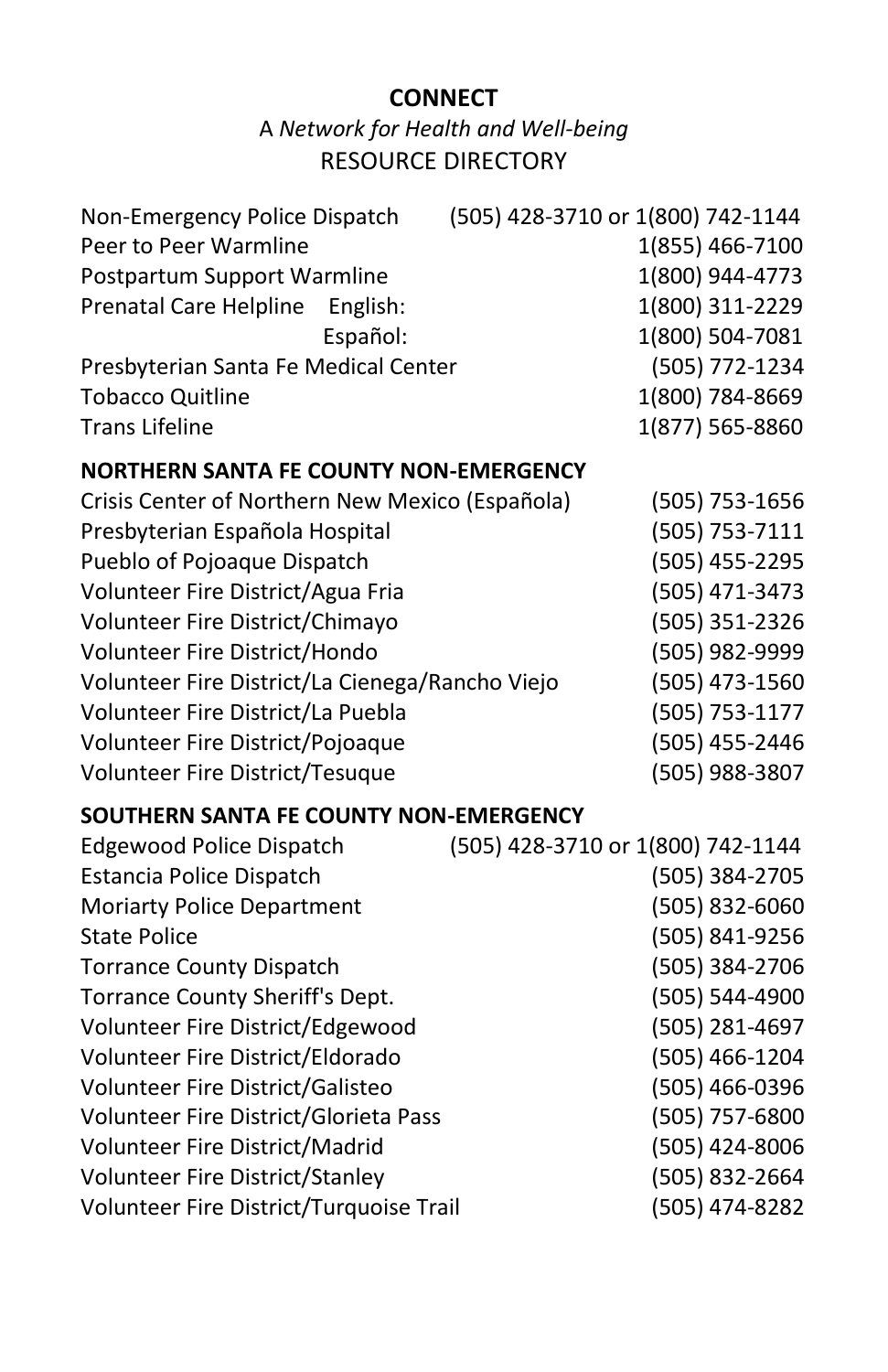**CONNECT**

A *Network for Health and Well-being*

RESOURCE DIRECTORY

| | |
|---|---|
| Non-Emergency Police Dispatch | (505) 428-3710 or 1(800) 742-1144 |
| Peer to Peer Warmline | 1(855) 466-7100 |
| Postpartum Support Warmline | 1(800) 944-4773 |
| Prenatal Care Helpline English: | 1(800) 311-2229 |
| Español: | 1(800) 504-7081 |
| Presbyterian Santa Fe Medical Center | (505) 772-1234 |
| Tobacco Quitline | 1(800) 784-8669 |
| Trans Lifeline | 1(877) 565-8860 |

**NORTHERN SANTA FE COUNTY NON-EMERGENCY**

| | |
|---|---|
| Crisis Center of Northern New Mexico (Española) | (505) 753-1656 |
| Presbyterian Española Hospital | (505) 753-7111 |
| Pueblo of Pojoaque Dispatch | (505) 455-2295 |
| Volunteer Fire District/Agua Fria | (505) 471-3473 |
| Volunteer Fire District/Chimayo | (505) 351-2326 |
| Volunteer Fire District/Hondo | (505) 982-9999 |
| Volunteer Fire District/La Cienega/Rancho Viejo | (505) 473-1560 |
| Volunteer Fire District/La Puebla | (505) 753-1177 |
| Volunteer Fire District/Pojoaque | (505) 455-2446 |
| Volunteer Fire District/Tesuque | (505) 988-3807 |

**SOUTHERN SANTA FE COUNTY NON-EMERGENCY**

| | |
|---|---|
| Edgewood Police Dispatch | (505) 428-3710 or 1(800) 742-1144 |
| Estancia Police Dispatch | (505) 384-2705 |
| Moriarty Police Department | (505) 832-6060 |
| State Police | (505) 841-9256 |
| Torrance County Dispatch | (505) 384-2706 |
| Torrance County Sheriff's Dept. | (505) 544-4900 |
| Volunteer Fire District/Edgewood | (505) 281-4697 |
| Volunteer Fire District/Eldorado | (505) 466-1204 |
| Volunteer Fire District/Galisteo | (505) 466-0396 |
| Volunteer Fire District/Glorieta Pass | (505) 757-6800 |
| Volunteer Fire District/Madrid | (505) 424-8006 |
| Volunteer Fire District/Stanley | (505) 832-2664 |
| Volunteer Fire District/Turquoise Trail | (505) 474-8282 |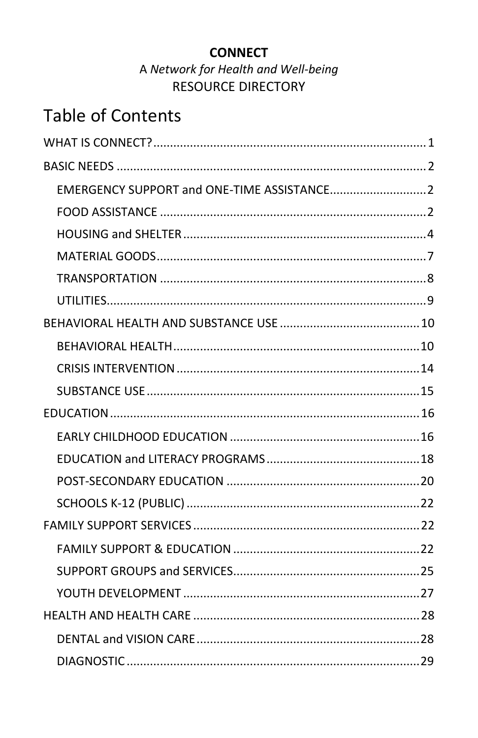**CONNECT**

A *Network for Health and Well-being*

RESOURCE DIRECTORY

# Table of Contents

WHAT IS CONNECT? ..... 1

BASIC NEEDS ..... 2

- EMERGENCY SUPPORT and ONE-TIME ASSISTANCE ..... 2
- FOOD ASSISTANCE ..... 2
- HOUSING and SHELTER ..... 4
- MATERIAL GOODS ..... 7
- TRANSPORTATION ..... 8
- UTILITIES ..... 9

BEHAVIORAL HEALTH AND SUBSTANCE USE ..... 10

- BEHAVIORAL HEALTH ..... 10
- CRISIS INTERVENTION ..... 14
- SUBSTANCE USE ..... 15

EDUCATION ..... 16

- EARLY CHILDHOOD EDUCATION ..... 16
- EDUCATION and LITERACY PROGRAMS ..... 18
- POST-SECONDARY EDUCATION ..... 20
- SCHOOLS K-12 (PUBLIC) ..... 22

FAMILY SUPPORT SERVICES ..... 22

- FAMILY SUPPORT & EDUCATION ..... 22
- SUPPORT GROUPS and SERVICES ..... 25
- YOUTH DEVELOPMENT ..... 27

HEALTH AND HEALTH CARE ..... 28

- DENTAL and VISION CARE ..... 28
- DIAGNOSTIC ..... 29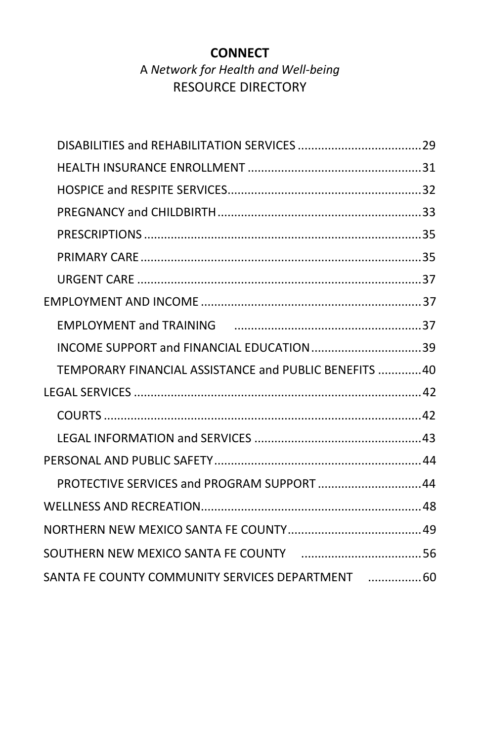**CONNECT**

A *Network for Health and Well-being*

RESOURCE DIRECTORY

- DISABILITIES and REHABILITATION SERVICES .................................... 29
- HEALTH INSURANCE ENROLLMENT .................................................... 31
- HOSPICE and RESPITE SERVICES.......................................................... 32
- PREGNANCY and CHILDBIRTH ............................................................. 33
- PRESCRIPTIONS ................................................................................... 35
- PRIMARY CARE .................................................................................... 35
- URGENT CARE ..................................................................................... 37

EMPLOYMENT AND INCOME .................................................................. 37

- EMPLOYMENT and TRAINING ........................................................ 37
- INCOME SUPPORT and FINANCIAL EDUCATION ................................. 39
- TEMPORARY FINANCIAL ASSISTANCE and PUBLIC BENEFITS ............. 40

LEGAL SERVICES ...................................................................................... 42

- COURTS ............................................................................................... 42
- LEGAL INFORMATION and SERVICES .................................................. 43

PERSONAL AND PUBLIC SAFETY .............................................................. 44

- PROTECTIVE SERVICES and PROGRAM SUPPORT ............................... 44

WELLNESS AND RECREATION .................................................................. 48

NORTHERN NEW MEXICO SANTA FE COUNTY ........................................ 49

SOUTHERN NEW MEXICO SANTA FE COUNTY .................................... 56

SANTA FE COUNTY COMMUNITY SERVICES DEPARTMENT ................ 60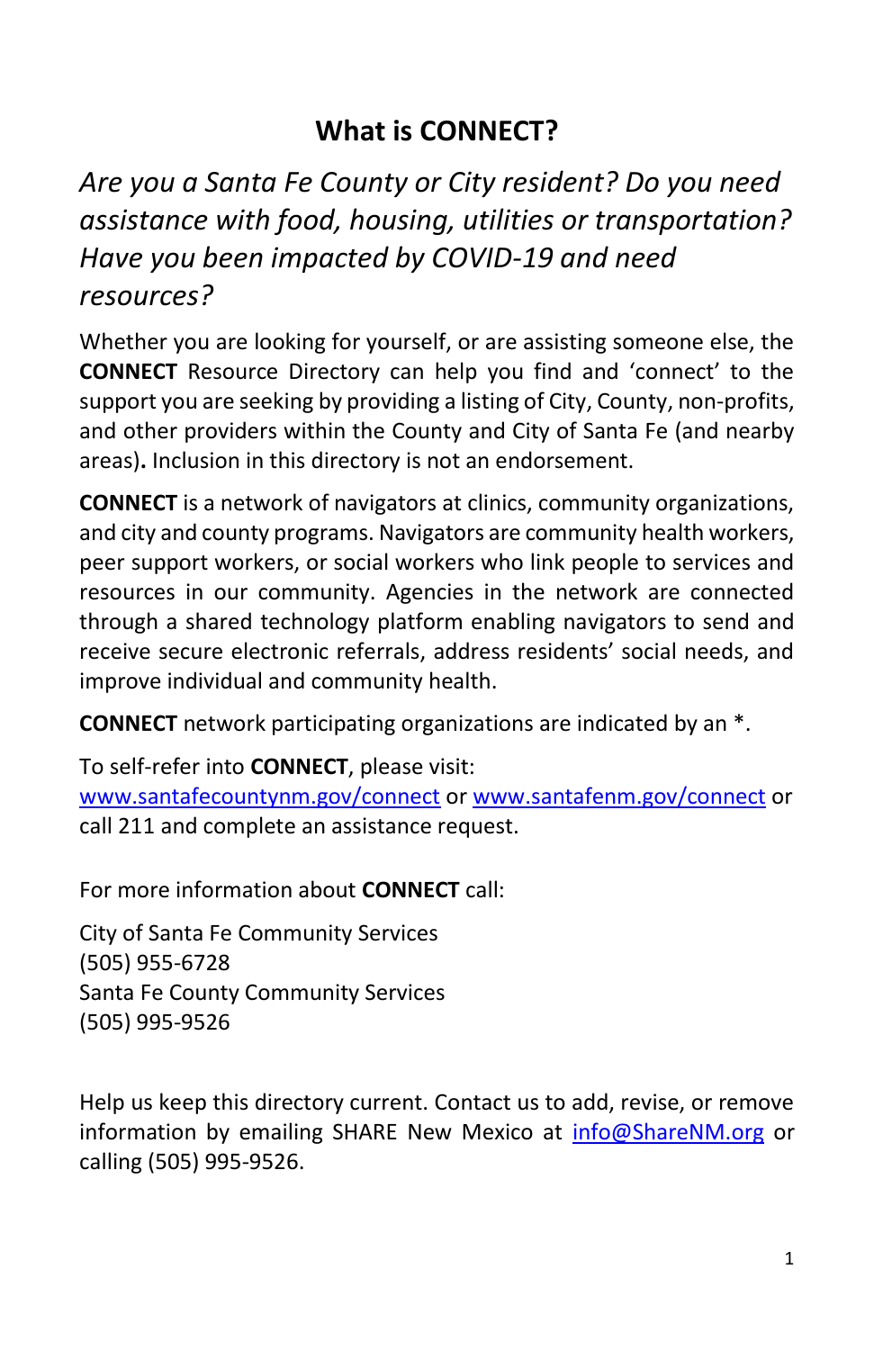# What is CONNECT?

*Are you a Santa Fe County or City resident? Do you need assistance with food, housing, utilities or transportation? Have you been impacted by COVID-19 and need resources?*

Whether you are looking for yourself, or are assisting someone else, the **CONNECT** Resource Directory can help you find and 'connect' to the support you are seeking by providing a listing of City, County, non-profits, and other providers within the County and City of Santa Fe (and nearby areas)**.** Inclusion in this directory is not an endorsement.

**CONNECT** is a network of navigators at clinics, community organizations, and city and county programs. Navigators are community health workers, peer support workers, or social workers who link people to services and resources in our community. Agencies in the network are connected through a shared technology platform enabling navigators to send and receive secure electronic referrals, address residents' social needs, and improve individual and community health.

**CONNECT** network participating organizations are indicated by an *.

To self-refer into **CONNECT**, please visit:
[www.santafecountynm.gov/connect](http://www.santafecountynm.gov/connect) or [www.santafenm.gov/connect](http://www.santafenm.gov/connect) or call 211 and complete an assistance request.

For more information about **CONNECT** call:

City of Santa Fe Community Services
(505) 955-6728
Santa Fe County Community Services
(505) 995-9526

Help us keep this directory current. Contact us to add, revise, or remove information by emailing SHARE New Mexico at [info@ShareNM.org](mailto:info@ShareNM.org) or calling (505) 995-9526.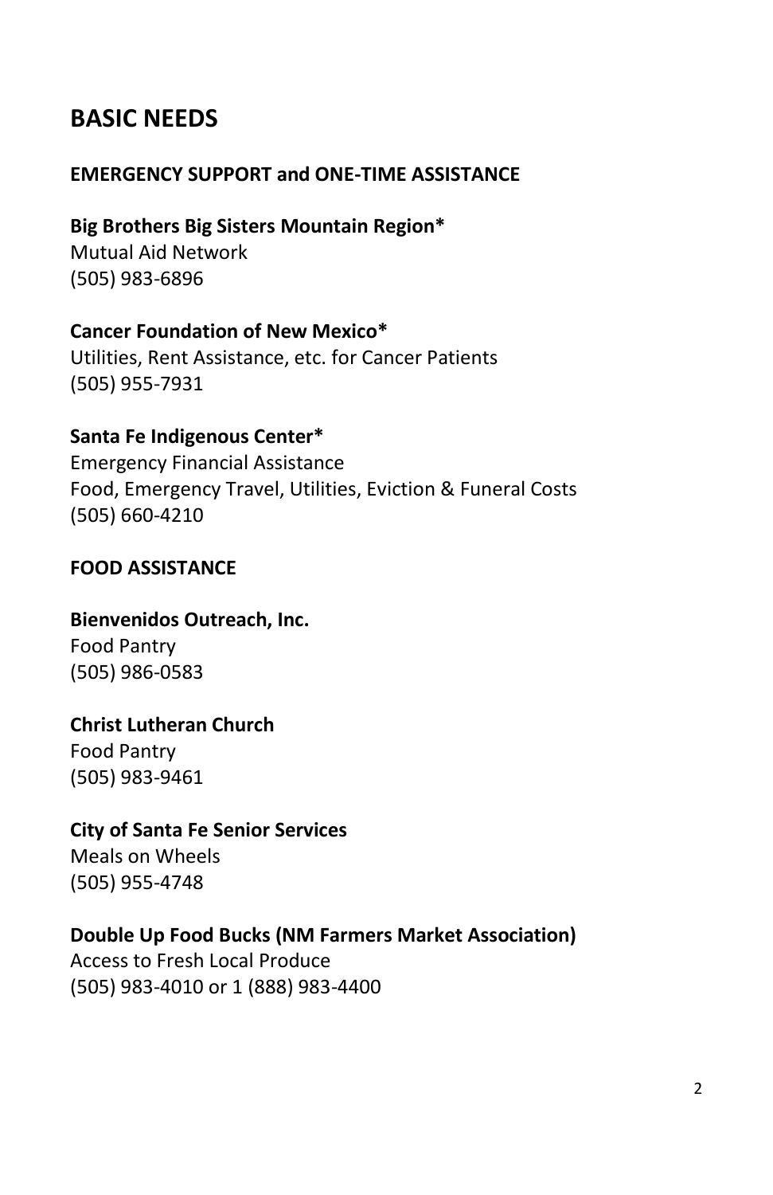## BASIC NEEDS

### EMERGENCY SUPPORT and ONE-TIME ASSISTANCE

**Big Brothers Big Sisters Mountain Region***
Mutual Aid Network
(505) 983-6896

**Cancer Foundation of New Mexico***
Utilities, Rent Assistance, etc. for Cancer Patients
(505) 955-7931

**Santa Fe Indigenous Center***
Emergency Financial Assistance
Food, Emergency Travel, Utilities, Eviction & Funeral Costs
(505) 660-4210

### FOOD ASSISTANCE

**Bienvenidos Outreach, Inc.**
Food Pantry
(505) 986-0583

**Christ Lutheran Church**
Food Pantry
(505) 983-9461

**City of Santa Fe Senior Services**
Meals on Wheels
(505) 955-4748

**Double Up Food Bucks (NM Farmers Market Association)**
Access to Fresh Local Produce
(505) 983-4010 or 1 (888) 983-4400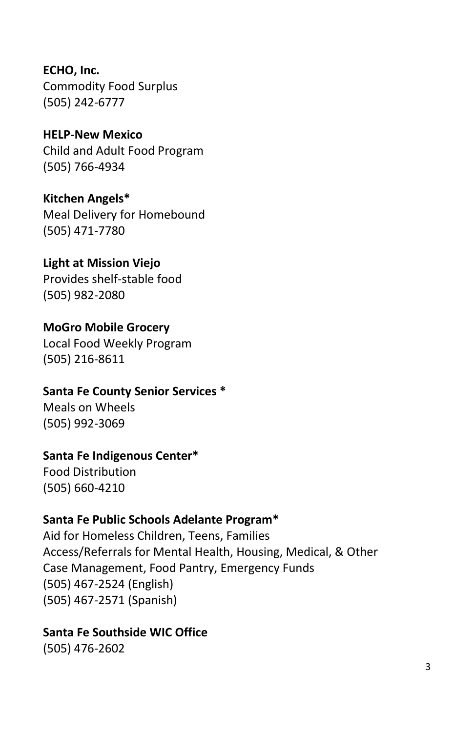**ECHO, Inc.**
Commodity Food Surplus
(505) 242-6777

**HELP-New Mexico**
Child and Adult Food Program
(505) 766-4934

**Kitchen Angels***
Meal Delivery for Homebound
(505) 471-7780

**Light at Mission Viejo**
Provides shelf-stable food
(505) 982-2080

**MoGro Mobile Grocery**
Local Food Weekly Program
(505) 216-8611

**Santa Fe County Senior Services ***
Meals on Wheels
(505) 992-3069

**Santa Fe Indigenous Center***
Food Distribution
(505) 660-4210

**Santa Fe Public Schools Adelante Program***
Aid for Homeless Children, Teens, Families
Access/Referrals for Mental Health, Housing, Medical, & Other
Case Management, Food Pantry, Emergency Funds
(505) 467-2524 (English)
(505) 467-2571 (Spanish)

**Santa Fe Southside WIC Office**
(505) 476-2602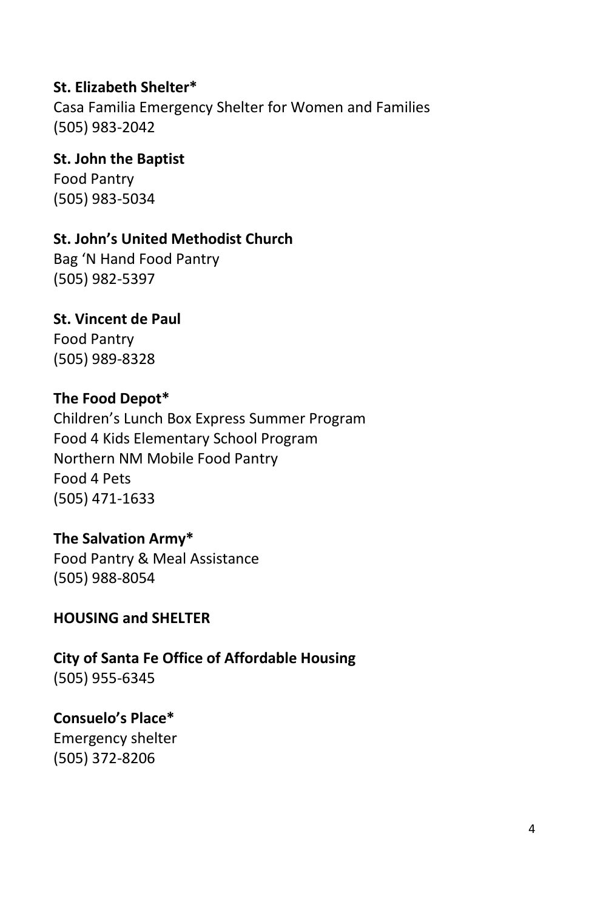**St. Elizabeth Shelter***
Casa Familia Emergency Shelter for Women and Families
(505) 983-2042

**St. John the Baptist**
Food Pantry
(505) 983-5034

**St. John's United Methodist Church**
Bag 'N Hand Food Pantry
(505) 982-5397

**St. Vincent de Paul**
Food Pantry
(505) 989-8328

**The Food Depot***
Children's Lunch Box Express Summer Program
Food 4 Kids Elementary School Program
Northern NM Mobile Food Pantry
Food 4 Pets
(505) 471-1633

**The Salvation Army***
Food Pantry & Meal Assistance
(505) 988-8054

**HOUSING and SHELTER**

**City of Santa Fe Office of Affordable Housing**
(505) 955-6345

**Consuelo's Place***
Emergency shelter
(505) 372-8206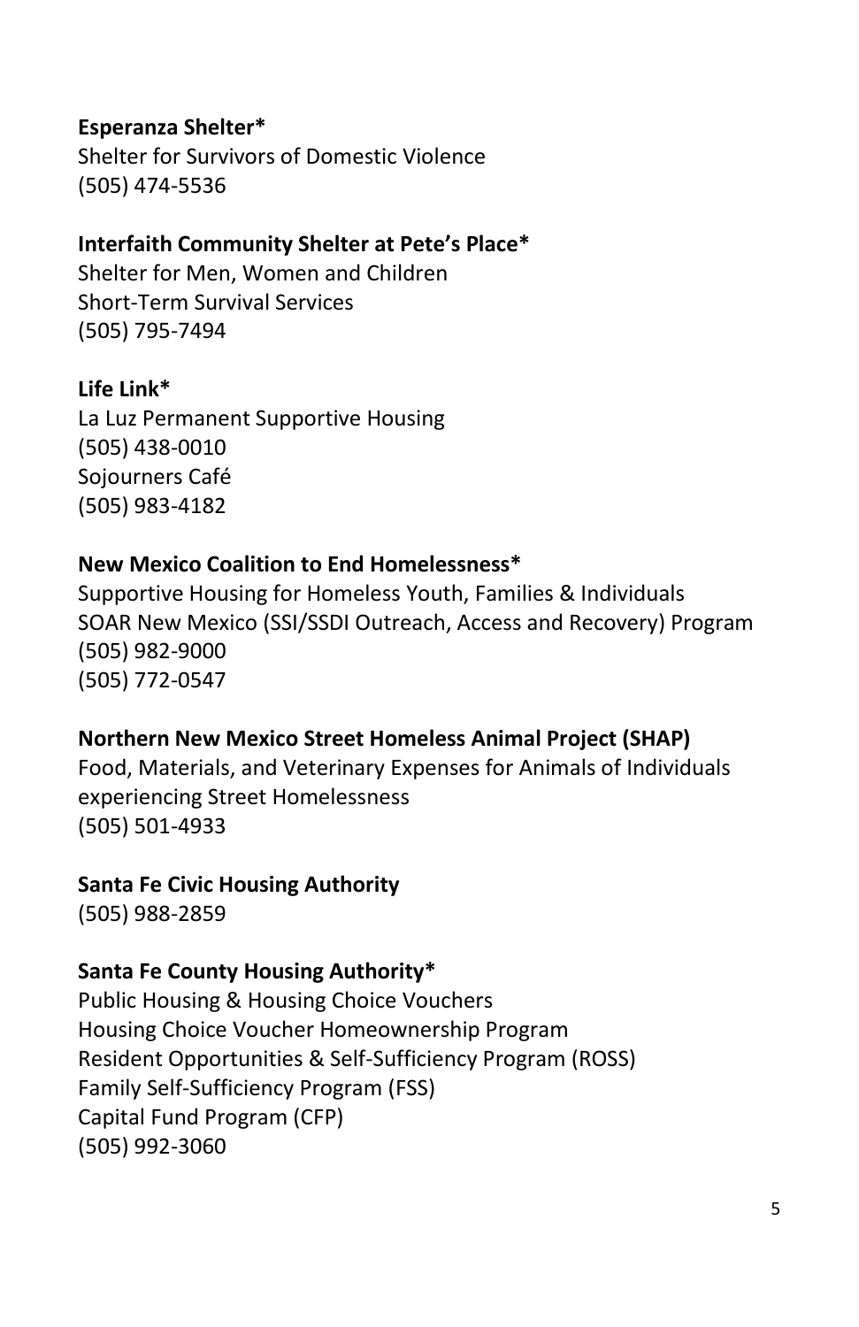**Esperanza Shelter***
Shelter for Survivors of Domestic Violence
(505) 474-5536

**Interfaith Community Shelter at Pete's Place***
Shelter for Men, Women and Children
Short-Term Survival Services
(505) 795-7494

**Life Link***
La Luz Permanent Supportive Housing
(505) 438-0010
Sojourners Café
(505) 983-4182

**New Mexico Coalition to End Homelessness***
Supportive Housing for Homeless Youth, Families & Individuals
SOAR New Mexico (SSI/SSDI Outreach, Access and Recovery) Program
(505) 982-9000
(505) 772-0547

**Northern New Mexico Street Homeless Animal Project (SHAP)**
Food, Materials, and Veterinary Expenses for Animals of Individuals experiencing Street Homelessness
(505) 501-4933

**Santa Fe Civic Housing Authority**
(505) 988-2859

**Santa Fe County Housing Authority***
Public Housing & Housing Choice Vouchers
Housing Choice Voucher Homeownership Program
Resident Opportunities & Self-Sufficiency Program (ROSS)
Family Self-Sufficiency Program (FSS)
Capital Fund Program (CFP)
(505) 992-3060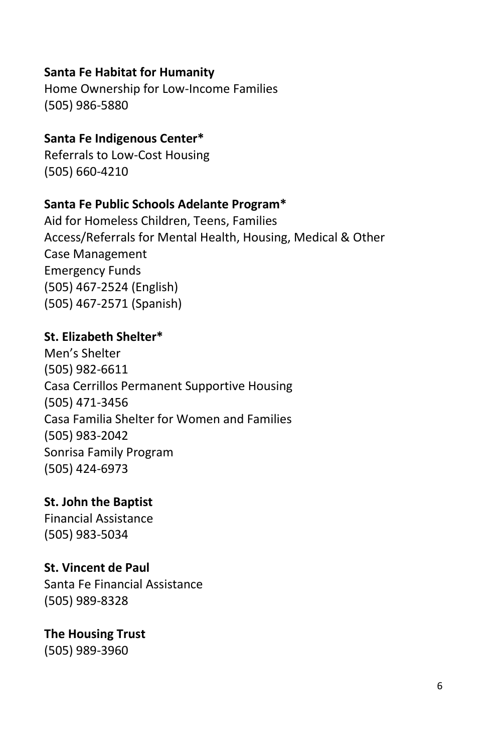**Santa Fe Habitat for Humanity**
Home Ownership for Low-Income Families
(505) 986-5880

**Santa Fe Indigenous Center***
Referrals to Low-Cost Housing
(505) 660-4210

**Santa Fe Public Schools Adelante Program***
Aid for Homeless Children, Teens, Families
Access/Referrals for Mental Health, Housing, Medical & Other
Case Management
Emergency Funds
(505) 467-2524 (English)
(505) 467-2571 (Spanish)

**St. Elizabeth Shelter***
Men's Shelter
(505) 982-6611
Casa Cerrillos Permanent Supportive Housing
(505) 471-3456
Casa Familia Shelter for Women and Families
(505) 983-2042
Sonrisa Family Program
(505) 424-6973

**St. John the Baptist**
Financial Assistance
(505) 983-5034

**St. Vincent de Paul**
Santa Fe Financial Assistance
(505) 989-8328

**The Housing Trust**
(505) 989-3960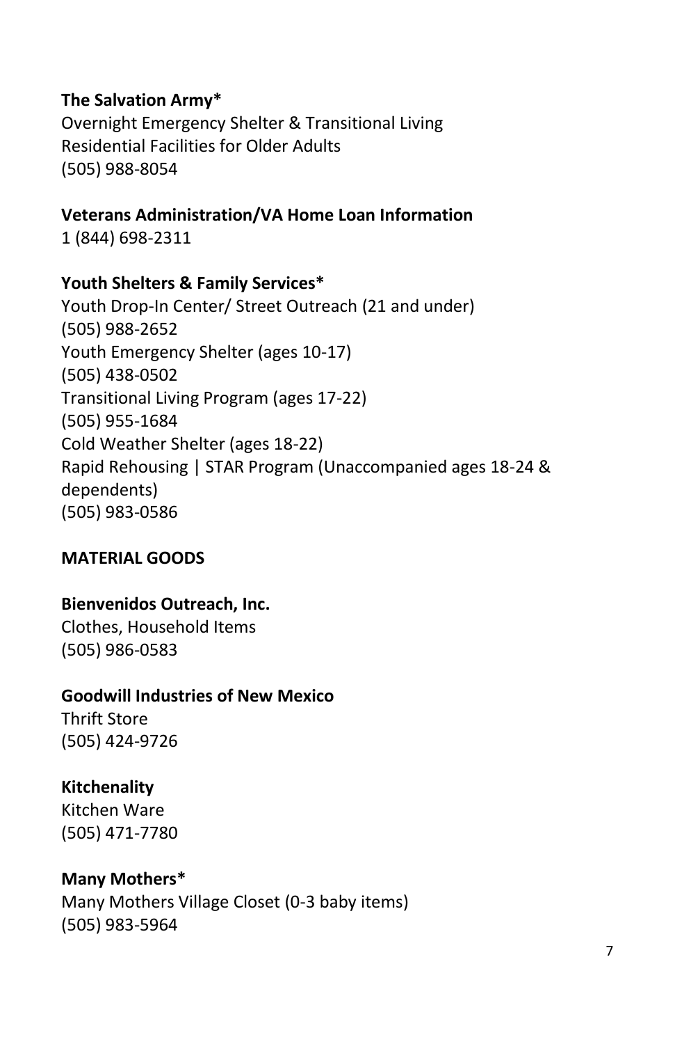**The Salvation Army***
Overnight Emergency Shelter & Transitional Living
Residential Facilities for Older Adults
(505) 988-8054

**Veterans Administration/VA Home Loan Information**
1 (844) 698-2311

**Youth Shelters & Family Services***
Youth Drop-In Center/ Street Outreach (21 and under)
(505) 988-2652
Youth Emergency Shelter (ages 10-17)
(505) 438-0502
Transitional Living Program (ages 17-22)
(505) 955-1684
Cold Weather Shelter (ages 18-22)
Rapid Rehousing | STAR Program (Unaccompanied ages 18-24 & dependents)
(505) 983-0586

## MATERIAL GOODS

**Bienvenidos Outreach, Inc.**
Clothes, Household Items
(505) 986-0583

**Goodwill Industries of New Mexico**
Thrift Store
(505) 424-9726

**Kitchenality**
Kitchen Ware
(505) 471-7780

**Many Mothers***
Many Mothers Village Closet (0-3 baby items)
(505) 983-5964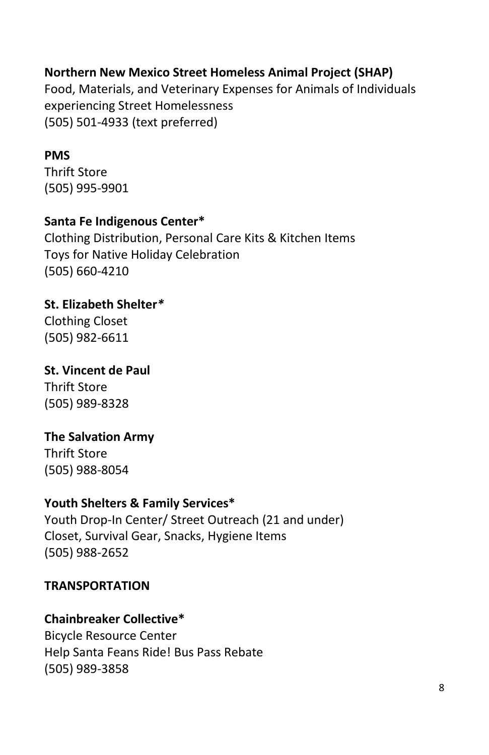**Northern New Mexico Street Homeless Animal Project (SHAP)**
Food, Materials, and Veterinary Expenses for Animals of Individuals experiencing Street Homelessness
(505) 501-4933 (text preferred)

**PMS**
Thrift Store
(505) 995-9901

**Santa Fe Indigenous Center***
Clothing Distribution, Personal Care Kits & Kitchen Items
Toys for Native Holiday Celebration
(505) 660-4210

**St. Elizabeth Shelter***
Clothing Closet
(505) 982-6611

**St. Vincent de Paul**
Thrift Store
(505) 989-8328

**The Salvation Army**
Thrift Store
(505) 988-8054

**Youth Shelters & Family Services***
Youth Drop-In Center/ Street Outreach (21 and under)
Closet, Survival Gear, Snacks, Hygiene Items
(505) 988-2652

## TRANSPORTATION

**Chainbreaker Collective***
Bicycle Resource Center
Help Santa Feans Ride! Bus Pass Rebate
(505) 989-3858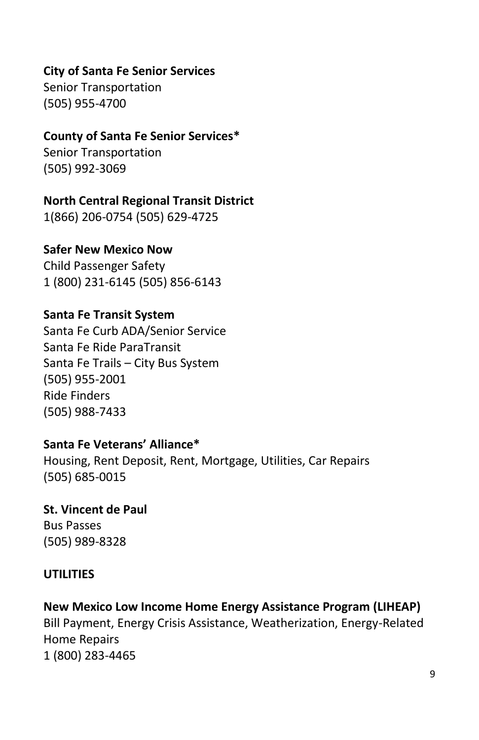**City of Santa Fe Senior Services**
Senior Transportation
(505) 955-4700

**County of Santa Fe Senior Services***
Senior Transportation
(505) 992-3069

**North Central Regional Transit District**
1(866) 206-0754 (505) 629-4725

**Safer New Mexico Now**
Child Passenger Safety
1 (800) 231-6145 (505) 856-6143

**Santa Fe Transit System**
Santa Fe Curb ADA/Senior Service
Santa Fe Ride ParaTransit
Santa Fe Trails – City Bus System
(505) 955-2001
Ride Finders
(505) 988-7433

**Santa Fe Veterans' Alliance***
Housing, Rent Deposit, Rent, Mortgage, Utilities, Car Repairs
(505) 685-0015

**St. Vincent de Paul**
Bus Passes
(505) 989-8328

## UTILITIES

**New Mexico Low Income Home Energy Assistance Program (LIHEAP)**
Bill Payment, Energy Crisis Assistance, Weatherization, Energy-Related Home Repairs
1 (800) 283-4465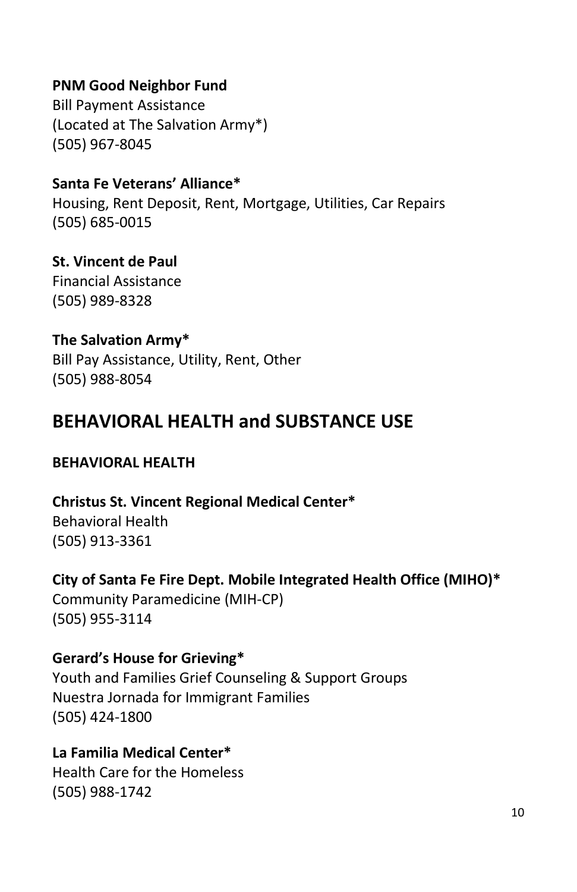**PNM Good Neighbor Fund**
Bill Payment Assistance
(Located at The Salvation Army*)
(505) 967-8045

**Santa Fe Veterans' Alliance***
Housing, Rent Deposit, Rent, Mortgage, Utilities, Car Repairs
(505) 685-0015

**St. Vincent de Paul**
Financial Assistance
(505) 989-8328

**The Salvation Army***
Bill Pay Assistance, Utility, Rent, Other
(505) 988-8054

## BEHAVIORAL HEALTH and SUBSTANCE USE

### BEHAVIORAL HEALTH

**Christus St. Vincent Regional Medical Center***
Behavioral Health
(505) 913-3361

**City of Santa Fe Fire Dept. Mobile Integrated Health Office (MIHO)***
Community Paramedicine (MIH-CP)
(505) 955-3114

**Gerard's House for Grieving***
Youth and Families Grief Counseling & Support Groups
Nuestra Jornada for Immigrant Families
(505) 424-1800

**La Familia Medical Center***
Health Care for the Homeless
(505) 988-1742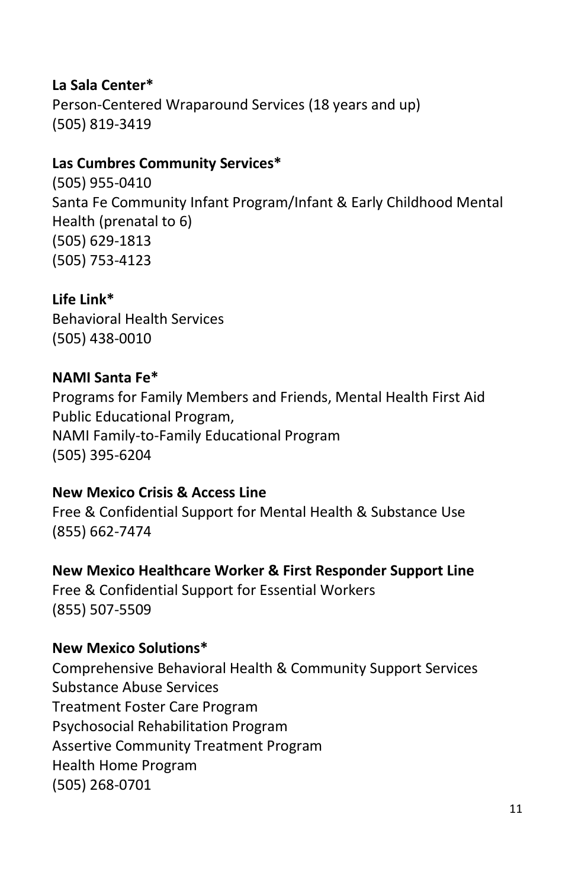**La Sala Center***
Person-Centered Wraparound Services (18 years and up)
(505) 819-3419

**Las Cumbres Community Services***
(505) 955-0410
Santa Fe Community Infant Program/Infant & Early Childhood Mental Health (prenatal to 6)
(505) 629-1813
(505) 753-4123

**Life Link***
Behavioral Health Services
(505) 438-0010

**NAMI Santa Fe***
Programs for Family Members and Friends, Mental Health First Aid Public Educational Program,
NAMI Family-to-Family Educational Program
(505) 395-6204

**New Mexico Crisis & Access Line**
Free & Confidential Support for Mental Health & Substance Use
(855) 662-7474

**New Mexico Healthcare Worker & First Responder Support Line**
Free & Confidential Support for Essential Workers
(855) 507-5509

**New Mexico Solutions***
Comprehensive Behavioral Health & Community Support Services
Substance Abuse Services
Treatment Foster Care Program
Psychosocial Rehabilitation Program
Assertive Community Treatment Program
Health Home Program
(505) 268-0701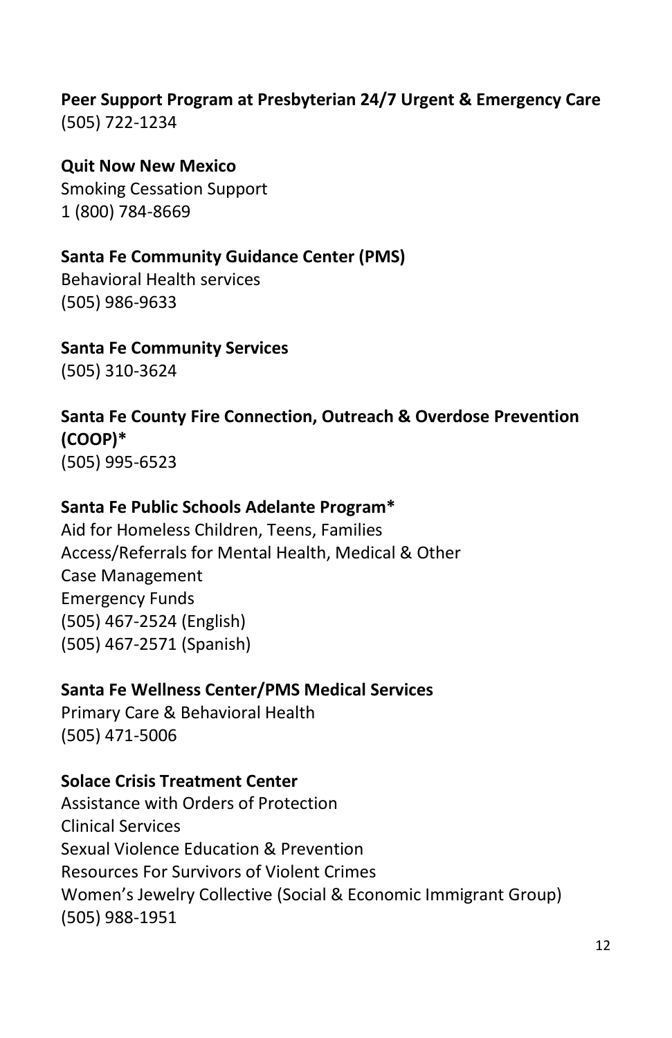**Peer Support Program at Presbyterian 24/7 Urgent & Emergency Care**
(505) 722-1234

**Quit Now New Mexico**
Smoking Cessation Support
1 (800) 784-8669

**Santa Fe Community Guidance Center (PMS)**
Behavioral Health services
(505) 986-9633

**Santa Fe Community Services**
(505) 310-3624

**Santa Fe County Fire Connection, Outreach & Overdose Prevention (COOP)***
(505) 995-6523

**Santa Fe Public Schools Adelante Program***
Aid for Homeless Children, Teens, Families
Access/Referrals for Mental Health, Medical & Other
Case Management
Emergency Funds
(505) 467-2524 (English)
(505) 467-2571 (Spanish)

**Santa Fe Wellness Center/PMS Medical Services**
Primary Care & Behavioral Health
(505) 471-5006

**Solace Crisis Treatment Center**
Assistance with Orders of Protection
Clinical Services
Sexual Violence Education & Prevention
Resources For Survivors of Violent Crimes
Women's Jewelry Collective (Social & Economic Immigrant Group)
(505) 988-1951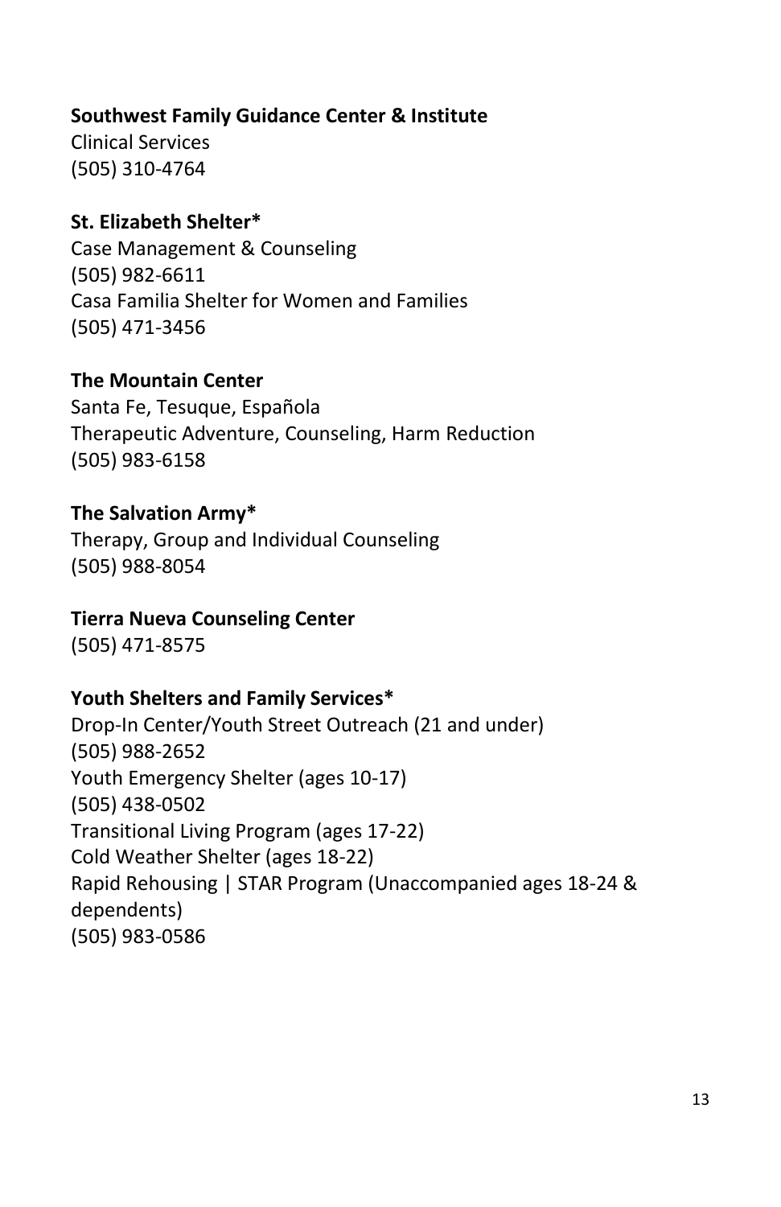**Southwest Family Guidance Center & Institute**
Clinical Services
(505) 310-4764

**St. Elizabeth Shelter***
Case Management & Counseling
(505) 982-6611
Casa Familia Shelter for Women and Families
(505) 471-3456

**The Mountain Center**
Santa Fe, Tesuque, Española
Therapeutic Adventure, Counseling, Harm Reduction
(505) 983-6158

**The Salvation Army***
Therapy, Group and Individual Counseling
(505) 988-8054

**Tierra Nueva Counseling Center**
(505) 471-8575

**Youth Shelters and Family Services***
Drop-In Center/Youth Street Outreach (21 and under)
(505) 988-2652
Youth Emergency Shelter (ages 10-17)
(505) 438-0502
Transitional Living Program (ages 17-22)
Cold Weather Shelter (ages 18-22)
Rapid Rehousing | STAR Program (Unaccompanied ages 18-24 & dependents)
(505) 983-0586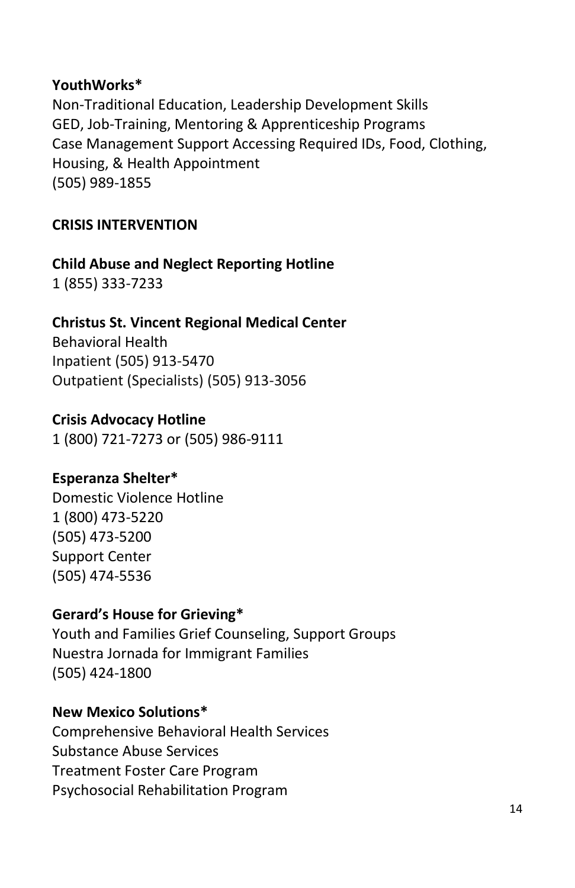**YouthWorks***
Non-Traditional Education, Leadership Development Skills
GED, Job-Training, Mentoring & Apprenticeship Programs
Case Management Support Accessing Required IDs, Food, Clothing, Housing, & Health Appointment
(505) 989-1855

## CRISIS INTERVENTION

**Child Abuse and Neglect Reporting Hotline**
1 (855) 333-7233

**Christus St. Vincent Regional Medical Center**
Behavioral Health
Inpatient (505) 913-5470
Outpatient (Specialists) (505) 913-3056

**Crisis Advocacy Hotline**
1 (800) 721-7273 or (505) 986-9111

**Esperanza Shelter***
Domestic Violence Hotline
1 (800) 473-5220
(505) 473-5200
Support Center
(505) 474-5536

**Gerard's House for Grieving***
Youth and Families Grief Counseling, Support Groups
Nuestra Jornada for Immigrant Families
(505) 424-1800

**New Mexico Solutions***
Comprehensive Behavioral Health Services
Substance Abuse Services
Treatment Foster Care Program
Psychosocial Rehabilitation Program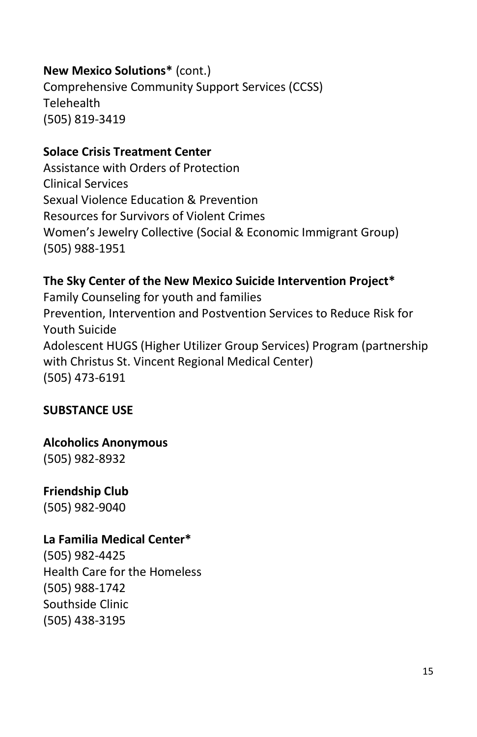**New Mexico Solutions*** (cont.)
Comprehensive Community Support Services (CCSS)
Telehealth
(505) 819-3419

**Solace Crisis Treatment Center**
Assistance with Orders of Protection
Clinical Services
Sexual Violence Education & Prevention
Resources for Survivors of Violent Crimes
Women's Jewelry Collective (Social & Economic Immigrant Group)
(505) 988-1951

**The Sky Center of the New Mexico Suicide Intervention Project***
Family Counseling for youth and families
Prevention, Intervention and Postvention Services to Reduce Risk for Youth Suicide
Adolescent HUGS (Higher Utilizer Group Services) Program (partnership with Christus St. Vincent Regional Medical Center)
(505) 473-6191

## SUBSTANCE USE

**Alcoholics Anonymous**
(505) 982-8932

**Friendship Club**
(505) 982-9040

**La Familia Medical Center***
(505) 982-4425
Health Care for the Homeless
(505) 988-1742
Southside Clinic
(505) 438-3195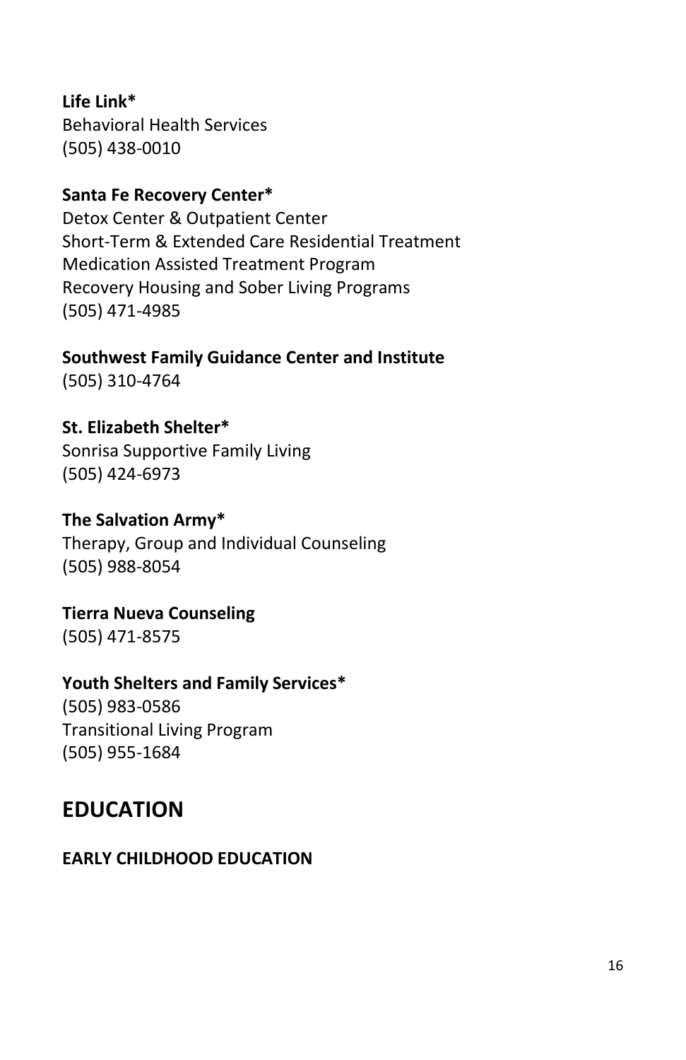**Life Link***
Behavioral Health Services
(505) 438-0010

**Santa Fe Recovery Center***
Detox Center & Outpatient Center
Short-Term & Extended Care Residential Treatment
Medication Assisted Treatment Program
Recovery Housing and Sober Living Programs
(505) 471-4985

**Southwest Family Guidance Center and Institute**
(505) 310-4764

**St. Elizabeth Shelter***
Sonrisa Supportive Family Living
(505) 424-6973

**The Salvation Army***
Therapy, Group and Individual Counseling
(505) 988-8054

**Tierra Nueva Counseling**
(505) 471-8575

**Youth Shelters and Family Services***
(505) 983-0586
Transitional Living Program
(505) 955-1684

## EDUCATION

### EARLY CHILDHOOD EDUCATION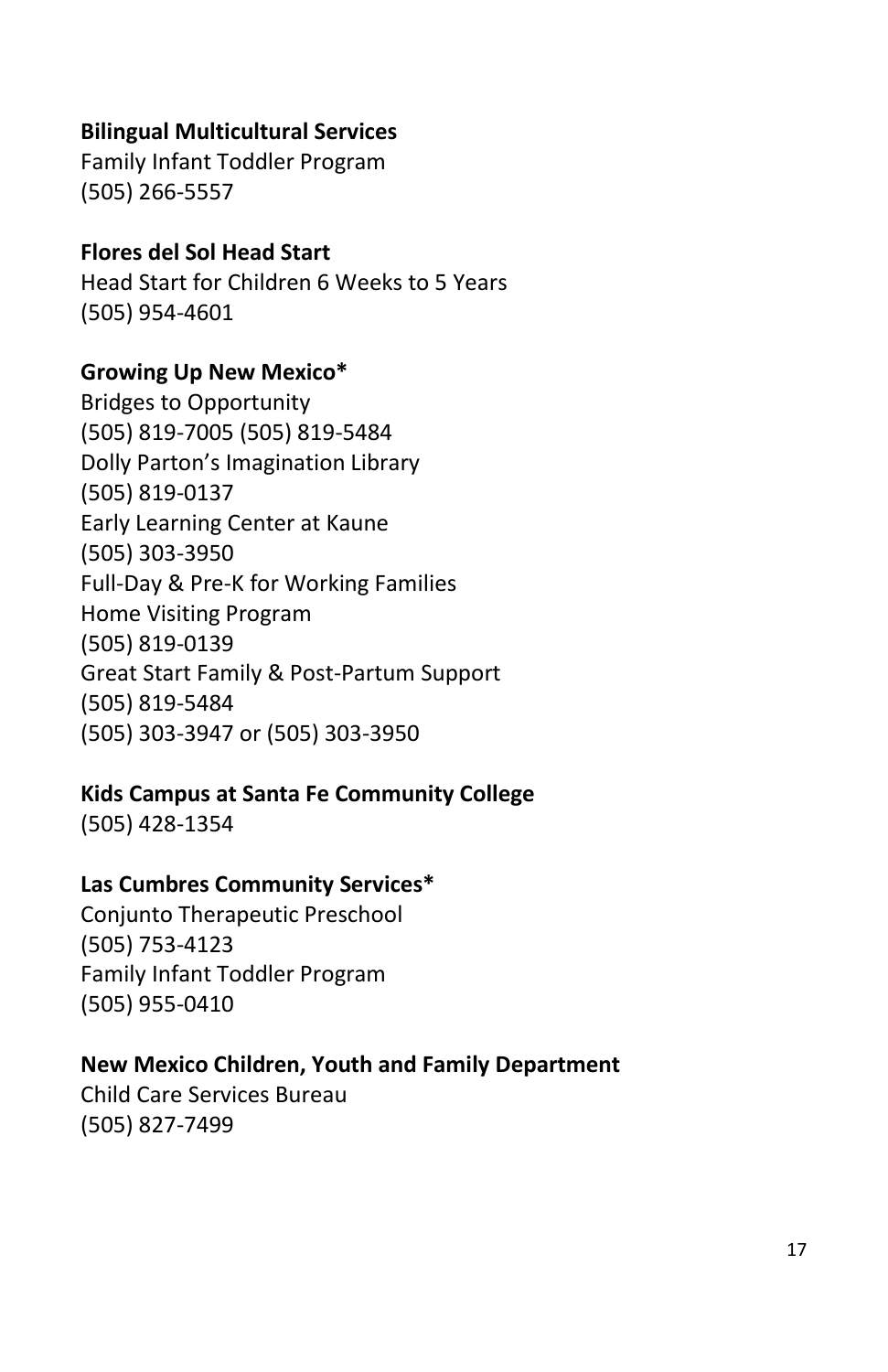**Bilingual Multicultural Services**
Family Infant Toddler Program
(505) 266-5557

**Flores del Sol Head Start**
Head Start for Children 6 Weeks to 5 Years
(505) 954-4601

**Growing Up New Mexico***
Bridges to Opportunity
(505) 819-7005 (505) 819-5484
Dolly Parton's Imagination Library
(505) 819-0137
Early Learning Center at Kaune
(505) 303-3950
Full-Day & Pre-K for Working Families
Home Visiting Program
(505) 819-0139
Great Start Family & Post-Partum Support
(505) 819-5484
(505) 303-3947 or (505) 303-3950

**Kids Campus at Santa Fe Community College**
(505) 428-1354

**Las Cumbres Community Services***
Conjunto Therapeutic Preschool
(505) 753-4123
Family Infant Toddler Program
(505) 955-0410

**New Mexico Children, Youth and Family Department**
Child Care Services Bureau
(505) 827-7499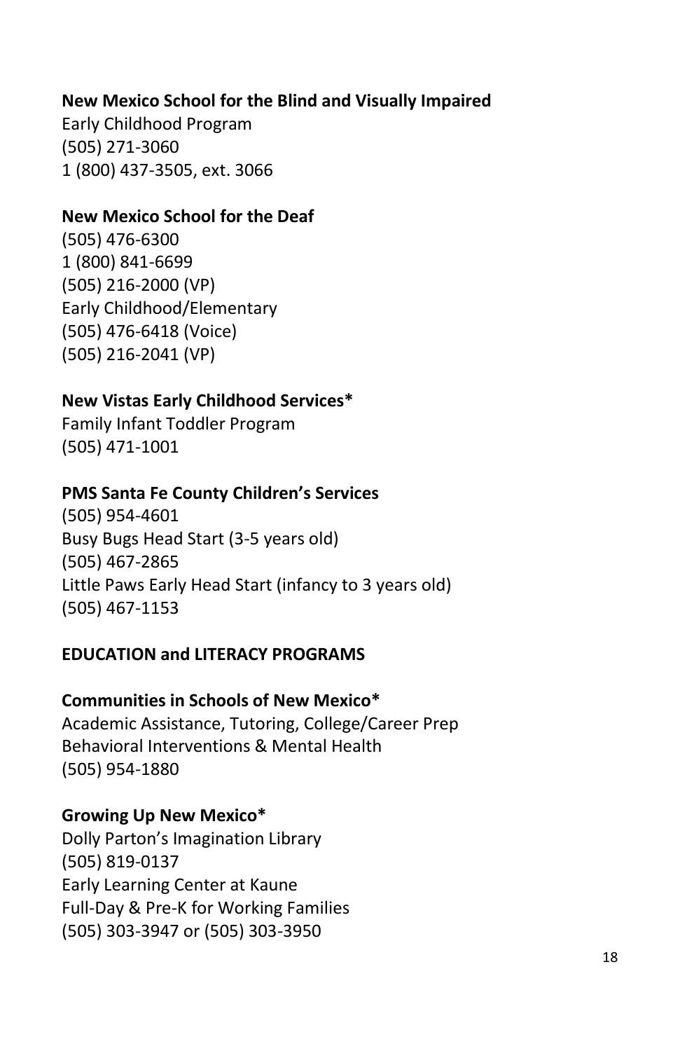**New Mexico School for the Blind and Visually Impaired**
Early Childhood Program
(505) 271-3060
1 (800) 437-3505, ext. 3066

**New Mexico School for the Deaf**
(505) 476-6300
1 (800) 841-6699
(505) 216-2000 (VP)
Early Childhood/Elementary
(505) 476-6418 (Voice)
(505) 216-2041 (VP)

**New Vistas Early Childhood Services***
Family Infant Toddler Program
(505) 471-1001

**PMS Santa Fe County Children's Services**
(505) 954-4601
Busy Bugs Head Start (3-5 years old)
(505) 467-2865
Little Paws Early Head Start (infancy to 3 years old)
(505) 467-1153

## EDUCATION and LITERACY PROGRAMS

**Communities in Schools of New Mexico***
Academic Assistance, Tutoring, College/Career Prep
Behavioral Interventions & Mental Health
(505) 954-1880

**Growing Up New Mexico***
Dolly Parton's Imagination Library
(505) 819-0137
Early Learning Center at Kaune
Full-Day & Pre-K for Working Families
(505) 303-3947 or (505) 303-3950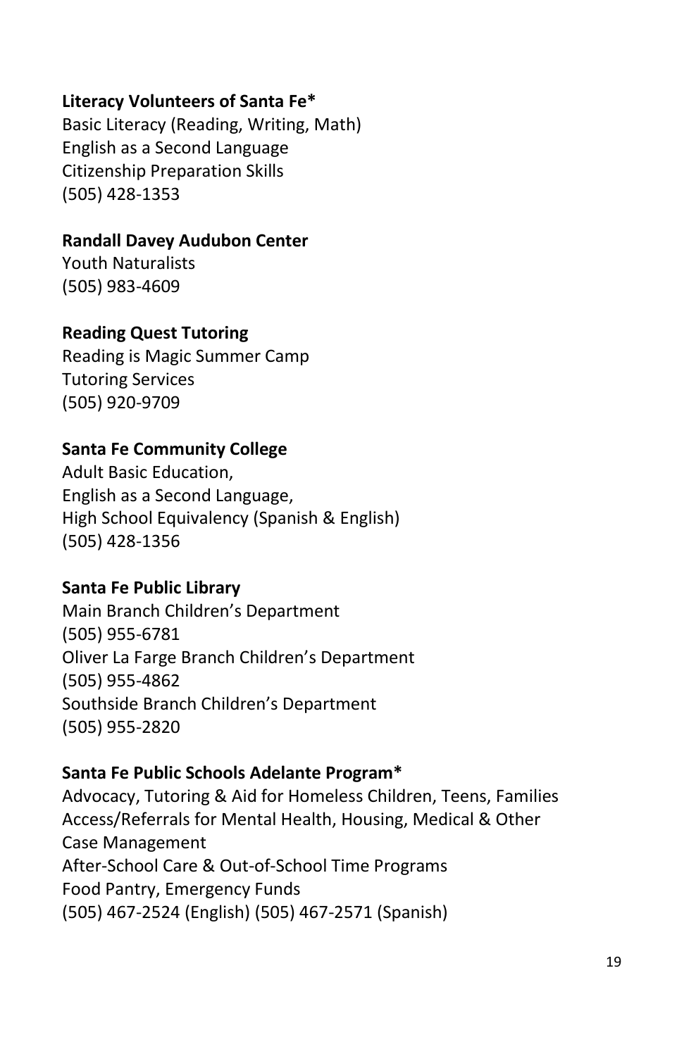**Literacy Volunteers of Santa Fe***
Basic Literacy (Reading, Writing, Math)
English as a Second Language
Citizenship Preparation Skills
(505) 428-1353

**Randall Davey Audubon Center**
Youth Naturalists
(505) 983-4609

**Reading Quest Tutoring**
Reading is Magic Summer Camp
Tutoring Services
(505) 920-9709

**Santa Fe Community College**
Adult Basic Education,
English as a Second Language,
High School Equivalency (Spanish & English)
(505) 428-1356

**Santa Fe Public Library**
Main Branch Children's Department
(505) 955-6781
Oliver La Farge Branch Children's Department
(505) 955-4862
Southside Branch Children's Department
(505) 955-2820

**Santa Fe Public Schools Adelante Program***
Advocacy, Tutoring & Aid for Homeless Children, Teens, Families
Access/Referrals for Mental Health, Housing, Medical & Other
Case Management
After-School Care & Out-of-School Time Programs
Food Pantry, Emergency Funds
(505) 467-2524 (English) (505) 467-2571 (Spanish)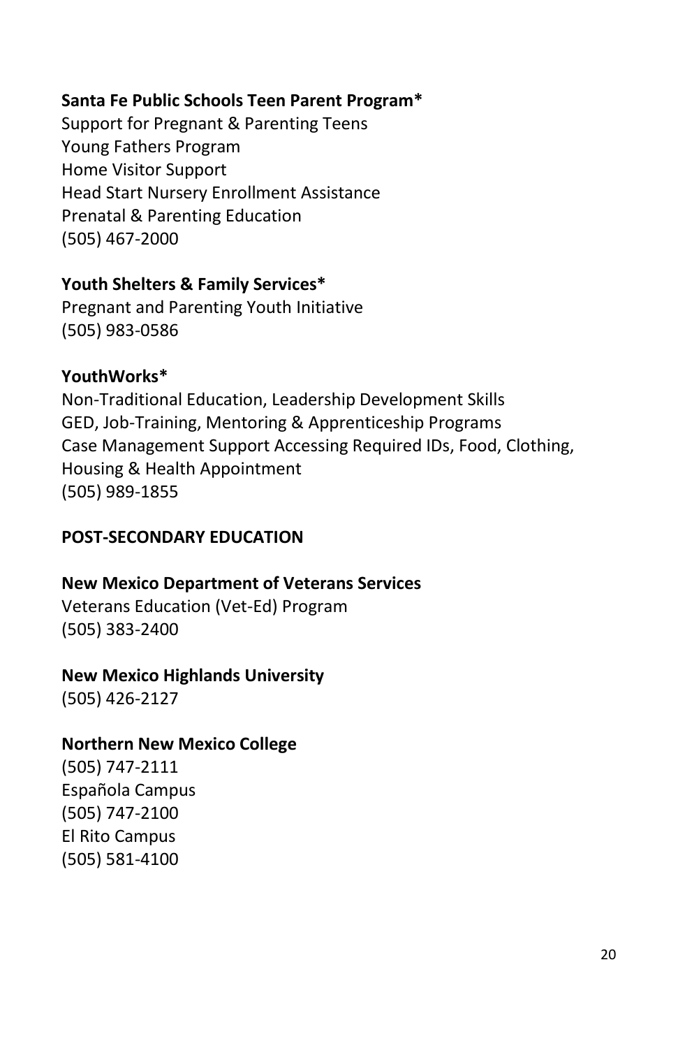**Santa Fe Public Schools Teen Parent Program***
Support for Pregnant & Parenting Teens
Young Fathers Program
Home Visitor Support
Head Start Nursery Enrollment Assistance
Prenatal & Parenting Education
(505) 467-2000

**Youth Shelters & Family Services***
Pregnant and Parenting Youth Initiative
(505) 983-0586

**YouthWorks***
Non-Traditional Education, Leadership Development Skills
GED, Job-Training, Mentoring & Apprenticeship Programs
Case Management Support Accessing Required IDs, Food, Clothing, Housing & Health Appointment
(505) 989-1855

## POST-SECONDARY EDUCATION

**New Mexico Department of Veterans Services**
Veterans Education (Vet-Ed) Program
(505) 383-2400

**New Mexico Highlands University**
(505) 426-2127

**Northern New Mexico College**
(505) 747-2111
Española Campus
(505) 747-2100
El Rito Campus
(505) 581-4100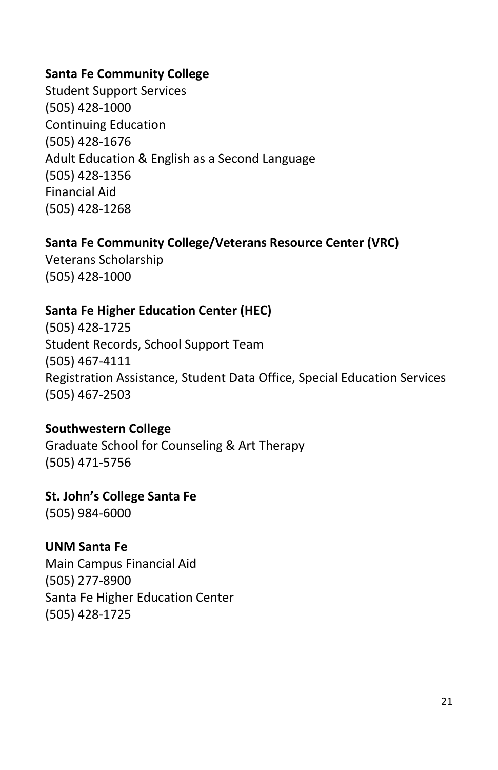**Santa Fe Community College**
Student Support Services
(505) 428-1000
Continuing Education
(505) 428-1676
Adult Education & English as a Second Language
(505) 428-1356
Financial Aid
(505) 428-1268

**Santa Fe Community College/Veterans Resource Center (VRC)**
Veterans Scholarship
(505) 428-1000

**Santa Fe Higher Education Center (HEC)**
(505) 428-1725
Student Records, School Support Team
(505) 467-4111
Registration Assistance, Student Data Office, Special Education Services
(505) 467-2503

**Southwestern College**
Graduate School for Counseling & Art Therapy
(505) 471-5756

**St. John's College Santa Fe**
(505) 984-6000

**UNM Santa Fe**
Main Campus Financial Aid
(505) 277-8900
Santa Fe Higher Education Center
(505) 428-1725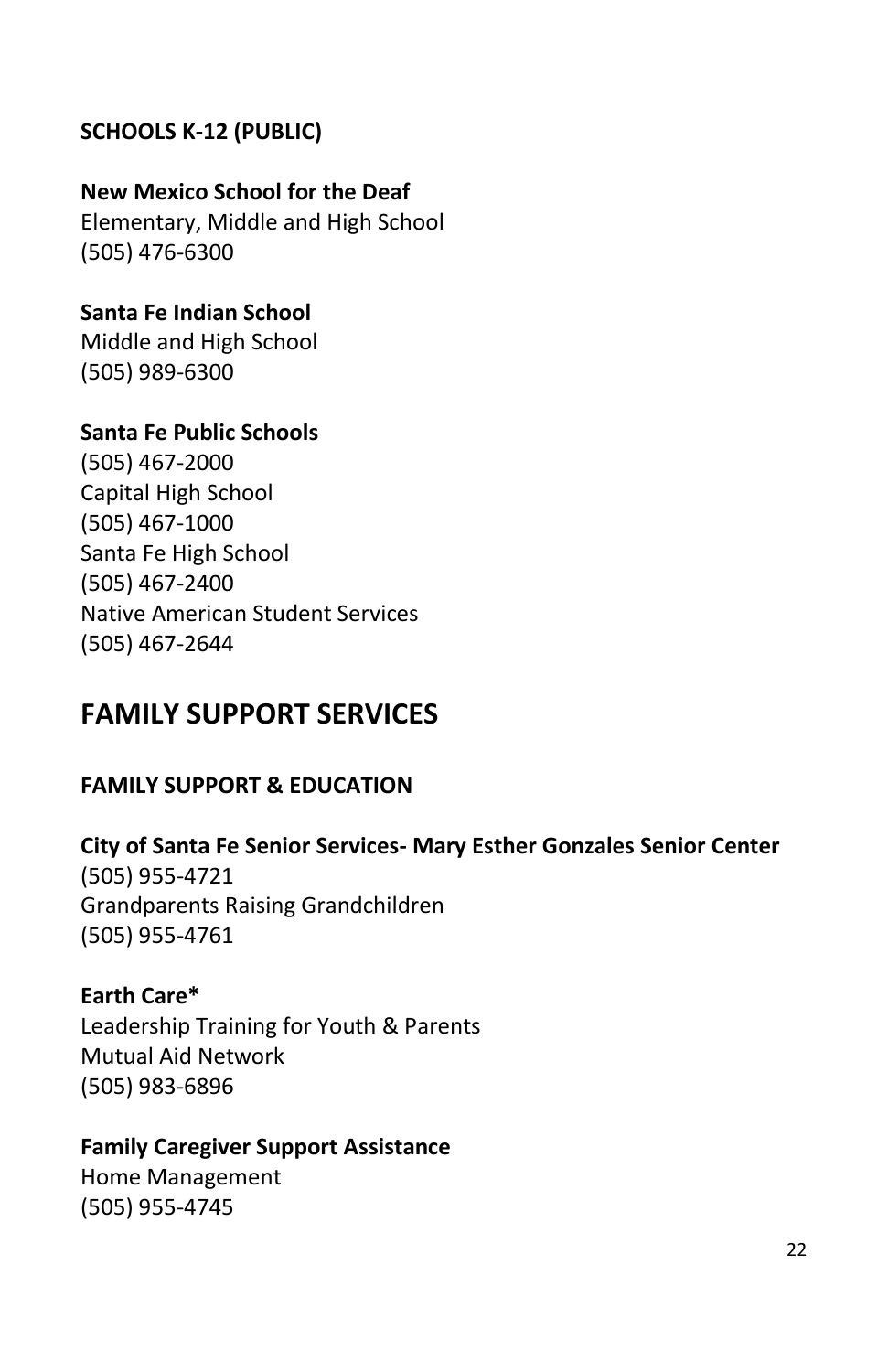### SCHOOLS K-12 (PUBLIC)

**New Mexico School for the Deaf**
Elementary, Middle and High School
(505) 476-6300

**Santa Fe Indian School**
Middle and High School
(505) 989-6300

**Santa Fe Public Schools**
(505) 467-2000
Capital High School
(505) 467-1000
Santa Fe High School
(505) 467-2400
Native American Student Services
(505) 467-2644

## FAMILY SUPPORT SERVICES

### FAMILY SUPPORT & EDUCATION

**City of Santa Fe Senior Services- Mary Esther Gonzales Senior Center**
(505) 955-4721
Grandparents Raising Grandchildren
(505) 955-4761

**Earth Care***
Leadership Training for Youth & Parents
Mutual Aid Network
(505) 983-6896

**Family Caregiver Support Assistance**
Home Management
(505) 955-4745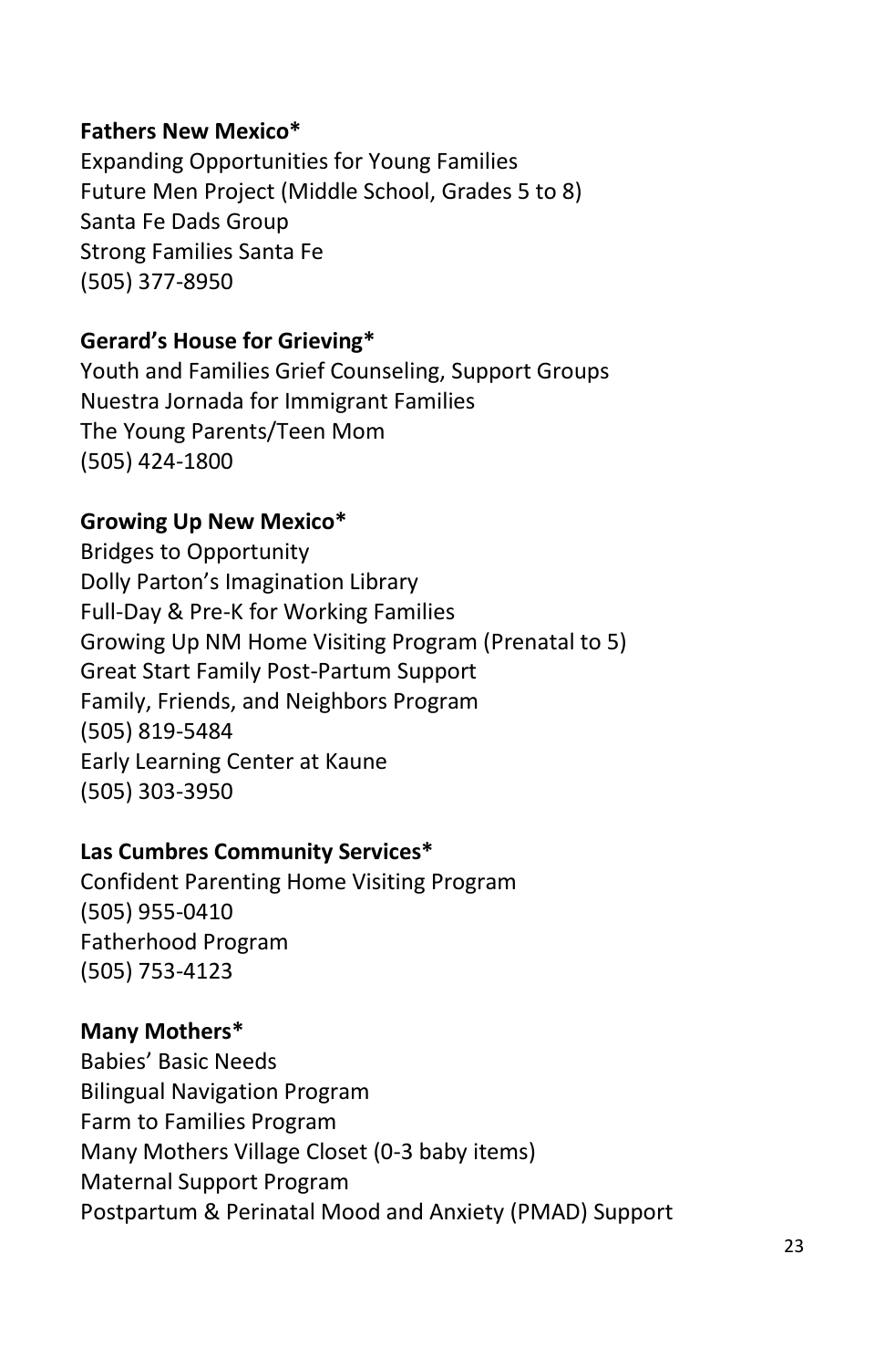**Fathers New Mexico***
Expanding Opportunities for Young Families
Future Men Project (Middle School, Grades 5 to 8)
Santa Fe Dads Group
Strong Families Santa Fe
(505) 377-8950

**Gerard's House for Grieving***
Youth and Families Grief Counseling, Support Groups
Nuestra Jornada for Immigrant Families
The Young Parents/Teen Mom
(505) 424-1800

**Growing Up New Mexico***
Bridges to Opportunity
Dolly Parton's Imagination Library
Full-Day & Pre-K for Working Families
Growing Up NM Home Visiting Program (Prenatal to 5)
Great Start Family Post-Partum Support
Family, Friends, and Neighbors Program
(505) 819-5484
Early Learning Center at Kaune
(505) 303-3950

**Las Cumbres Community Services***
Confident Parenting Home Visiting Program
(505) 955-0410
Fatherhood Program
(505) 753-4123

**Many Mothers***
Babies' Basic Needs
Bilingual Navigation Program
Farm to Families Program
Many Mothers Village Closet (0-3 baby items)
Maternal Support Program
Postpartum & Perinatal Mood and Anxiety (PMAD) Support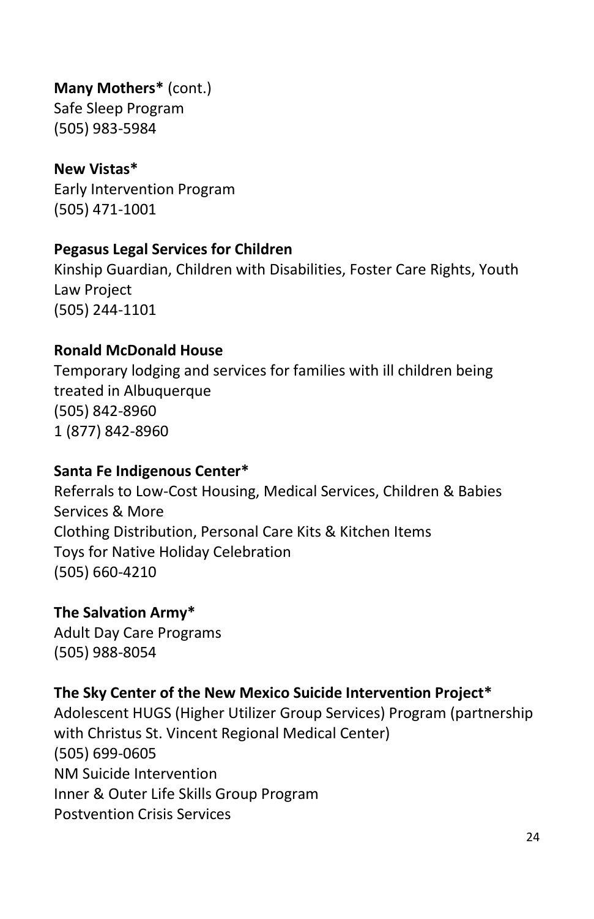**Many Mothers*** (cont.)
Safe Sleep Program
(505) 983-5984

**New Vistas***
Early Intervention Program
(505) 471-1001

**Pegasus Legal Services for Children**
Kinship Guardian, Children with Disabilities, Foster Care Rights, Youth Law Project
(505) 244-1101

**Ronald McDonald House**
Temporary lodging and services for families with ill children being treated in Albuquerque
(505) 842-8960
1 (877) 842-8960

**Santa Fe Indigenous Center***
Referrals to Low-Cost Housing, Medical Services, Children & Babies Services & More
Clothing Distribution, Personal Care Kits & Kitchen Items
Toys for Native Holiday Celebration
(505) 660-4210

**The Salvation Army***
Adult Day Care Programs
(505) 988-8054

**The Sky Center of the New Mexico Suicide Intervention Project***
Adolescent HUGS (Higher Utilizer Group Services) Program (partnership with Christus St. Vincent Regional Medical Center)
(505) 699-0605
NM Suicide Intervention
Inner & Outer Life Skills Group Program
Postvention Crisis Services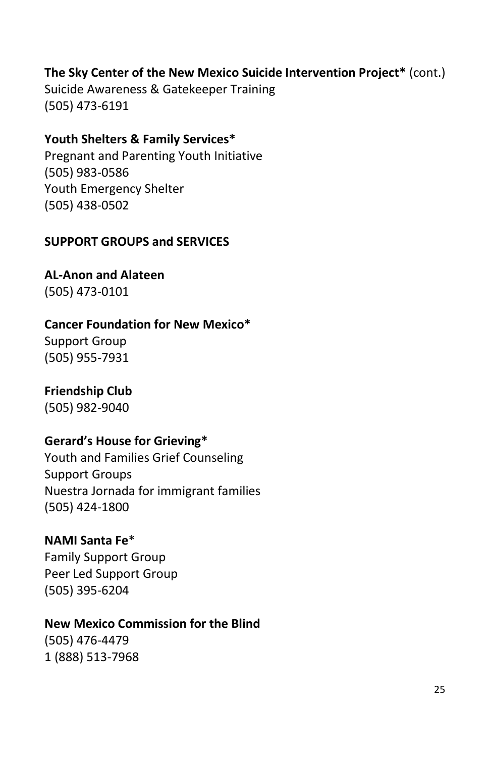**The Sky Center of the New Mexico Suicide Intervention Project*** (cont.)
Suicide Awareness & Gatekeeper Training
(505) 473-6191

**Youth Shelters & Family Services***
Pregnant and Parenting Youth Initiative
(505) 983-0586
Youth Emergency Shelter
(505) 438-0502

## SUPPORT GROUPS and SERVICES

**AL-Anon and Alateen**
(505) 473-0101

**Cancer Foundation for New Mexico***
Support Group
(505) 955-7931

**Friendship Club**
(505) 982-9040

**Gerard's House for Grieving***
Youth and Families Grief Counseling
Support Groups
Nuestra Jornada for immigrant families
(505) 424-1800

**NAMI Santa Fe***
Family Support Group
Peer Led Support Group
(505) 395-6204

**New Mexico Commission for the Blind**
(505) 476-4479
1 (888) 513-7968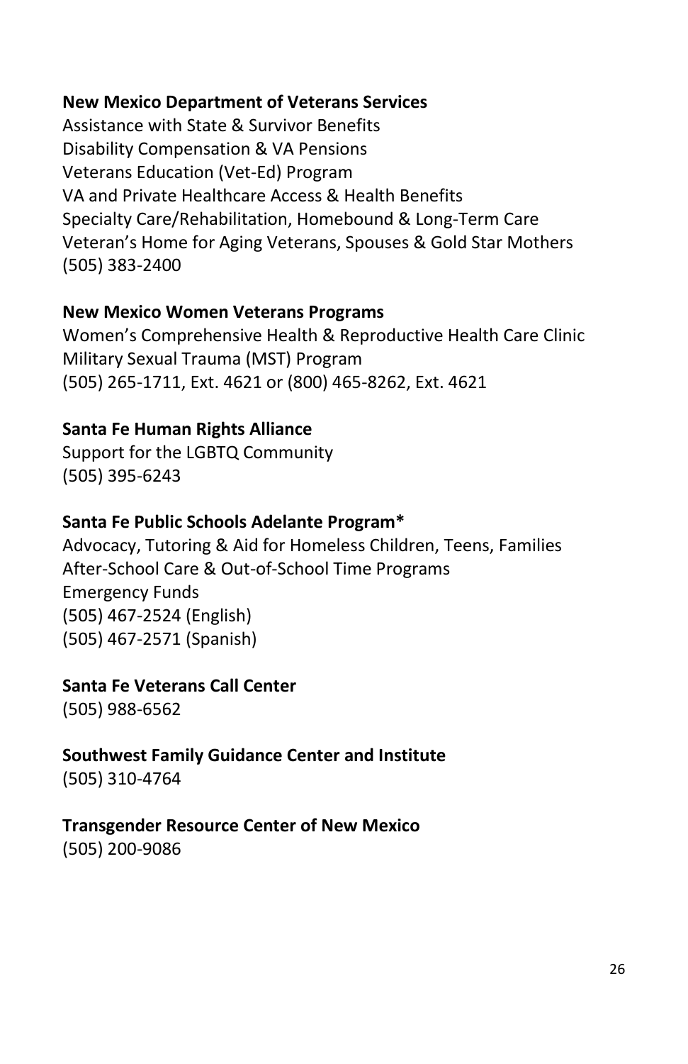**New Mexico Department of Veterans Services**
Assistance with State & Survivor Benefits
Disability Compensation & VA Pensions
Veterans Education (Vet-Ed) Program
VA and Private Healthcare Access & Health Benefits
Specialty Care/Rehabilitation, Homebound & Long-Term Care
Veteran's Home for Aging Veterans, Spouses & Gold Star Mothers
(505) 383-2400

**New Mexico Women Veterans Programs**
Women's Comprehensive Health & Reproductive Health Care Clinic
Military Sexual Trauma (MST) Program
(505) 265-1711, Ext. 4621 or (800) 465-8262, Ext. 4621

**Santa Fe Human Rights Alliance**
Support for the LGBTQ Community
(505) 395-6243

**Santa Fe Public Schools Adelante Program***
Advocacy, Tutoring & Aid for Homeless Children, Teens, Families
After-School Care & Out-of-School Time Programs
Emergency Funds
(505) 467-2524 (English)
(505) 467-2571 (Spanish)

**Santa Fe Veterans Call Center**
(505) 988-6562

**Southwest Family Guidance Center and Institute**
(505) 310-4764

**Transgender Resource Center of New Mexico**
(505) 200-9086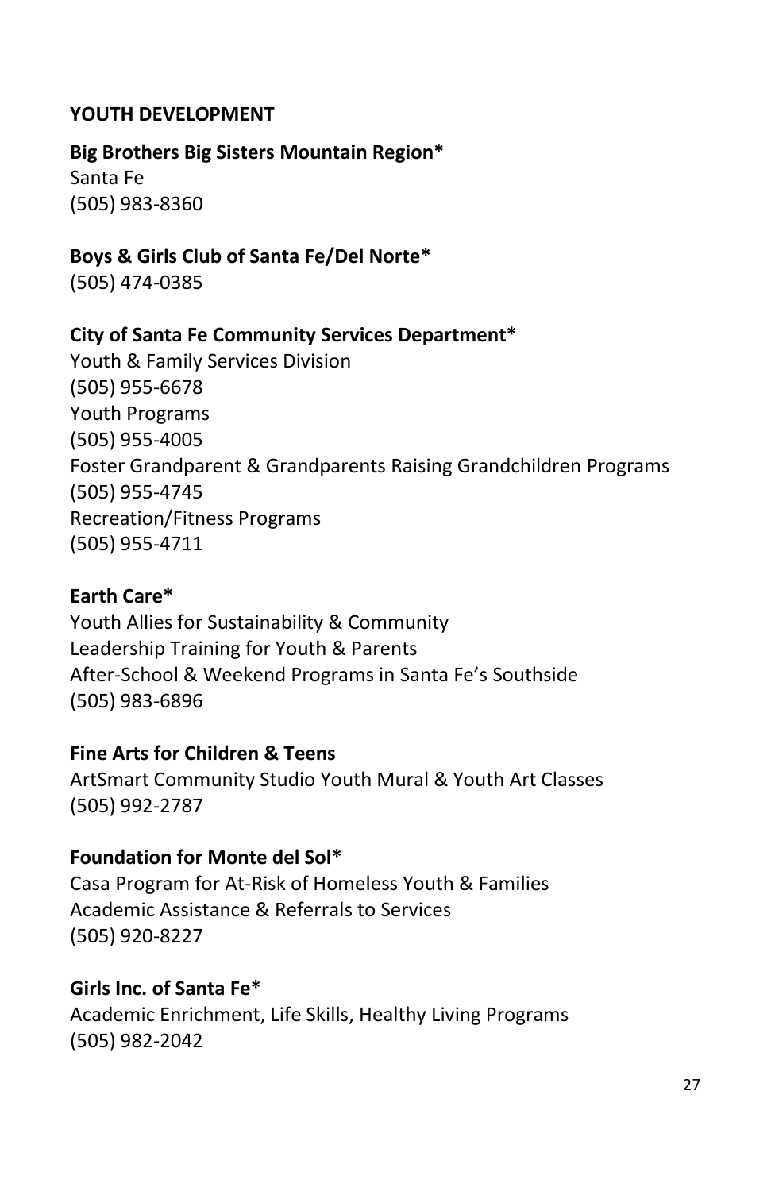## YOUTH DEVELOPMENT

**Big Brothers Big Sisters Mountain Region***
Santa Fe
(505) 983-8360

**Boys & Girls Club of Santa Fe/Del Norte***
(505) 474-0385

**City of Santa Fe Community Services Department***
Youth & Family Services Division
(505) 955-6678
Youth Programs
(505) 955-4005
Foster Grandparent & Grandparents Raising Grandchildren Programs
(505) 955-4745
Recreation/Fitness Programs
(505) 955-4711

**Earth Care***
Youth Allies for Sustainability & Community
Leadership Training for Youth & Parents
After-School & Weekend Programs in Santa Fe's Southside
(505) 983-6896

**Fine Arts for Children & Teens**
ArtSmart Community Studio Youth Mural & Youth Art Classes
(505) 992-2787

**Foundation for Monte del Sol***
Casa Program for At-Risk of Homeless Youth & Families
Academic Assistance & Referrals to Services
(505) 920-8227

**Girls Inc. of Santa Fe***
Academic Enrichment, Life Skills, Healthy Living Programs
(505) 982-2042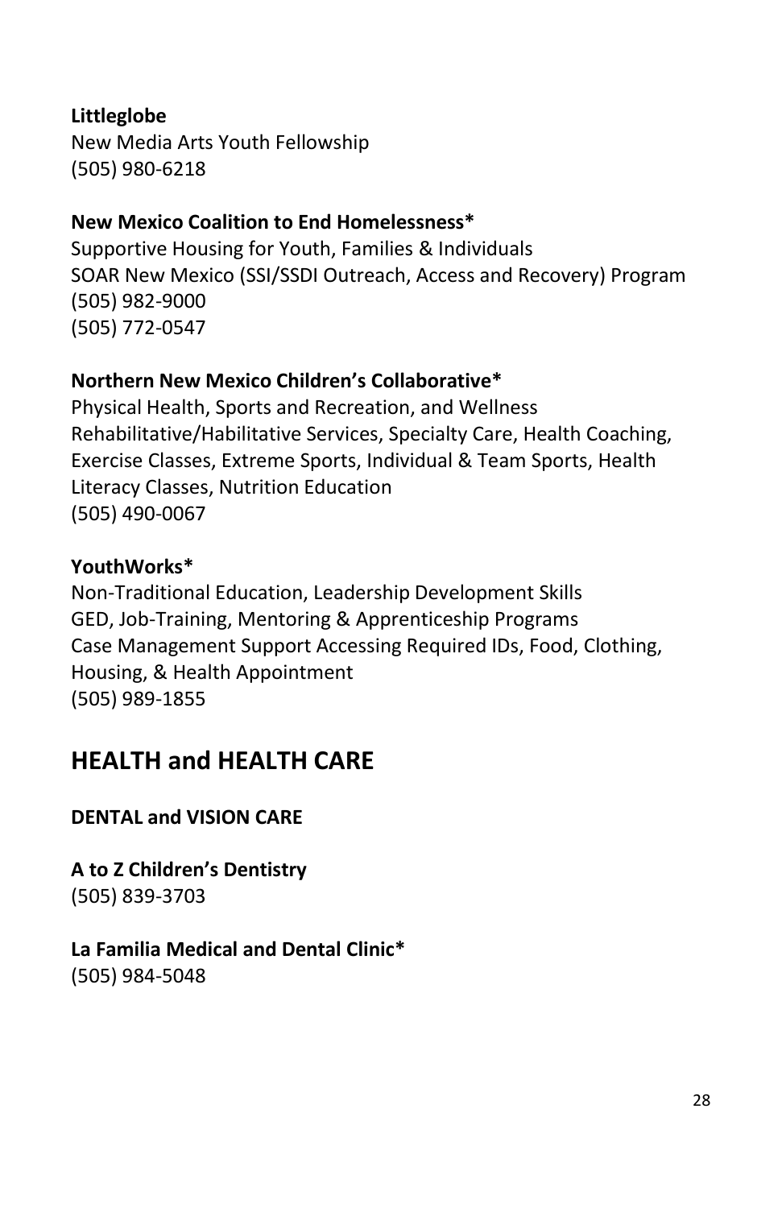**Littleglobe**
New Media Arts Youth Fellowship
(505) 980-6218

**New Mexico Coalition to End Homelessness***
Supportive Housing for Youth, Families & Individuals
SOAR New Mexico (SSI/SSDI Outreach, Access and Recovery) Program
(505) 982-9000
(505) 772-0547

**Northern New Mexico Children's Collaborative***
Physical Health, Sports and Recreation, and Wellness
Rehabilitative/Habilitative Services, Specialty Care, Health Coaching, Exercise Classes, Extreme Sports, Individual & Team Sports, Health Literacy Classes, Nutrition Education
(505) 490-0067

**YouthWorks***
Non-Traditional Education, Leadership Development Skills
GED, Job-Training, Mentoring & Apprenticeship Programs
Case Management Support Accessing Required IDs, Food, Clothing, Housing, & Health Appointment
(505) 989-1855

## HEALTH and HEALTH CARE

**DENTAL and VISION CARE**

**A to Z Children's Dentistry**
(505) 839-3703

**La Familia Medical and Dental Clinic***
(505) 984-5048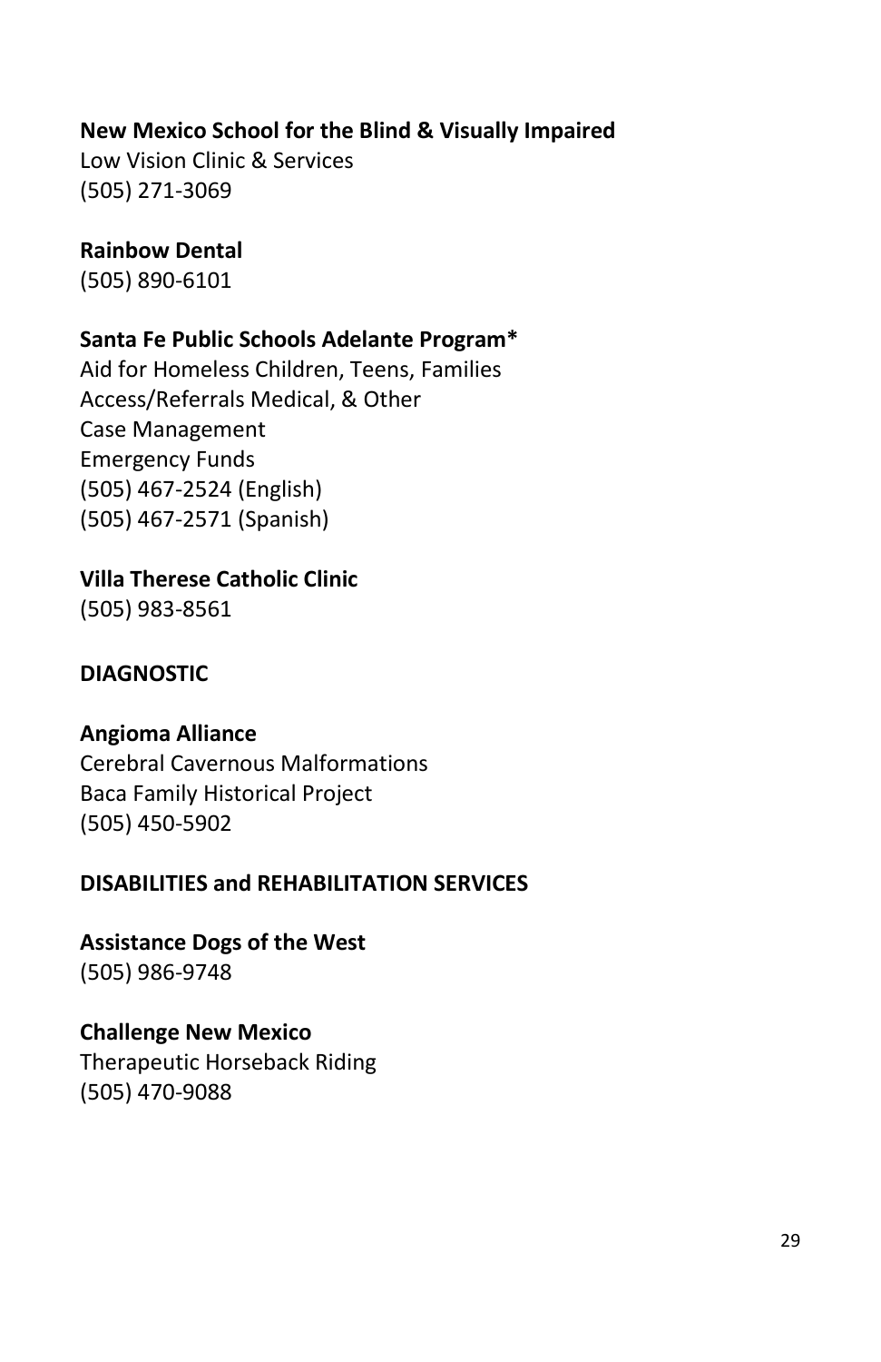**New Mexico School for the Blind & Visually Impaired**
Low Vision Clinic & Services
(505) 271-3069

**Rainbow Dental**
(505) 890-6101

**Santa Fe Public Schools Adelante Program***
Aid for Homeless Children, Teens, Families
Access/Referrals Medical, & Other
Case Management
Emergency Funds
(505) 467-2524 (English)
(505) 467-2571 (Spanish)

**Villa Therese Catholic Clinic**
(505) 983-8561

## DIAGNOSTIC

**Angioma Alliance**
Cerebral Cavernous Malformations
Baca Family Historical Project
(505) 450-5902

## DISABILITIES and REHABILITATION SERVICES

**Assistance Dogs of the West**
(505) 986-9748

**Challenge New Mexico**
Therapeutic Horseback Riding
(505) 470-9088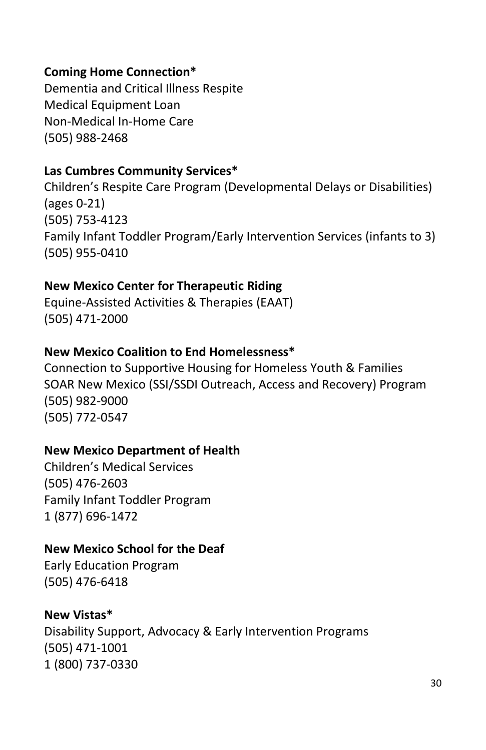**Coming Home Connection***
Dementia and Critical Illness Respite
Medical Equipment Loan
Non-Medical In-Home Care
(505) 988-2468

**Las Cumbres Community Services***
Children's Respite Care Program (Developmental Delays or Disabilities) (ages 0-21)
(505) 753-4123
Family Infant Toddler Program/Early Intervention Services (infants to 3)
(505) 955-0410

**New Mexico Center for Therapeutic Riding**
Equine-Assisted Activities & Therapies (EAAT)
(505) 471-2000

**New Mexico Coalition to End Homelessness***
Connection to Supportive Housing for Homeless Youth & Families
SOAR New Mexico (SSI/SSDI Outreach, Access and Recovery) Program
(505) 982-9000
(505) 772-0547

**New Mexico Department of Health**
Children's Medical Services
(505) 476-2603
Family Infant Toddler Program
1 (877) 696-1472

**New Mexico School for the Deaf**
Early Education Program
(505) 476-6418

**New Vistas***
Disability Support, Advocacy & Early Intervention Programs
(505) 471-1001
1 (800) 737-0330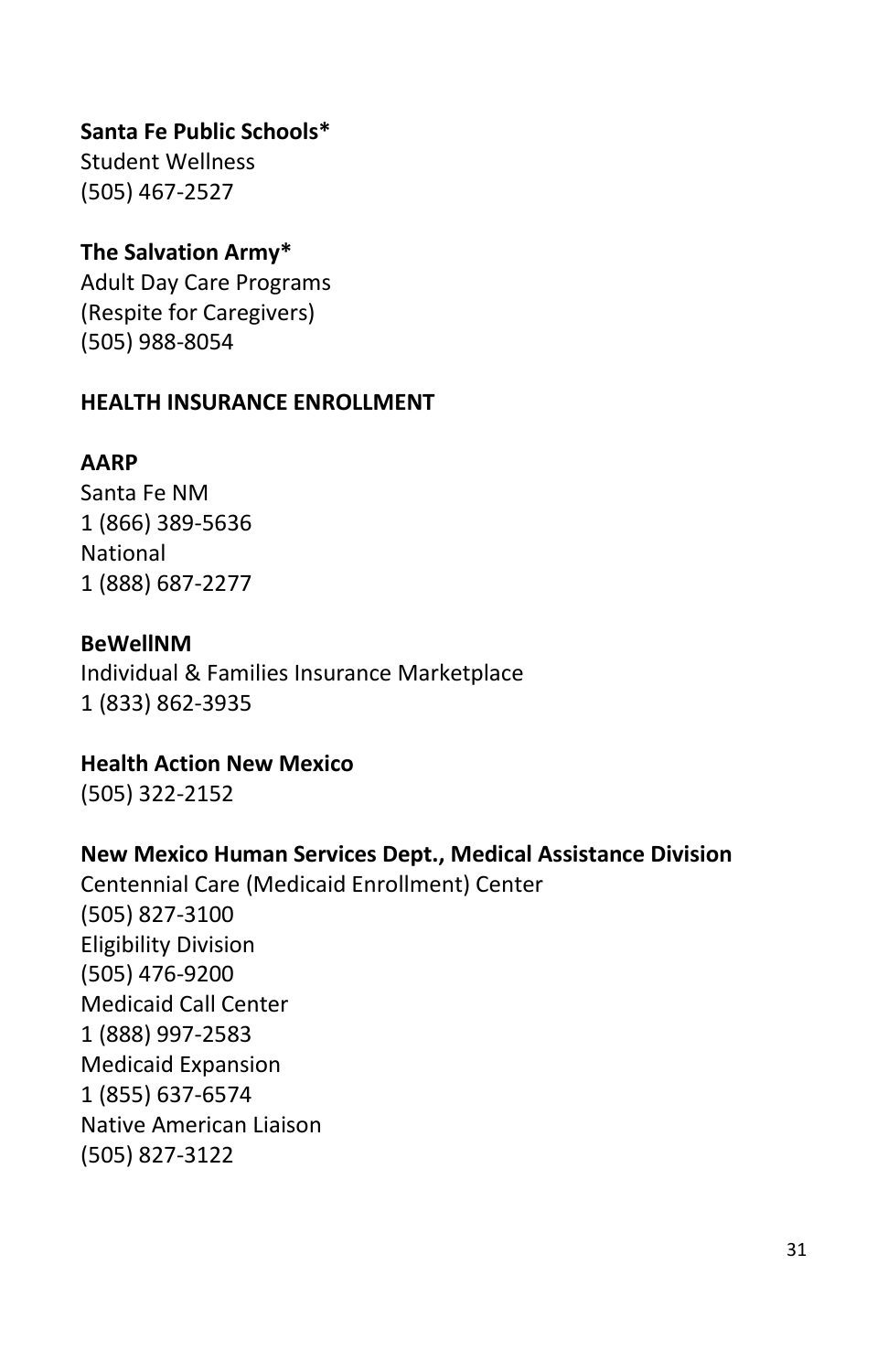**Santa Fe Public Schools***
Student Wellness
(505) 467-2527

**The Salvation Army***
Adult Day Care Programs
(Respite for Caregivers)
(505) 988-8054

## HEALTH INSURANCE ENROLLMENT

**AARP**
Santa Fe NM
1 (866) 389-5636
National
1 (888) 687-2277

**BeWellNM**
Individual & Families Insurance Marketplace
1 (833) 862-3935

**Health Action New Mexico**
(505) 322-2152

**New Mexico Human Services Dept., Medical Assistance Division**
Centennial Care (Medicaid Enrollment) Center
(505) 827-3100
Eligibility Division
(505) 476-9200
Medicaid Call Center
1 (888) 997-2583
Medicaid Expansion
1 (855) 637-6574
Native American Liaison
(505) 827-3122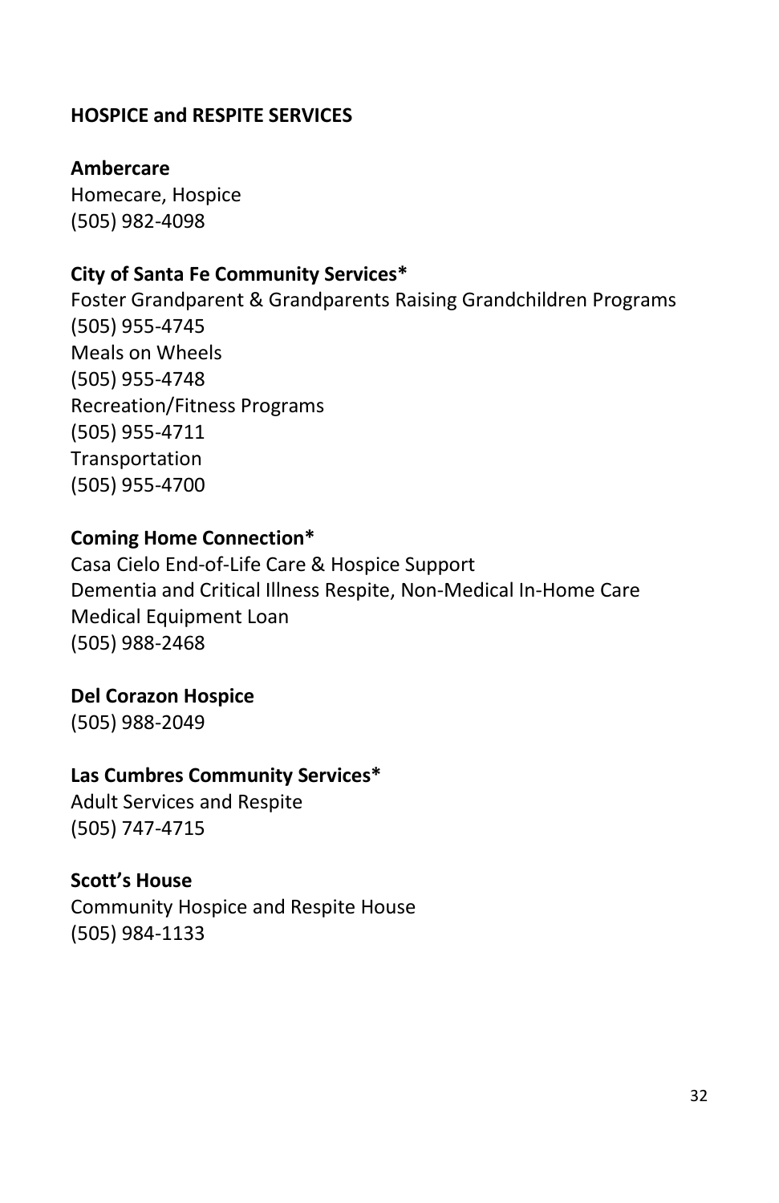## HOSPICE and RESPITE SERVICES

**Ambercare**
Homecare, Hospice
(505) 982-4098

**City of Santa Fe Community Services***
Foster Grandparent & Grandparents Raising Grandchildren Programs
(505) 955-4745
Meals on Wheels
(505) 955-4748
Recreation/Fitness Programs
(505) 955-4711
Transportation
(505) 955-4700

**Coming Home Connection***
Casa Cielo End-of-Life Care & Hospice Support
Dementia and Critical Illness Respite, Non-Medical In-Home Care
Medical Equipment Loan
(505) 988-2468

**Del Corazon Hospice**
(505) 988-2049

**Las Cumbres Community Services***
Adult Services and Respite
(505) 747-4715

**Scott's House**
Community Hospice and Respite House
(505) 984-1133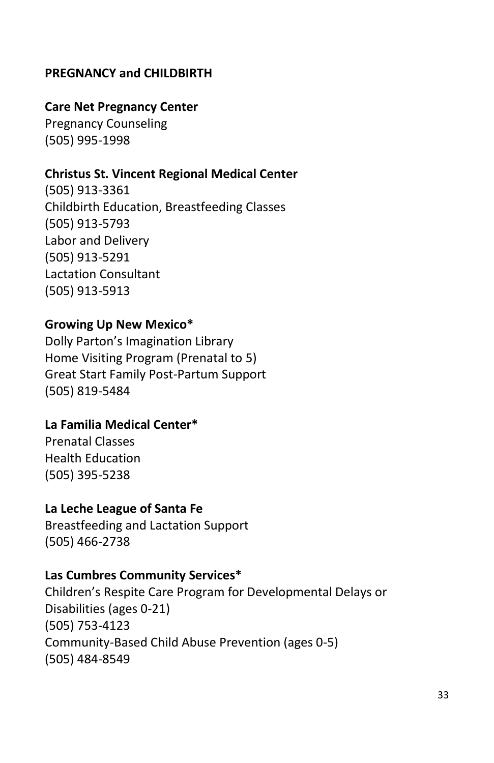## PREGNANCY and CHILDBIRTH

**Care Net Pregnancy Center**
Pregnancy Counseling
(505) 995-1998

**Christus St. Vincent Regional Medical Center**
(505) 913-3361
Childbirth Education, Breastfeeding Classes
(505) 913-5793
Labor and Delivery
(505) 913-5291
Lactation Consultant
(505) 913-5913

**Growing Up New Mexico***
Dolly Parton's Imagination Library
Home Visiting Program (Prenatal to 5)
Great Start Family Post-Partum Support
(505) 819-5484

**La Familia Medical Center***
Prenatal Classes
Health Education
(505) 395-5238

**La Leche League of Santa Fe**
Breastfeeding and Lactation Support
(505) 466-2738

**Las Cumbres Community Services***
Children's Respite Care Program for Developmental Delays or Disabilities (ages 0-21)
(505) 753-4123
Community-Based Child Abuse Prevention (ages 0-5)
(505) 484-8549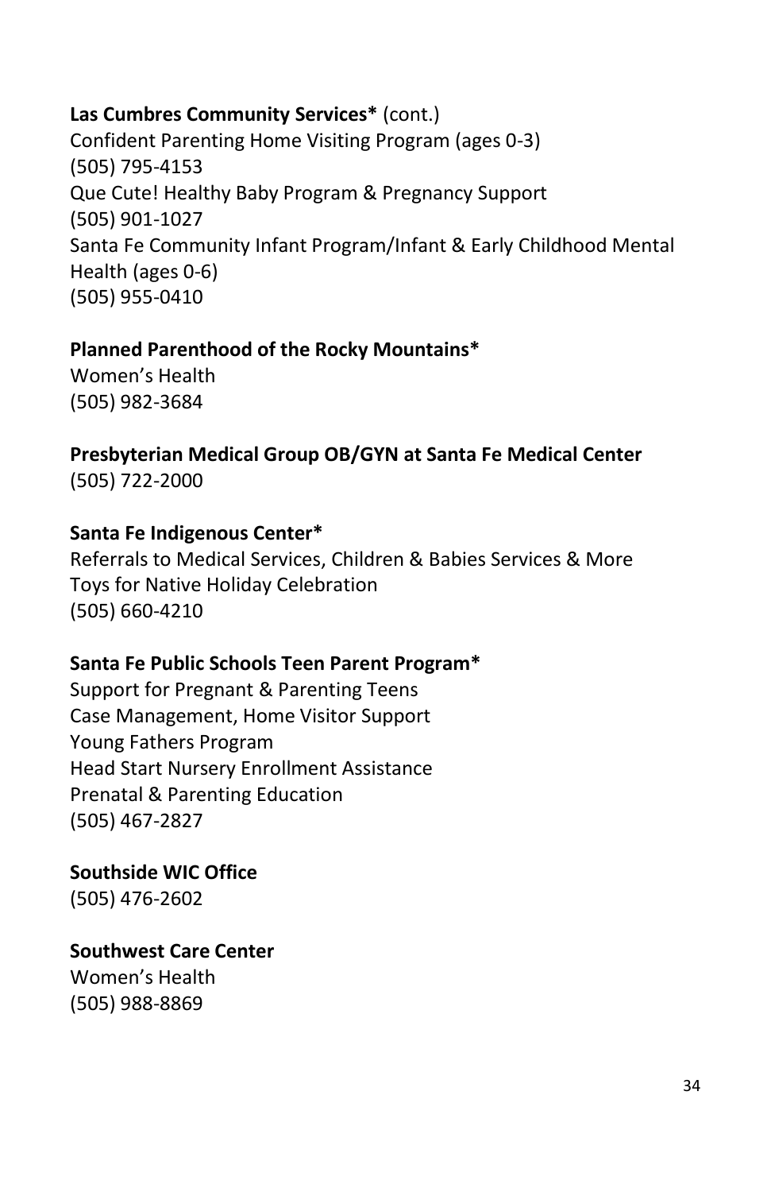**Las Cumbres Community Services*** (cont.)
Confident Parenting Home Visiting Program (ages 0-3)
(505) 795-4153
Que Cute! Healthy Baby Program & Pregnancy Support
(505) 901-1027
Santa Fe Community Infant Program/Infant & Early Childhood Mental Health (ages 0-6)
(505) 955-0410

**Planned Parenthood of the Rocky Mountains***
Women's Health
(505) 982-3684

**Presbyterian Medical Group OB/GYN at Santa Fe Medical Center**
(505) 722-2000

**Santa Fe Indigenous Center***
Referrals to Medical Services, Children & Babies Services & More
Toys for Native Holiday Celebration
(505) 660-4210

**Santa Fe Public Schools Teen Parent Program***
Support for Pregnant & Parenting Teens
Case Management, Home Visitor Support
Young Fathers Program
Head Start Nursery Enrollment Assistance
Prenatal & Parenting Education
(505) 467-2827

**Southside WIC Office**
(505) 476-2602

**Southwest Care Center**
Women's Health
(505) 988-8869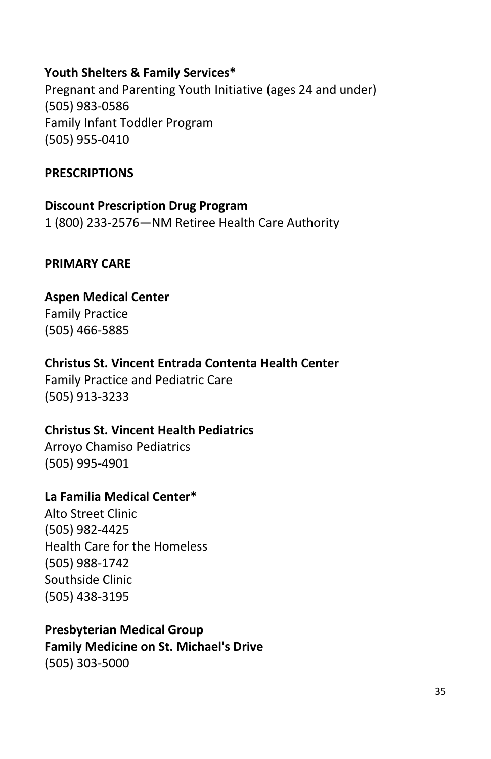**Youth Shelters & Family Services***
Pregnant and Parenting Youth Initiative (ages 24 and under)
(505) 983-0586
Family Infant Toddler Program
(505) 955-0410

## PRESCRIPTIONS

**Discount Prescription Drug Program**
1 (800) 233-2576—NM Retiree Health Care Authority

## PRIMARY CARE

**Aspen Medical Center**
Family Practice
(505) 466-5885

**Christus St. Vincent Entrada Contenta Health Center**
Family Practice and Pediatric Care
(505) 913-3233

**Christus St. Vincent Health Pediatrics**
Arroyo Chamiso Pediatrics
(505) 995-4901

**La Familia Medical Center***
Alto Street Clinic
(505) 982-4425
Health Care for the Homeless
(505) 988-1742
Southside Clinic
(505) 438-3195

**Presbyterian Medical Group**
**Family Medicine on St. Michael's Drive**
(505) 303-5000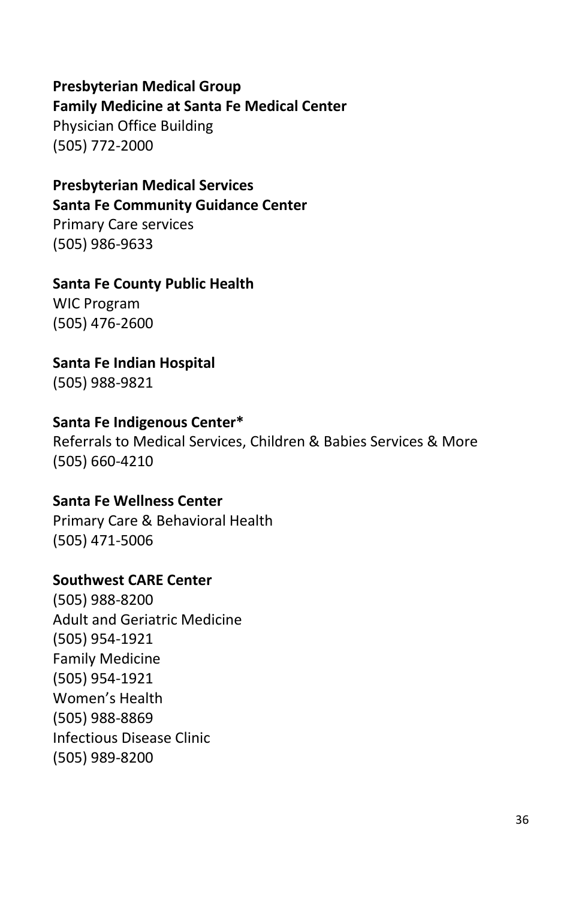**Presbyterian Medical Group**
**Family Medicine at Santa Fe Medical Center**
Physician Office Building
(505) 772-2000

**Presbyterian Medical Services**
**Santa Fe Community Guidance Center**
Primary Care services
(505) 986-9633

**Santa Fe County Public Health**
WIC Program
(505) 476-2600

**Santa Fe Indian Hospital**
(505) 988-9821

**Santa Fe Indigenous Center***
Referrals to Medical Services, Children & Babies Services & More
(505) 660-4210

**Santa Fe Wellness Center**
Primary Care & Behavioral Health
(505) 471-5006

**Southwest CARE Center**
(505) 988-8200
Adult and Geriatric Medicine
(505) 954-1921
Family Medicine
(505) 954-1921
Women's Health
(505) 988-8869
Infectious Disease Clinic
(505) 989-8200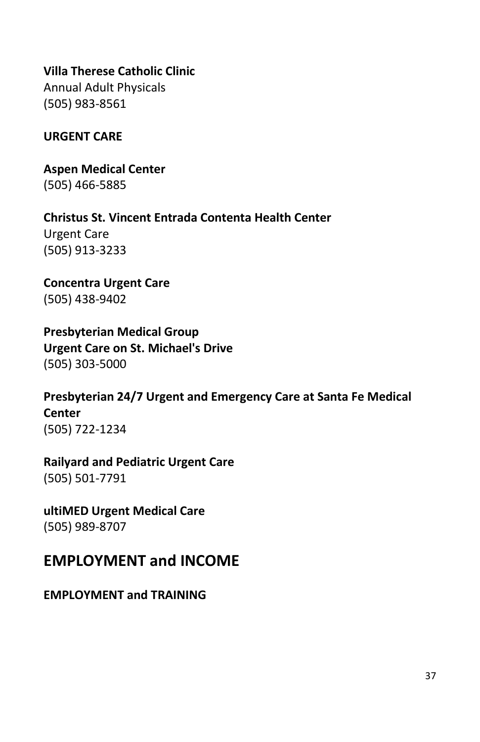**Villa Therese Catholic Clinic**
Annual Adult Physicals
(505) 983-8561

**URGENT CARE**

**Aspen Medical Center**
(505) 466-5885

**Christus St. Vincent Entrada Contenta Health Center**
Urgent Care
(505) 913-3233

**Concentra Urgent Care**
(505) 438-9402

**Presbyterian Medical Group**
**Urgent Care on St. Michael's Drive**
(505) 303-5000

**Presbyterian 24/7 Urgent and Emergency Care at Santa Fe Medical Center**
(505) 722-1234

**Railyard and Pediatric Urgent Care**
(505) 501-7791

**ultiMED Urgent Medical Care**
(505) 989-8707

## EMPLOYMENT and INCOME

**EMPLOYMENT and TRAINING**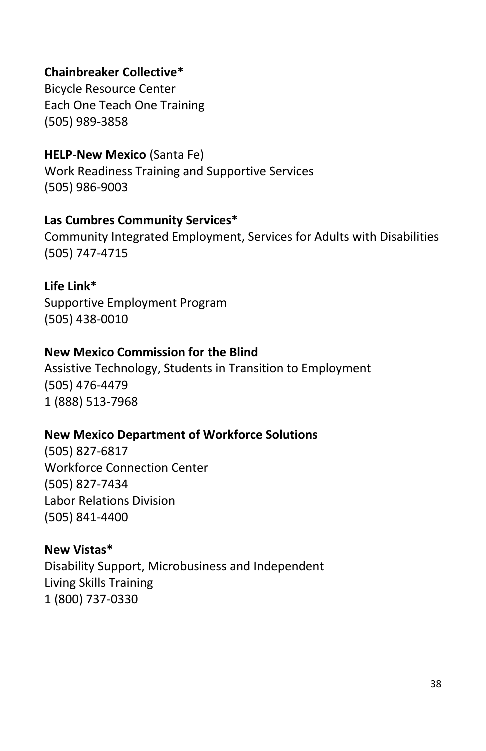**Chainbreaker Collective***
Bicycle Resource Center
Each One Teach One Training
(505) 989-3858

**HELP-New Mexico** (Santa Fe)
Work Readiness Training and Supportive Services
(505) 986-9003

**Las Cumbres Community Services***
Community Integrated Employment, Services for Adults with Disabilities
(505) 747-4715

**Life Link***
Supportive Employment Program
(505) 438-0010

**New Mexico Commission for the Blind**
Assistive Technology, Students in Transition to Employment
(505) 476-4479
1 (888) 513-7968

**New Mexico Department of Workforce Solutions**
(505) 827-6817
Workforce Connection Center
(505) 827-7434
Labor Relations Division
(505) 841-4400

**New Vistas***
Disability Support, Microbusiness and Independent
Living Skills Training
1 (800) 737-0330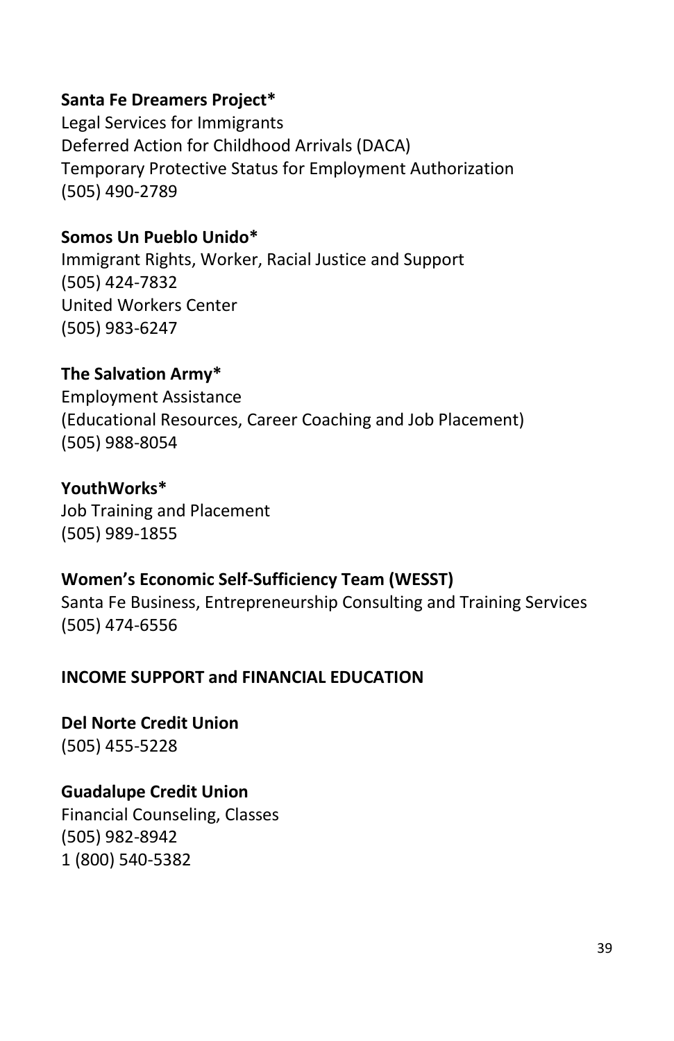**Santa Fe Dreamers Project***
Legal Services for Immigrants
Deferred Action for Childhood Arrivals (DACA)
Temporary Protective Status for Employment Authorization
(505) 490-2789

**Somos Un Pueblo Unido***
Immigrant Rights, Worker, Racial Justice and Support
(505) 424-7832
United Workers Center
(505) 983-6247

**The Salvation Army***
Employment Assistance
(Educational Resources, Career Coaching and Job Placement)
(505) 988-8054

**YouthWorks***
Job Training and Placement
(505) 989-1855

**Women's Economic Self-Sufficiency Team (WESST)**
Santa Fe Business, Entrepreneurship Consulting and Training Services
(505) 474-6556

## INCOME SUPPORT and FINANCIAL EDUCATION

**Del Norte Credit Union**
(505) 455-5228

**Guadalupe Credit Union**
Financial Counseling, Classes
(505) 982-8942
1 (800) 540-5382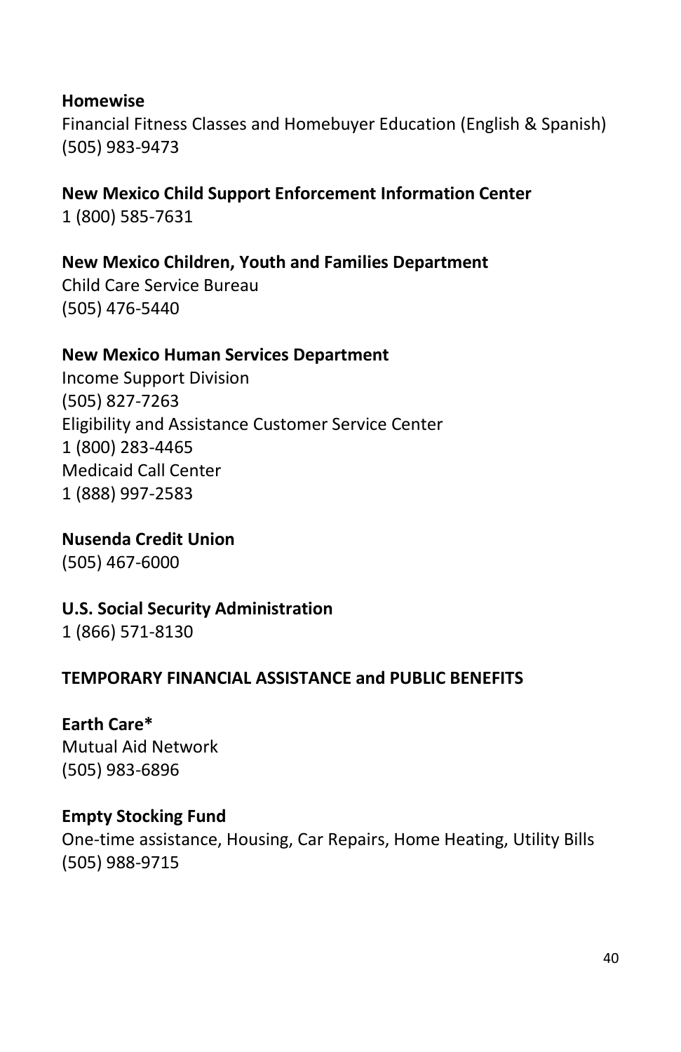**Homewise**
Financial Fitness Classes and Homebuyer Education (English & Spanish)
(505) 983-9473

**New Mexico Child Support Enforcement Information Center**
1 (800) 585-7631

**New Mexico Children, Youth and Families Department**
Child Care Service Bureau
(505) 476-5440

**New Mexico Human Services Department**
Income Support Division
(505) 827-7263
Eligibility and Assistance Customer Service Center
1 (800) 283-4465
Medicaid Call Center
1 (888) 997-2583

**Nusenda Credit Union**
(505) 467-6000

**U.S. Social Security Administration**
1 (866) 571-8130

## TEMPORARY FINANCIAL ASSISTANCE and PUBLIC BENEFITS

**Earth Care***
Mutual Aid Network
(505) 983-6896

**Empty Stocking Fund**
One-time assistance, Housing, Car Repairs, Home Heating, Utility Bills
(505) 988-9715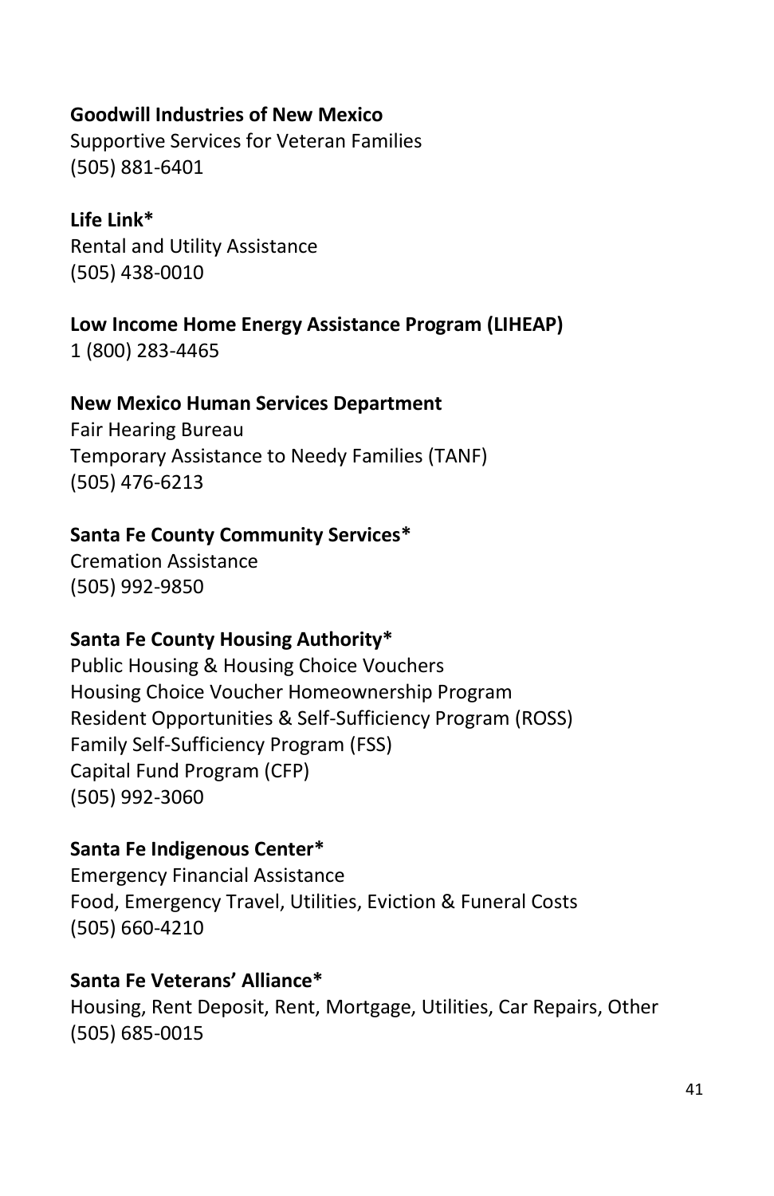**Goodwill Industries of New Mexico**
Supportive Services for Veteran Families
(505) 881-6401

**Life Link***
Rental and Utility Assistance
(505) 438-0010

**Low Income Home Energy Assistance Program (LIHEAP)**
1 (800) 283-4465

**New Mexico Human Services Department**
Fair Hearing Bureau
Temporary Assistance to Needy Families (TANF)
(505) 476-6213

**Santa Fe County Community Services***
Cremation Assistance
(505) 992-9850

**Santa Fe County Housing Authority***
Public Housing & Housing Choice Vouchers
Housing Choice Voucher Homeownership Program
Resident Opportunities & Self-Sufficiency Program (ROSS)
Family Self-Sufficiency Program (FSS)
Capital Fund Program (CFP)
(505) 992-3060

**Santa Fe Indigenous Center***
Emergency Financial Assistance
Food, Emergency Travel, Utilities, Eviction & Funeral Costs
(505) 660-4210

**Santa Fe Veterans' Alliance***
Housing, Rent Deposit, Rent, Mortgage, Utilities, Car Repairs, Other
(505) 685-0015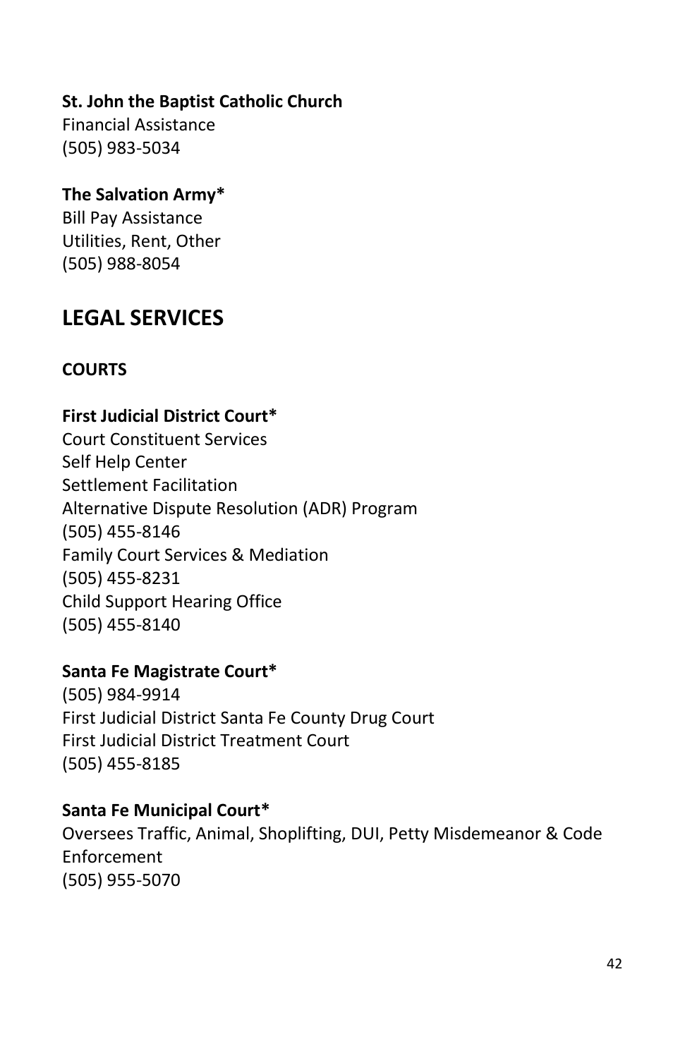**St. John the Baptist Catholic Church**
Financial Assistance
(505) 983-5034

**The Salvation Army***
Bill Pay Assistance
Utilities, Rent, Other
(505) 988-8054

## LEGAL SERVICES

### COURTS

**First Judicial District Court***
Court Constituent Services
Self Help Center
Settlement Facilitation
Alternative Dispute Resolution (ADR) Program
(505) 455-8146
Family Court Services & Mediation
(505) 455-8231
Child Support Hearing Office
(505) 455-8140

**Santa Fe Magistrate Court***
(505) 984-9914
First Judicial District Santa Fe County Drug Court
First Judicial District Treatment Court
(505) 455-8185

**Santa Fe Municipal Court***
Oversees Traffic, Animal, Shoplifting, DUI, Petty Misdemeanor & Code Enforcement
(505) 955-5070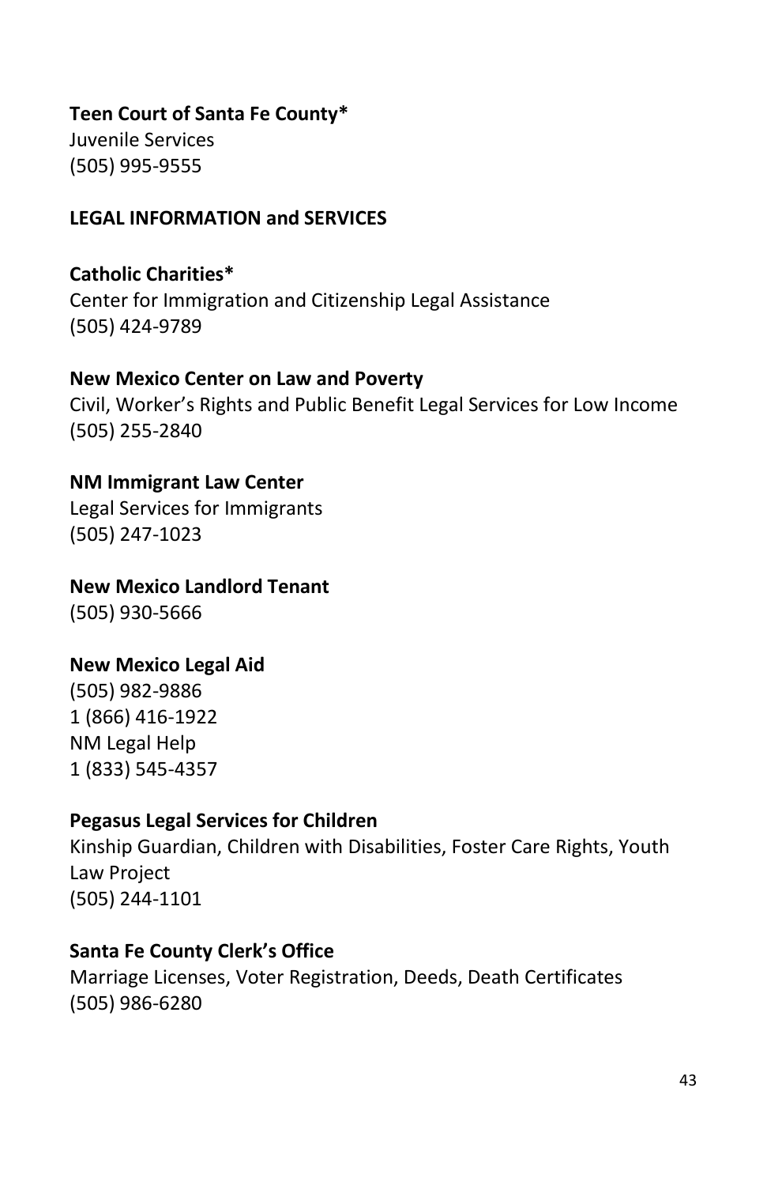**Teen Court of Santa Fe County***
Juvenile Services
(505) 995-9555

## LEGAL INFORMATION and SERVICES

**Catholic Charities***
Center for Immigration and Citizenship Legal Assistance
(505) 424-9789

**New Mexico Center on Law and Poverty**
Civil, Worker's Rights and Public Benefit Legal Services for Low Income
(505) 255-2840

**NM Immigrant Law Center**
Legal Services for Immigrants
(505) 247-1023

**New Mexico Landlord Tenant**
(505) 930-5666

**New Mexico Legal Aid**
(505) 982-9886
1 (866) 416-1922
NM Legal Help
1 (833) 545-4357

**Pegasus Legal Services for Children**
Kinship Guardian, Children with Disabilities, Foster Care Rights, Youth Law Project
(505) 244-1101

**Santa Fe County Clerk's Office**
Marriage Licenses, Voter Registration, Deeds, Death Certificates
(505) 986-6280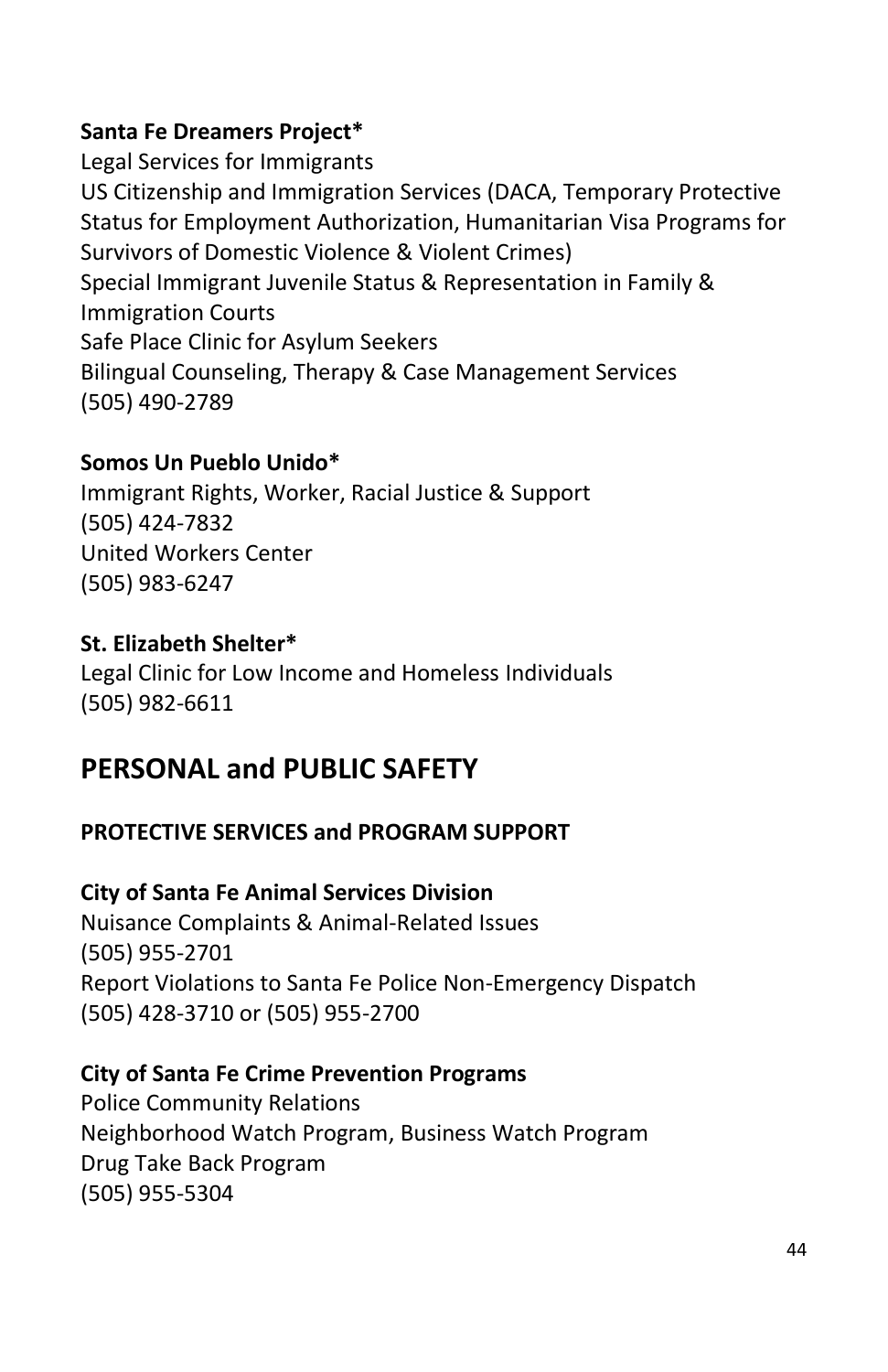**Santa Fe Dreamers Project***
Legal Services for Immigrants
US Citizenship and Immigration Services (DACA, Temporary Protective Status for Employment Authorization, Humanitarian Visa Programs for Survivors of Domestic Violence & Violent Crimes)
Special Immigrant Juvenile Status & Representation in Family & Immigration Courts
Safe Place Clinic for Asylum Seekers
Bilingual Counseling, Therapy & Case Management Services
(505) 490-2789

**Somos Un Pueblo Unido***
Immigrant Rights, Worker, Racial Justice & Support
(505) 424-7832
United Workers Center
(505) 983-6247

**St. Elizabeth Shelter***
Legal Clinic for Low Income and Homeless Individuals
(505) 982-6611

## PERSONAL and PUBLIC SAFETY

### PROTECTIVE SERVICES and PROGRAM SUPPORT

**City of Santa Fe Animal Services Division**
Nuisance Complaints & Animal-Related Issues
(505) 955-2701
Report Violations to Santa Fe Police Non-Emergency Dispatch
(505) 428-3710 or (505) 955-2700

**City of Santa Fe Crime Prevention Programs**
Police Community Relations
Neighborhood Watch Program, Business Watch Program
Drug Take Back Program
(505) 955-5304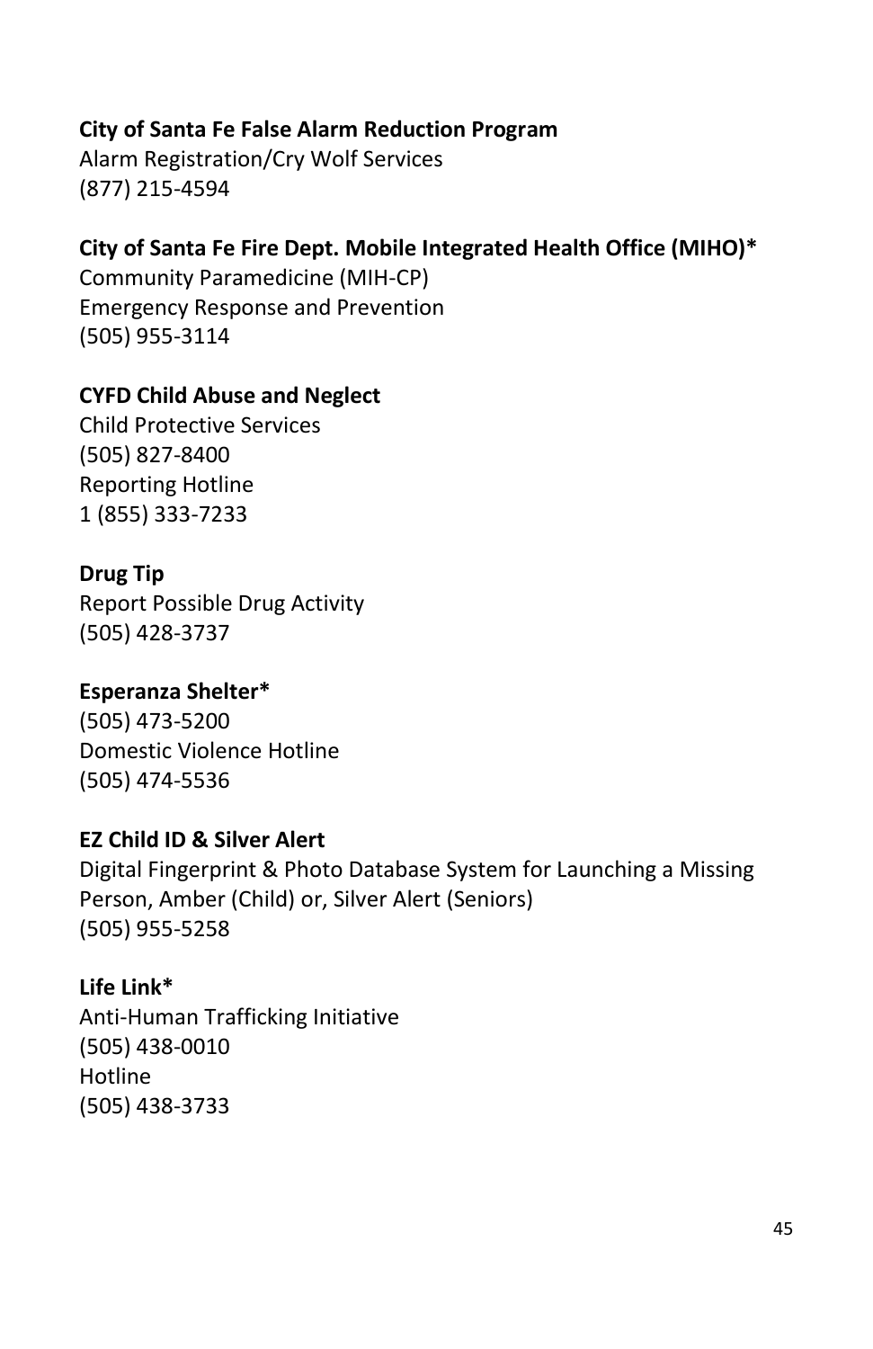**City of Santa Fe False Alarm Reduction Program**
Alarm Registration/Cry Wolf Services
(877) 215-4594

**City of Santa Fe Fire Dept. Mobile Integrated Health Office (MIHO)***
Community Paramedicine (MIH-CP)
Emergency Response and Prevention
(505) 955-3114

**CYFD Child Abuse and Neglect**
Child Protective Services
(505) 827-8400
Reporting Hotline
1 (855) 333-7233

**Drug Tip**
Report Possible Drug Activity
(505) 428-3737

**Esperanza Shelter***
(505) 473-5200
Domestic Violence Hotline
(505) 474-5536

**EZ Child ID & Silver Alert**
Digital Fingerprint & Photo Database System for Launching a Missing Person, Amber (Child) or, Silver Alert (Seniors)
(505) 955-5258

**Life Link***
Anti-Human Trafficking Initiative
(505) 438-0010
Hotline
(505) 438-3733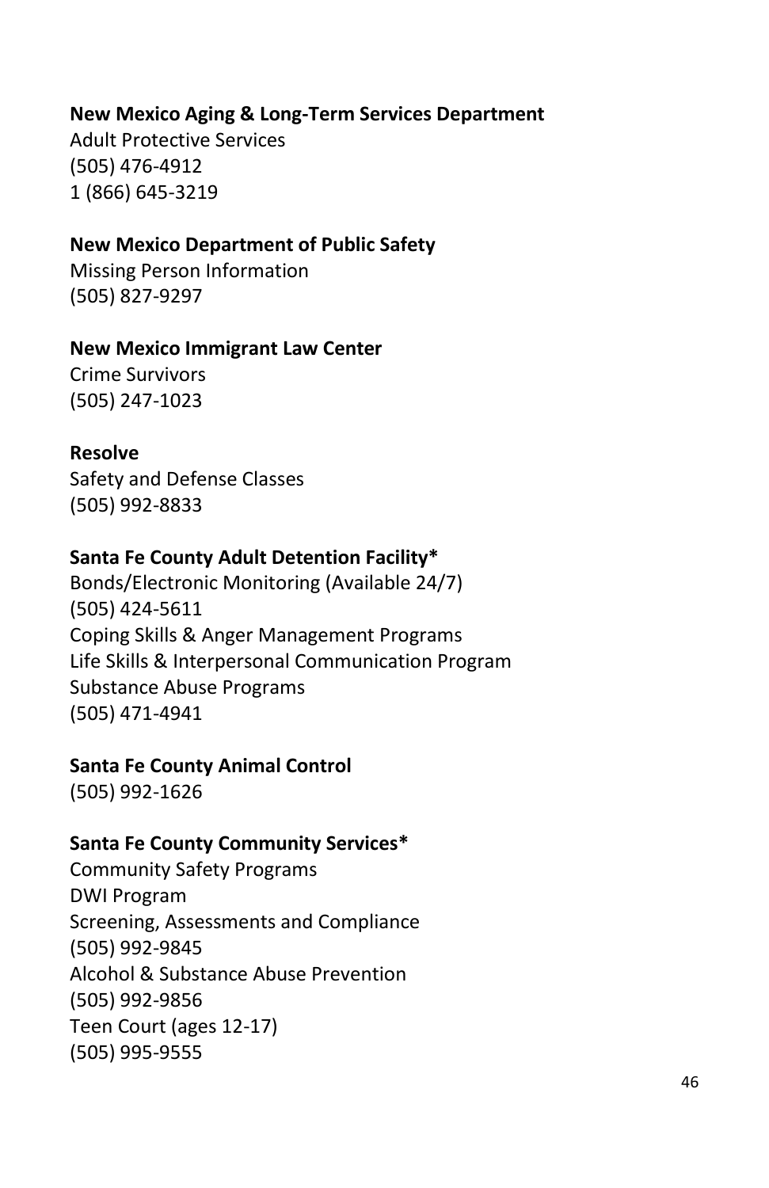**New Mexico Aging & Long-Term Services Department**
Adult Protective Services
(505) 476-4912
1 (866) 645-3219

**New Mexico Department of Public Safety**
Missing Person Information
(505) 827-9297

**New Mexico Immigrant Law Center**
Crime Survivors
(505) 247-1023

**Resolve**
Safety and Defense Classes
(505) 992-8833

**Santa Fe County Adult Detention Facility***
Bonds/Electronic Monitoring (Available 24/7)
(505) 424-5611
Coping Skills & Anger Management Programs
Life Skills & Interpersonal Communication Program
Substance Abuse Programs
(505) 471-4941

**Santa Fe County Animal Control**
(505) 992-1626

**Santa Fe County Community Services***
Community Safety Programs
DWI Program
Screening, Assessments and Compliance
(505) 992-9845
Alcohol & Substance Abuse Prevention
(505) 992-9856
Teen Court (ages 12-17)
(505) 995-9555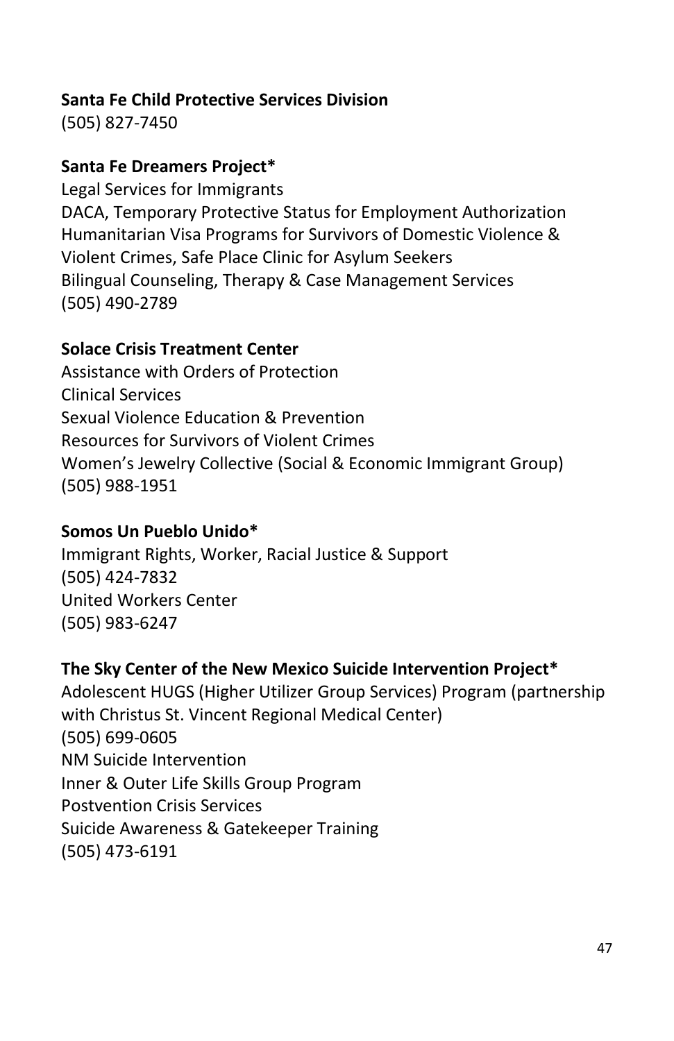**Santa Fe Child Protective Services Division**
(505) 827-7450

**Santa Fe Dreamers Project***
Legal Services for Immigrants
DACA, Temporary Protective Status for Employment Authorization
Humanitarian Visa Programs for Survivors of Domestic Violence & Violent Crimes, Safe Place Clinic for Asylum Seekers
Bilingual Counseling, Therapy & Case Management Services
(505) 490-2789

**Solace Crisis Treatment Center**
Assistance with Orders of Protection
Clinical Services
Sexual Violence Education & Prevention
Resources for Survivors of Violent Crimes
Women's Jewelry Collective (Social & Economic Immigrant Group)
(505) 988-1951

**Somos Un Pueblo Unido***
Immigrant Rights, Worker, Racial Justice & Support
(505) 424-7832
United Workers Center
(505) 983-6247

**The Sky Center of the New Mexico Suicide Intervention Project***
Adolescent HUGS (Higher Utilizer Group Services) Program (partnership with Christus St. Vincent Regional Medical Center)
(505) 699-0605
NM Suicide Intervention
Inner & Outer Life Skills Group Program
Postvention Crisis Services
Suicide Awareness & Gatekeeper Training
(505) 473-6191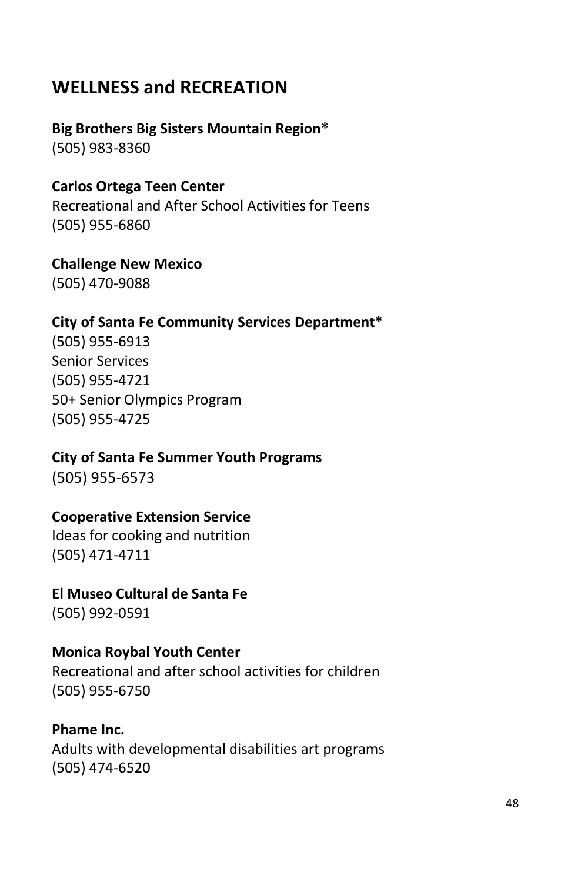## WELLNESS and RECREATION

**Big Brothers Big Sisters Mountain Region***
(505) 983-8360

**Carlos Ortega Teen Center**
Recreational and After School Activities for Teens
(505) 955-6860

**Challenge New Mexico**
(505) 470-9088

**City of Santa Fe Community Services Department***
(505) 955-6913
Senior Services
(505) 955-4721
50+ Senior Olympics Program
(505) 955-4725

**City of Santa Fe Summer Youth Programs**
(505) 955-6573

**Cooperative Extension Service**
Ideas for cooking and nutrition
(505) 471-4711

**El Museo Cultural de Santa Fe**
(505) 992-0591

**Monica Roybal Youth Center**
Recreational and after school activities for children
(505) 955-6750

**Phame Inc.**
Adults with developmental disabilities art programs
(505) 474-6520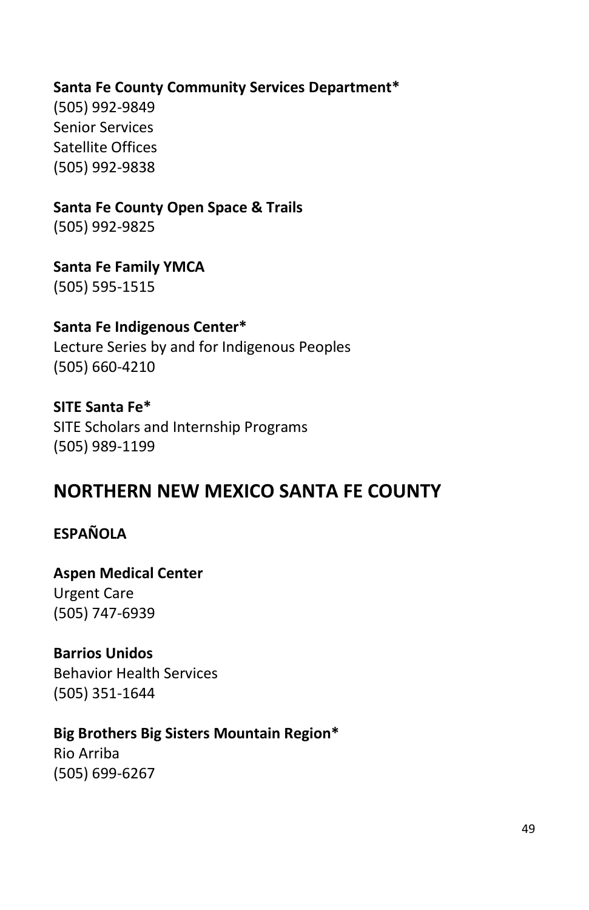**Santa Fe County Community Services Department***
(505) 992-9849
Senior Services
Satellite Offices
(505) 992-9838

**Santa Fe County Open Space & Trails**
(505) 992-9825

**Santa Fe Family YMCA**
(505) 595-1515

**Santa Fe Indigenous Center***
Lecture Series by and for Indigenous Peoples
(505) 660-4210

**SITE Santa Fe***
SITE Scholars and Internship Programs
(505) 989-1199

## NORTHERN NEW MEXICO SANTA FE COUNTY

### ESPAÑOLA

**Aspen Medical Center**
Urgent Care
(505) 747-6939

**Barrios Unidos**
Behavior Health Services
(505) 351-1644

**Big Brothers Big Sisters Mountain Region***
Rio Arriba
(505) 699-6267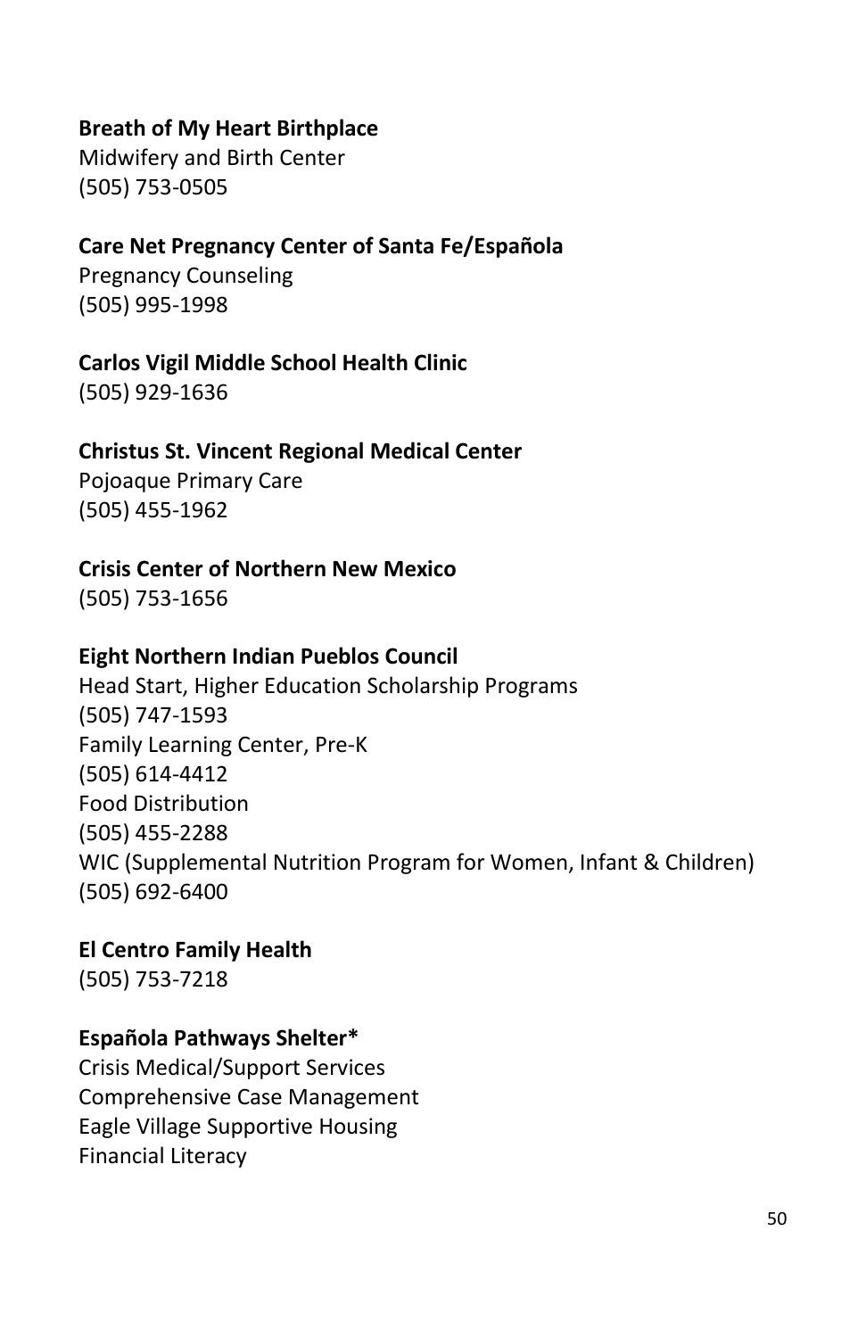**Breath of My Heart Birthplace**
Midwifery and Birth Center
(505) 753-0505

**Care Net Pregnancy Center of Santa Fe/Española**
Pregnancy Counseling
(505) 995-1998

**Carlos Vigil Middle School Health Clinic**
(505) 929-1636

**Christus St. Vincent Regional Medical Center**
Pojoaque Primary Care
(505) 455-1962

**Crisis Center of Northern New Mexico**
(505) 753-1656

**Eight Northern Indian Pueblos Council**
Head Start, Higher Education Scholarship Programs
(505) 747-1593
Family Learning Center, Pre-K
(505) 614-4412
Food Distribution
(505) 455-2288
WIC (Supplemental Nutrition Program for Women, Infant & Children)
(505) 692-6400

**El Centro Family Health**
(505) 753-7218

**Española Pathways Shelter***
Crisis Medical/Support Services
Comprehensive Case Management
Eagle Village Supportive Housing
Financial Literacy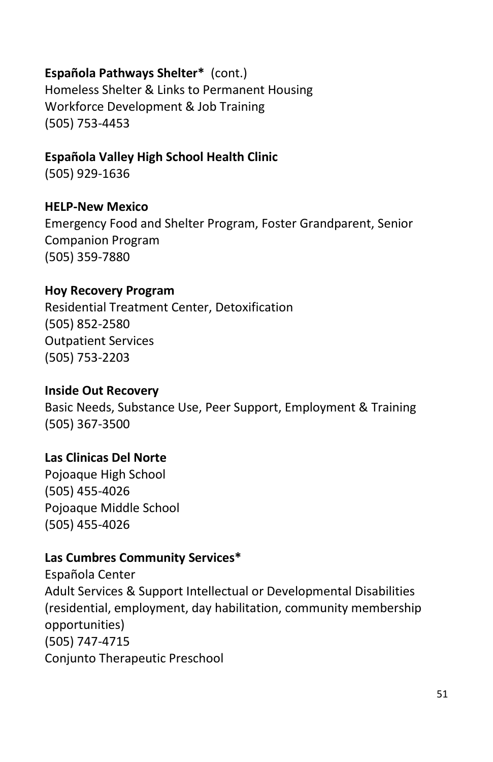**Española Pathways Shelter*** (cont.)
Homeless Shelter & Links to Permanent Housing
Workforce Development & Job Training
(505) 753-4453

**Española Valley High School Health Clinic**
(505) 929-1636

**HELP-New Mexico**
Emergency Food and Shelter Program, Foster Grandparent, Senior Companion Program
(505) 359-7880

**Hoy Recovery Program**
Residential Treatment Center, Detoxification
(505) 852-2580
Outpatient Services
(505) 753-2203

**Inside Out Recovery**
Basic Needs, Substance Use, Peer Support, Employment & Training
(505) 367-3500

**Las Clinicas Del Norte**
Pojoaque High School
(505) 455-4026
Pojoaque Middle School
(505) 455-4026

**Las Cumbres Community Services***
Española Center
Adult Services & Support Intellectual or Developmental Disabilities (residential, employment, day habilitation, community membership opportunities)
(505) 747-4715
Conjunto Therapeutic Preschool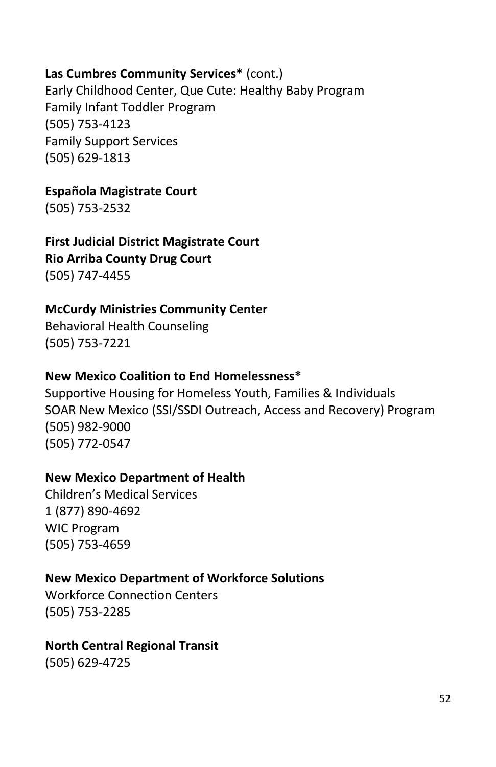**Las Cumbres Community Services*** (cont.)
Early Childhood Center, Que Cute: Healthy Baby Program
Family Infant Toddler Program
(505) 753-4123
Family Support Services
(505) 629-1813

**Española Magistrate Court**
(505) 753-2532

**First Judicial District Magistrate Court**
**Rio Arriba County Drug Court**
(505) 747-4455

**McCurdy Ministries Community Center**
Behavioral Health Counseling
(505) 753-7221

**New Mexico Coalition to End Homelessness***
Supportive Housing for Homeless Youth, Families & Individuals
SOAR New Mexico (SSI/SSDI Outreach, Access and Recovery) Program
(505) 982-9000
(505) 772-0547

**New Mexico Department of Health**
Children's Medical Services
1 (877) 890-4692
WIC Program
(505) 753-4659

**New Mexico Department of Workforce Solutions**
Workforce Connection Centers
(505) 753-2285

**North Central Regional Transit**
(505) 629-4725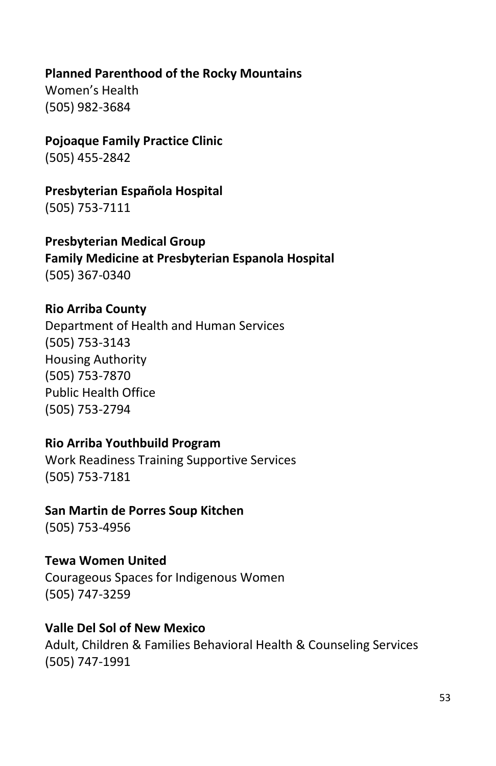**Planned Parenthood of the Rocky Mountains**
Women's Health
(505) 982-3684

**Pojoaque Family Practice Clinic**
(505) 455-2842

**Presbyterian Española Hospital**
(505) 753-7111

**Presbyterian Medical Group**
**Family Medicine at Presbyterian Espanola Hospital**
(505) 367-0340

**Rio Arriba County**
Department of Health and Human Services
(505) 753-3143
Housing Authority
(505) 753-7870
Public Health Office
(505) 753-2794

**Rio Arriba Youthbuild Program**
Work Readiness Training Supportive Services
(505) 753-7181

**San Martin de Porres Soup Kitchen**
(505) 753-4956

**Tewa Women United**
Courageous Spaces for Indigenous Women
(505) 747-3259

**Valle Del Sol of New Mexico**
Adult, Children & Families Behavioral Health & Counseling Services
(505) 747-1991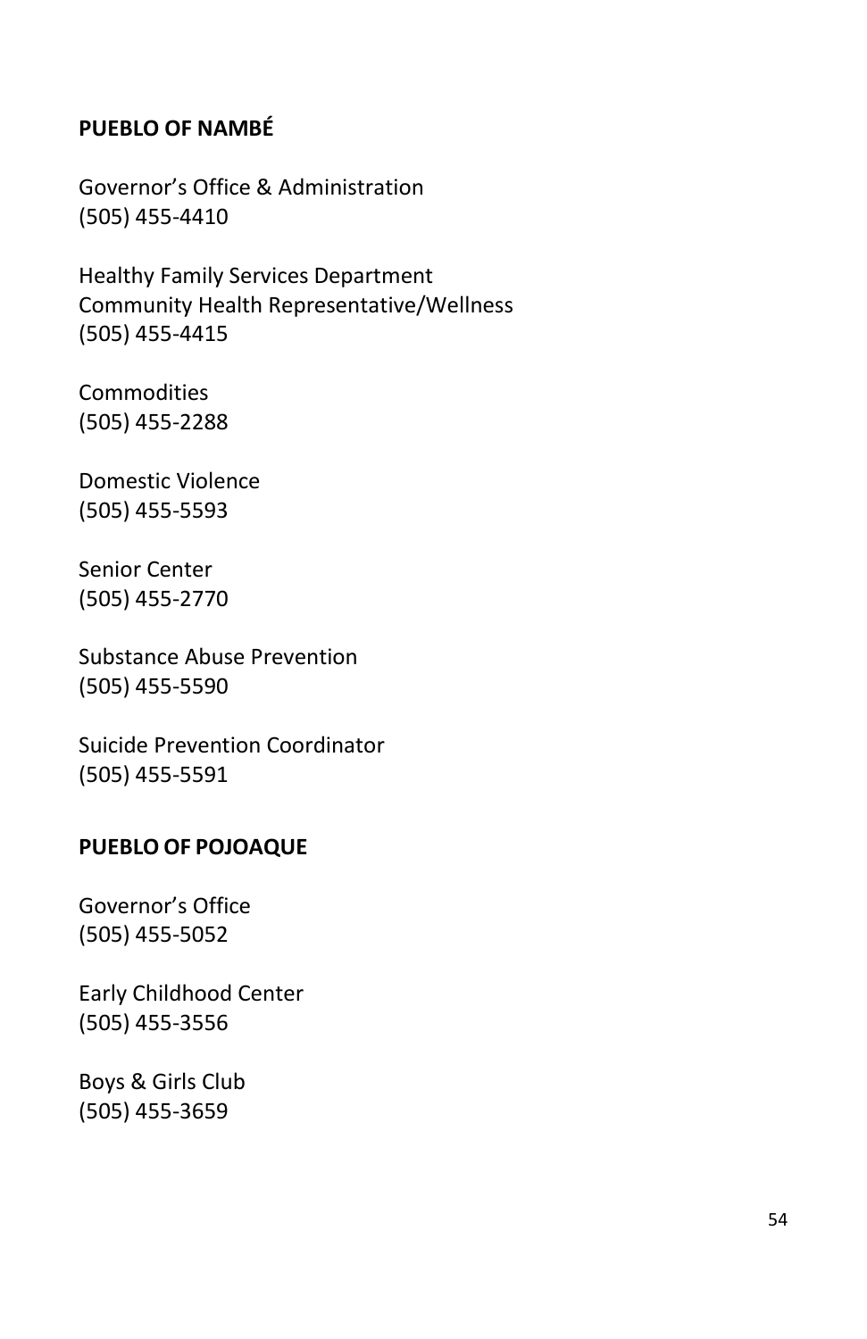## PUEBLO OF NAMBÉ

Governor’s Office & Administration
(505) 455-4410

Healthy Family Services Department
Community Health Representative/Wellness
(505) 455-4415

Commodities
(505) 455-2288

Domestic Violence
(505) 455-5593

Senior Center
(505) 455-2770

Substance Abuse Prevention
(505) 455-5590

Suicide Prevention Coordinator
(505) 455-5591

## PUEBLO OF POJOAQUE

Governor’s Office
(505) 455-5052

Early Childhood Center
(505) 455-3556

Boys & Girls Club
(505) 455-3659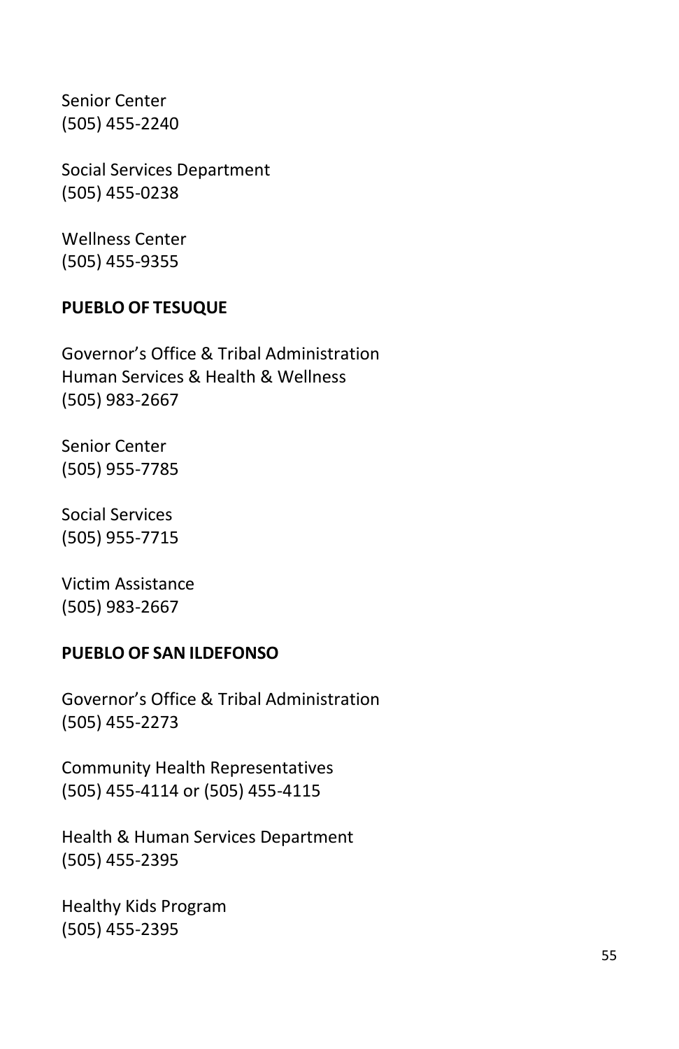Senior Center
(505) 455-2240

Social Services Department
(505) 455-0238

Wellness Center
(505) 455-9355

**PUEBLO OF TESUQUE**

Governor’s Office & Tribal Administration
Human Services & Health & Wellness
(505) 983-2667

Senior Center
(505) 955-7785

Social Services
(505) 955-7715

Victim Assistance
(505) 983-2667

**PUEBLO OF SAN ILDEFONSO**

Governor’s Office & Tribal Administration
(505) 455-2273

Community Health Representatives
(505) 455-4114 or (505) 455-4115

Health & Human Services Department
(505) 455-2395

Healthy Kids Program
(505) 455-2395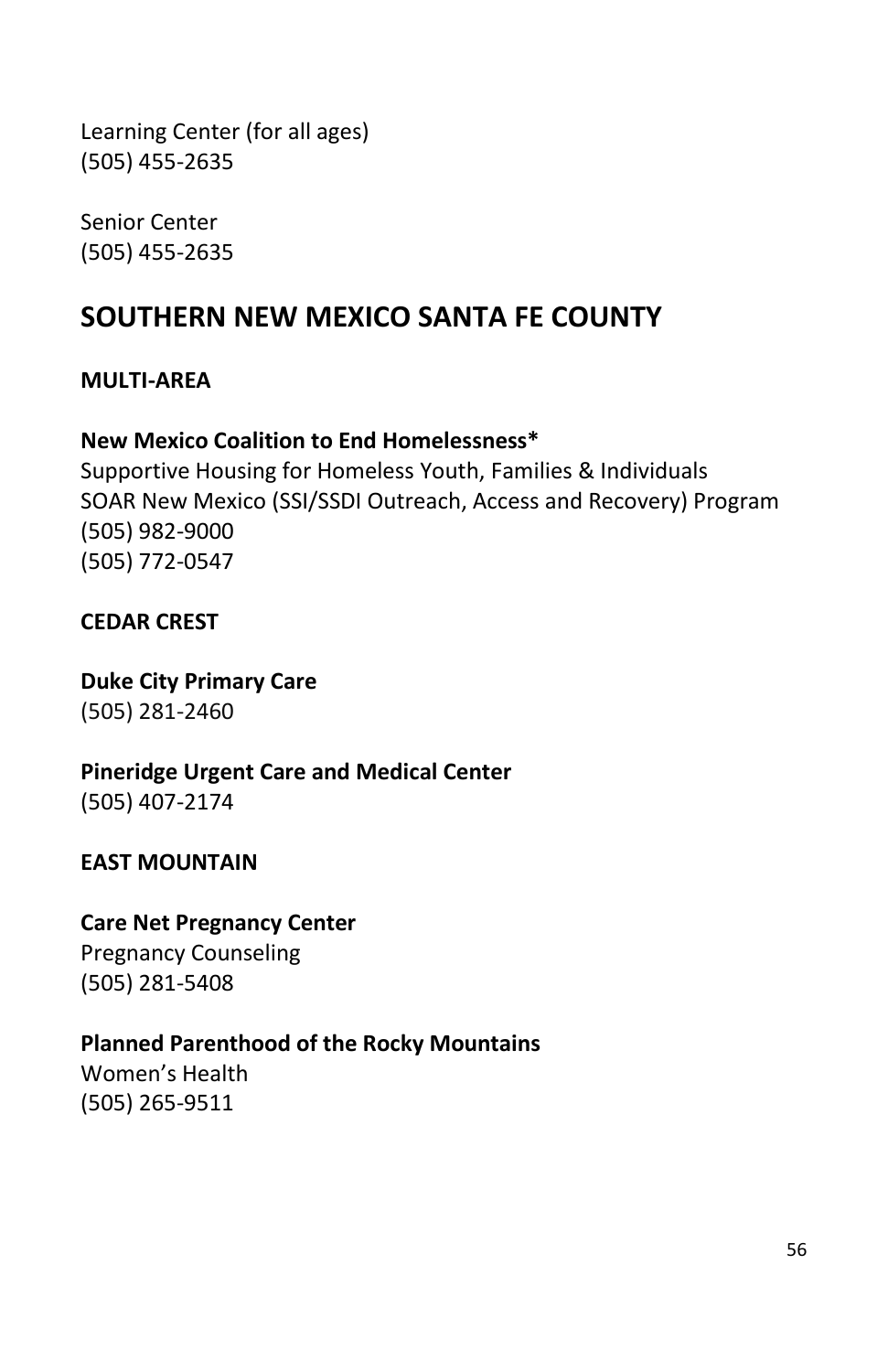Learning Center (for all ages)
(505) 455-2635

Senior Center
(505) 455-2635

## SOUTHERN NEW MEXICO SANTA FE COUNTY

### MULTI-AREA

**New Mexico Coalition to End Homelessness***
Supportive Housing for Homeless Youth, Families & Individuals
SOAR New Mexico (SSI/SSDI Outreach, Access and Recovery) Program
(505) 982-9000
(505) 772-0547

### CEDAR CREST

**Duke City Primary Care**
(505) 281-2460

**Pineridge Urgent Care and Medical Center**
(505) 407-2174

### EAST MOUNTAIN

**Care Net Pregnancy Center**
Pregnancy Counseling
(505) 281-5408

**Planned Parenthood of the Rocky Mountains**
Women's Health
(505) 265-9511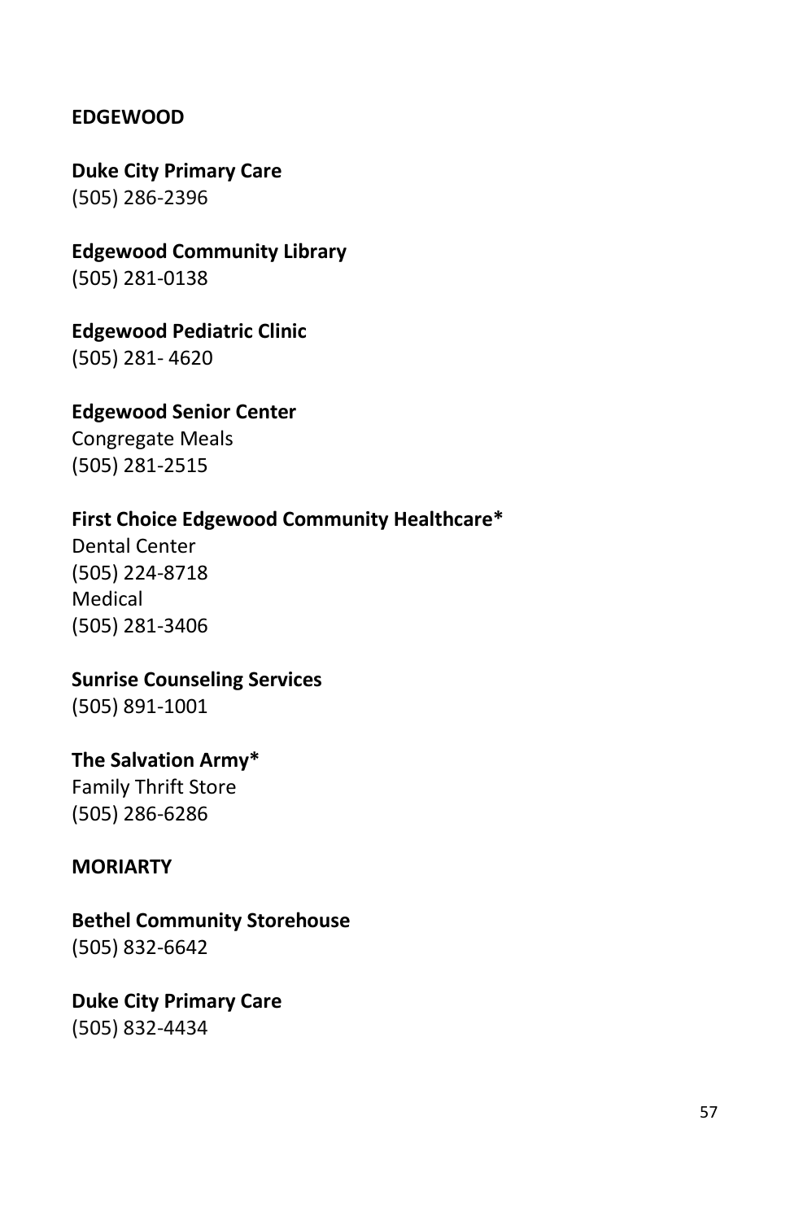## EDGEWOOD

**Duke City Primary Care**
(505) 286-2396

**Edgewood Community Library**
(505) 281-0138

**Edgewood Pediatric Clinic**
(505) 281- 4620

**Edgewood Senior Center**
Congregate Meals
(505) 281-2515

**First Choice Edgewood Community Healthcare***
Dental Center
(505) 224-8718
Medical
(505) 281-3406

**Sunrise Counseling Services**
(505) 891-1001

**The Salvation Army***
Family Thrift Store
(505) 286-6286

## MORIARTY

**Bethel Community Storehouse**
(505) 832-6642

**Duke City Primary Care**
(505) 832-4434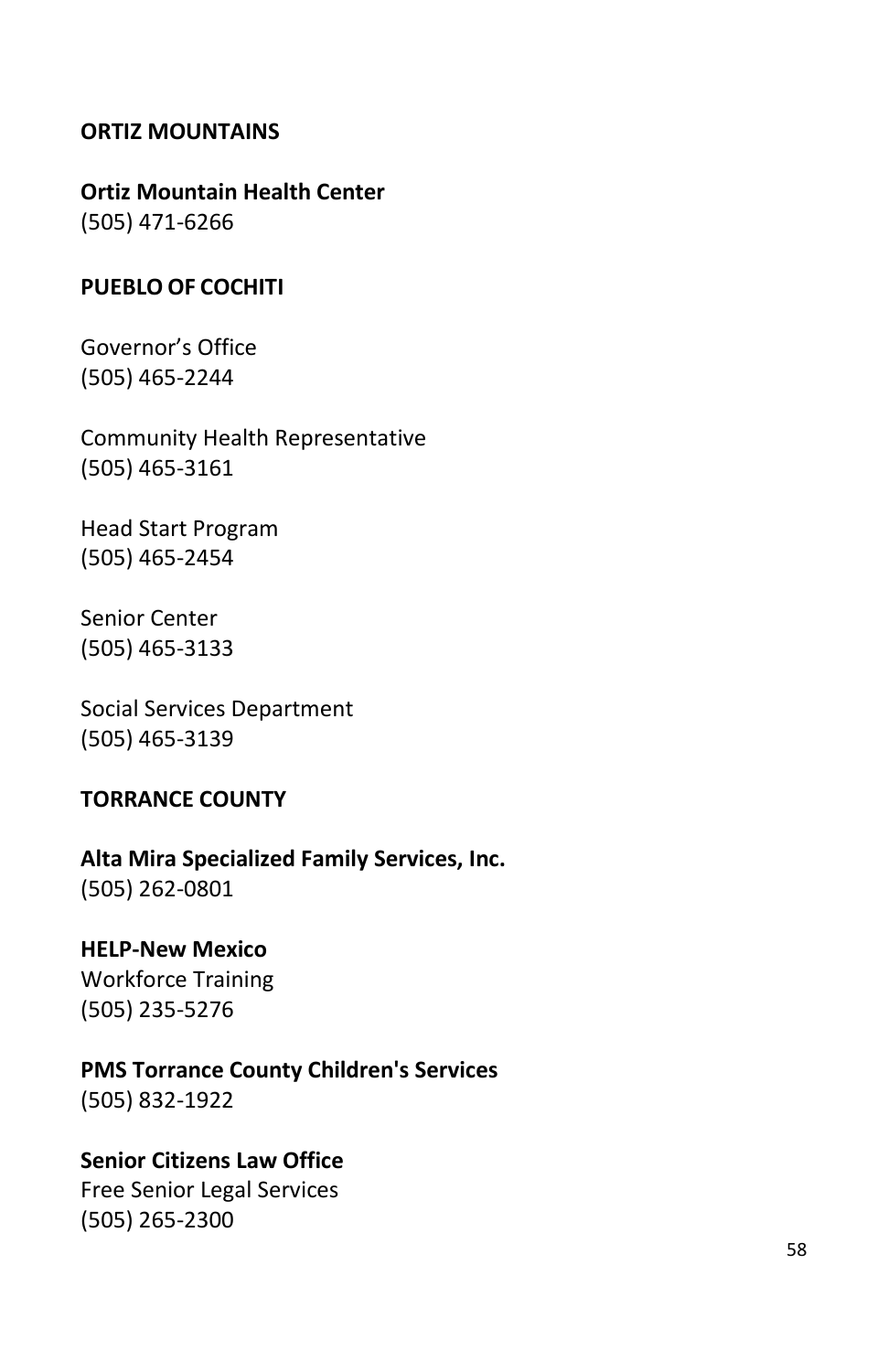## ORTIZ MOUNTAINS

**Ortiz Mountain Health Center**
(505) 471-6266

## PUEBLO OF COCHITI

Governor's Office
(505) 465-2244

Community Health Representative
(505) 465-3161

Head Start Program
(505) 465-2454

Senior Center
(505) 465-3133

Social Services Department
(505) 465-3139

## TORRANCE COUNTY

**Alta Mira Specialized Family Services, Inc.**
(505) 262-0801

**HELP-New Mexico**
Workforce Training
(505) 235-5276

**PMS Torrance County Children's Services**
(505) 832-1922

**Senior Citizens Law Office**
Free Senior Legal Services
(505) 265-2300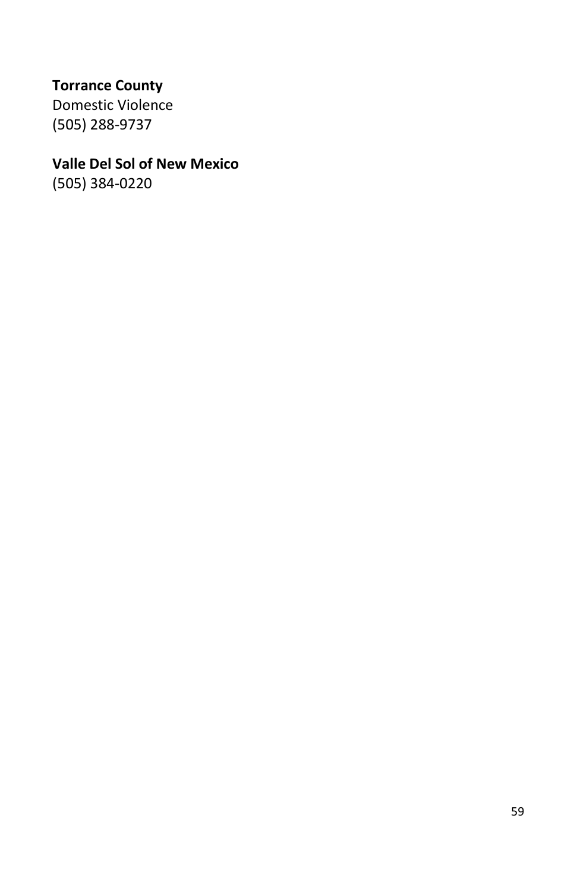**Torrance County**
Domestic Violence
(505) 288-9737

**Valle Del Sol of New Mexico**
(505) 384-0220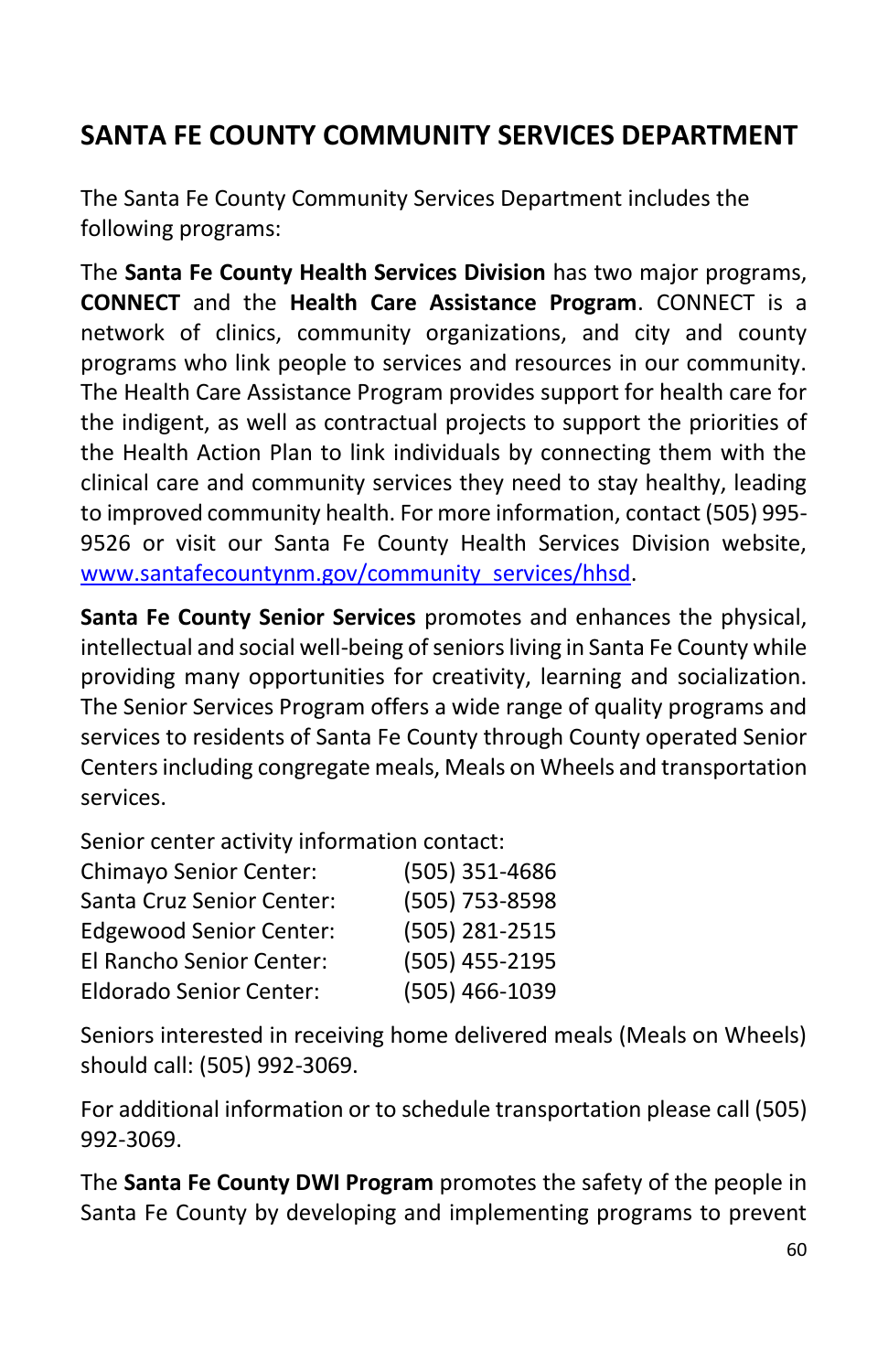## SANTA FE COUNTY COMMUNITY SERVICES DEPARTMENT

The Santa Fe County Community Services Department includes the following programs:

The **Santa Fe County Health Services Division** has two major programs, **CONNECT** and the **Health Care Assistance Program**. CONNECT is a network of clinics, community organizations, and city and county programs who link people to services and resources in our community. The Health Care Assistance Program provides support for health care for the indigent, as well as contractual projects to support the priorities of the Health Action Plan to link individuals by connecting them with the clinical care and community services they need to stay healthy, leading to improved community health. For more information, contact (505) 995-9526 or visit our Santa Fe County Health Services Division website, www.santafecountynm.gov/community_services/hhsd.

**Santa Fe County Senior Services** promotes and enhances the physical, intellectual and social well-being of seniors living in Santa Fe County while providing many opportunities for creativity, learning and socialization. The Senior Services Program offers a wide range of quality programs and services to residents of Santa Fe County through County operated Senior Centers including congregate meals, Meals on Wheels and transportation services.

Senior center activity information contact:

| | |
|---|---|
| Chimayo Senior Center: | (505) 351-4686 |
| Santa Cruz Senior Center: | (505) 753-8598 |
| Edgewood Senior Center: | (505) 281-2515 |
| El Rancho Senior Center: | (505) 455-2195 |
| Eldorado Senior Center: | (505) 466-1039 |

Seniors interested in receiving home delivered meals (Meals on Wheels) should call: (505) 992-3069.

For additional information or to schedule transportation please call (505) 992-3069.

The **Santa Fe County DWI Program** promotes the safety of the people in Santa Fe County by developing and implementing programs to prevent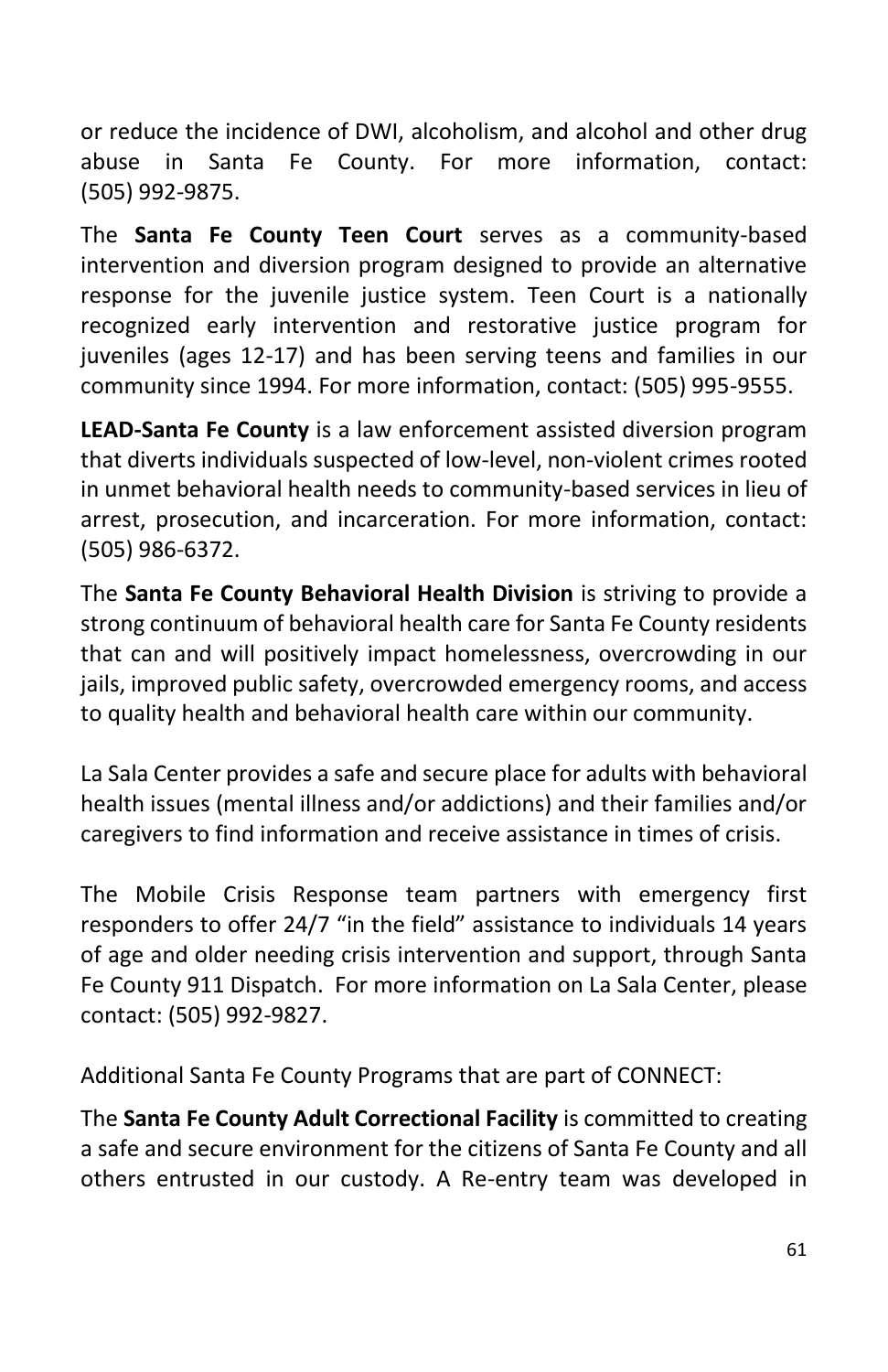or reduce the incidence of DWI, alcoholism, and alcohol and other drug abuse in Santa Fe County. For more information, contact: (505) 992-9875.

The **Santa Fe County Teen Court** serves as a community-based intervention and diversion program designed to provide an alternative response for the juvenile justice system. Teen Court is a nationally recognized early intervention and restorative justice program for juveniles (ages 12-17) and has been serving teens and families in our community since 1994. For more information, contact: (505) 995-9555.

**LEAD-Santa Fe County** is a law enforcement assisted diversion program that diverts individuals suspected of low-level, non-violent crimes rooted in unmet behavioral health needs to community-based services in lieu of arrest, prosecution, and incarceration. For more information, contact: (505) 986-6372.

The **Santa Fe County Behavioral Health Division** is striving to provide a strong continuum of behavioral health care for Santa Fe County residents that can and will positively impact homelessness, overcrowding in our jails, improved public safety, overcrowded emergency rooms, and access to quality health and behavioral health care within our community.

La Sala Center provides a safe and secure place for adults with behavioral health issues (mental illness and/or addictions) and their families and/or caregivers to find information and receive assistance in times of crisis.

The Mobile Crisis Response team partners with emergency first responders to offer 24/7 "in the field" assistance to individuals 14 years of age and older needing crisis intervention and support, through Santa Fe County 911 Dispatch. For more information on La Sala Center, please contact: (505) 992-9827.

Additional Santa Fe County Programs that are part of CONNECT:

The **Santa Fe County Adult Correctional Facility** is committed to creating a safe and secure environment for the citizens of Santa Fe County and all others entrusted in our custody. A Re-entry team was developed in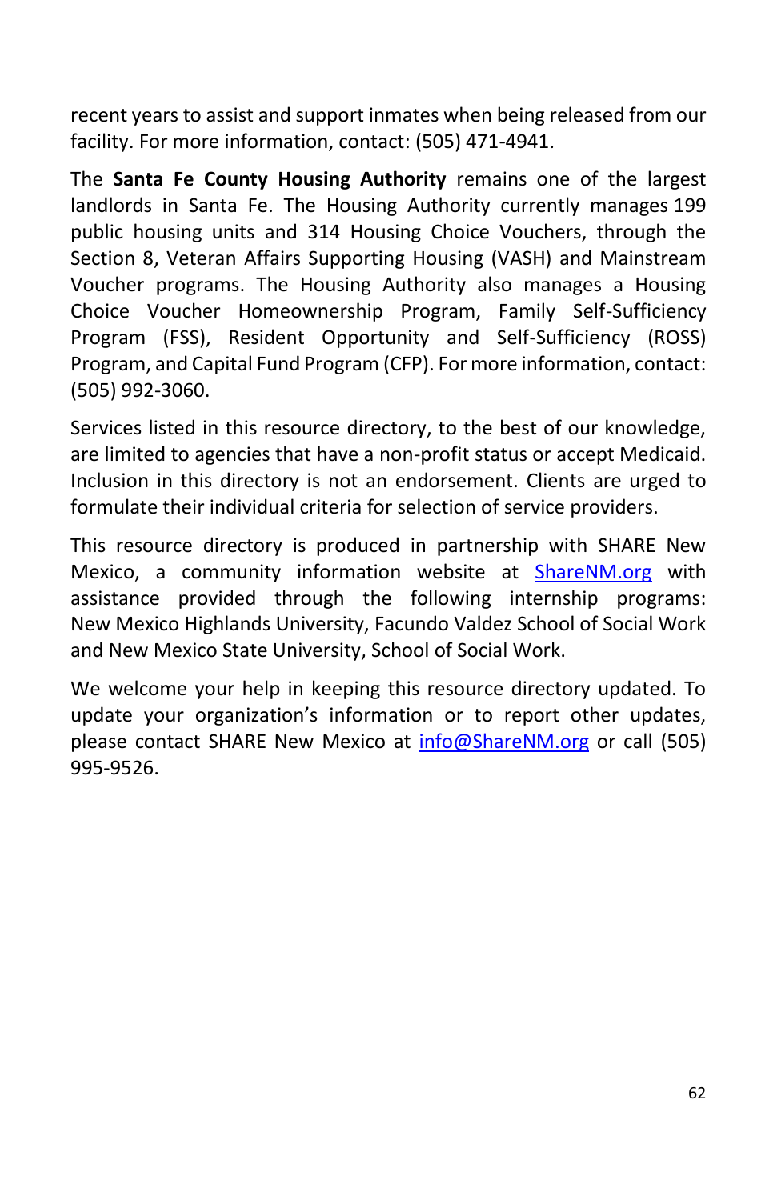recent years to assist and support inmates when being released from our facility. For more information, contact: (505) 471-4941.

The **Santa Fe County Housing Authority** remains one of the largest landlords in Santa Fe. The Housing Authority currently manages 199 public housing units and 314 Housing Choice Vouchers, through the Section 8, Veteran Affairs Supporting Housing (VASH) and Mainstream Voucher programs. The Housing Authority also manages a Housing Choice Voucher Homeownership Program, Family Self-Sufficiency Program (FSS), Resident Opportunity and Self-Sufficiency (ROSS) Program, and Capital Fund Program (CFP). For more information, contact: (505) 992-3060.

Services listed in this resource directory, to the best of our knowledge, are limited to agencies that have a non-profit status or accept Medicaid. Inclusion in this directory is not an endorsement. Clients are urged to formulate their individual criteria for selection of service providers.

This resource directory is produced in partnership with SHARE New Mexico, a community information website at [ShareNM.org](http://ShareNM.org) with assistance provided through the following internship programs: New Mexico Highlands University, Facundo Valdez School of Social Work and New Mexico State University, School of Social Work.

We welcome your help in keeping this resource directory updated. To update your organization's information or to report other updates, please contact SHARE New Mexico at [info@ShareNM.org](mailto:info@ShareNM.org) or call (505) 995-9526.